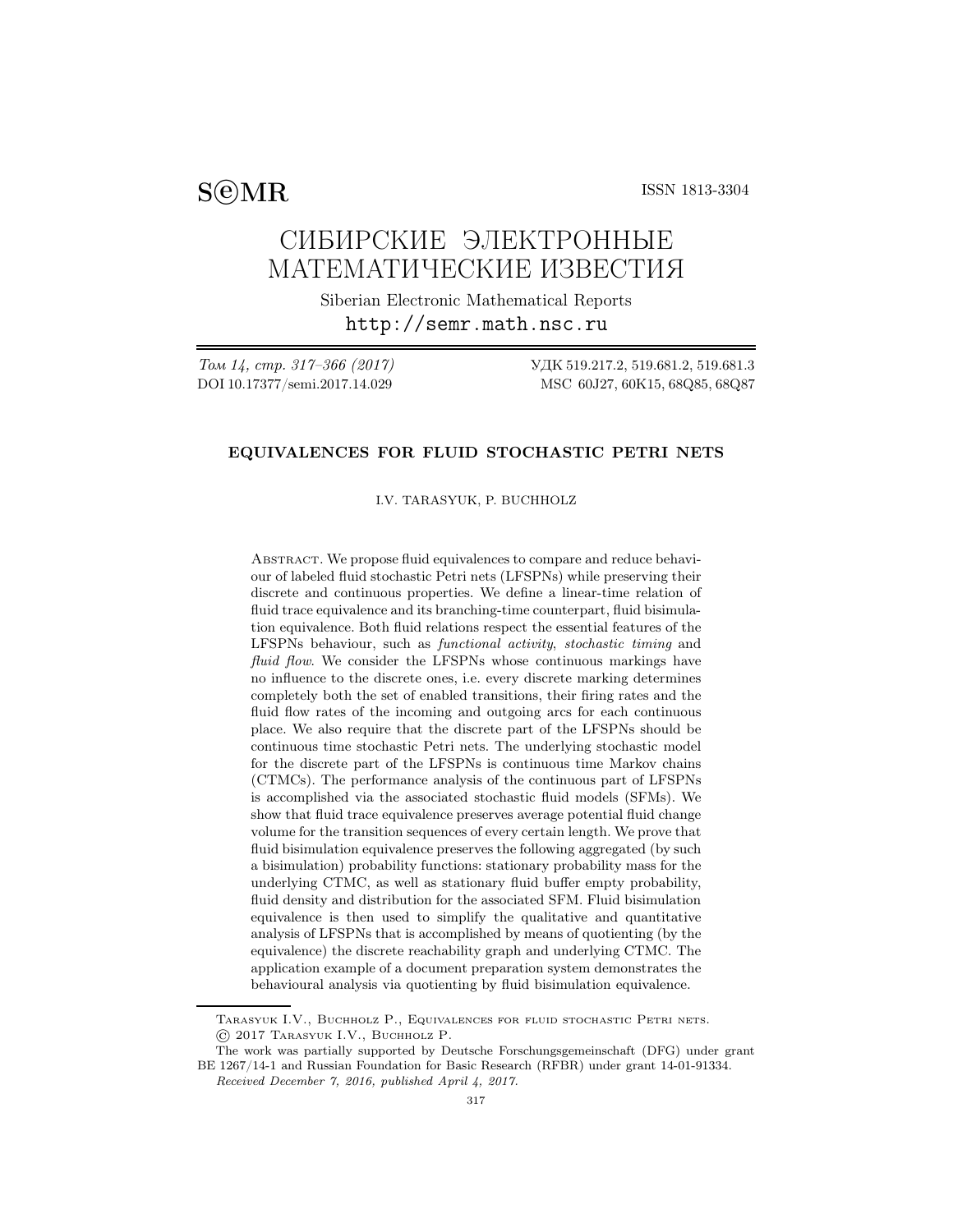S©MR ISSN 1813-3304

# СИБИРСКИЕ ЭЛЕКТРОННЫЕ МАТЕМАТИЧЕСКИЕ ИЗВЕСТИЯ

Siberian Electronic Mathematical Reports

http://semr.math.nsc.ru

*Том 14, стр. 317–366 (2017)* УДК 519.217.2, 519.681.2, 519.681.3

DOI 10.17377/semi.2017.14.029 MSC 60J27, 60K15, 68Q85, 68Q87

## EQUIVALENCES FOR FLUID STOCHASTIC PETRI NETS

I.V. TARASYUK, P. BUCHHOLZ

Abstract. We propose fluid equivalences to compare and reduce behaviour of labeled fluid stochastic Petri nets (LFSPNs) while preserving their discrete and continuous properties. We define a linear-time relation of fluid trace equivalence and its branching-time counterpart, fluid bisimulation equivalence. Both fluid relations respect the essential features of the LFSPNs behaviour, such as *functional activity*, *stochastic timing* and *fluid flow*. We consider the LFSPNs whose continuous markings have no influence to the discrete ones, i.e. every discrete marking determines completely both the set of enabled transitions, their firing rates and the fluid flow rates of the incoming and outgoing arcs for each continuous place. We also require that the discrete part of the LFSPNs should be continuous time stochastic Petri nets. The underlying stochastic model for the discrete part of the LFSPNs is continuous time Markov chains (CTMCs). The performance analysis of the continuous part of LFSPNs is accomplished via the associated stochastic fluid models (SFMs). We show that fluid trace equivalence preserves average potential fluid change volume for the transition sequences of every certain length. We prove that fluid bisimulation equivalence preserves the following aggregated (by such a bisimulation) probability functions: stationary probability mass for the underlying CTMC, as well as stationary fluid buffer empty probability, fluid density and distribution for the associated SFM. Fluid bisimulation equivalence is then used to simplify the qualitative and quantitative analysis of LFSPNs that is accomplished by means of quotienting (by the equivalence) the discrete reachability graph and underlying CTMC. The application example of a document preparation system demonstrates the behavioural analysis via quotienting by fluid bisimulation equivalence.

---

Tarasyuk I.V., Buchholz P., Equivalences for fluid stochastic Petri nets.
© 2017 Tarasyuk I.V., Buchholz P.

The work was partially supported by Deutsche Forschungsgemeinschaft (DFG) under grant BE 1267/14-1 and Russian Foundation for Basic Research (RFBR) under grant 14-01-91334.

*Received December 7, 2016, published April 4, 2017.*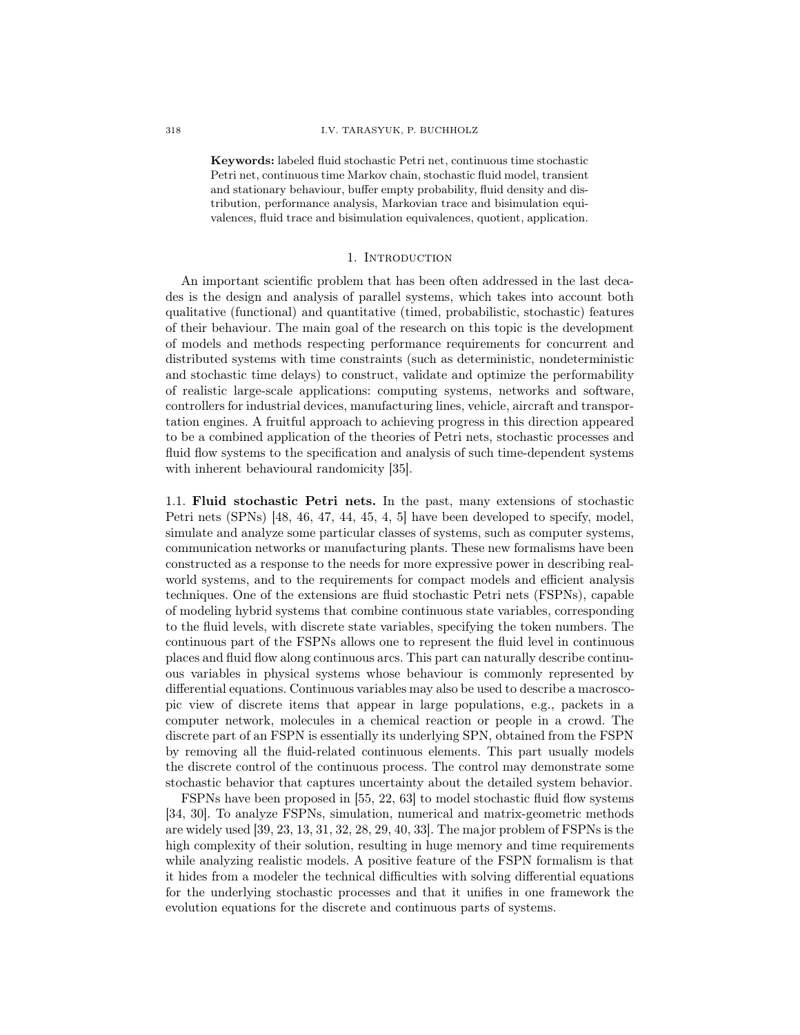**Keywords:** labeled fluid stochastic Petri net, continuous time stochastic Petri net, continuous time Markov chain, stochastic fluid model, transient and stationary behaviour, buffer empty probability, fluid density and distribution, performance analysis, Markovian trace and bisimulation equivalences, fluid trace and bisimulation equivalences, quotient, application.

## 1. Introduction

An important scientific problem that has been often addressed in the last decades is the design and analysis of parallel systems, which takes into account both qualitative (functional) and quantitative (timed, probabilistic, stochastic) features of their behaviour. The main goal of the research on this topic is the development of models and methods respecting performance requirements for concurrent and distributed systems with time constraints (such as deterministic, nondeterministic and stochastic time delays) to construct, validate and optimize the performability of realistic large-scale applications: computing systems, networks and software, controllers for industrial devices, manufacturing lines, vehicle, aircraft and transportation engines. A fruitful approach to achieving progress in this direction appeared to be a combined application of the theories of Petri nets, stochastic processes and fluid flow systems to the specification and analysis of such time-dependent systems with inherent behavioural randomicity [35].

### 1.1. Fluid stochastic Petri nets.

In the past, many extensions of stochastic Petri nets (SPNs) [48, 46, 47, 44, 45, 4, 5] have been developed to specify, model, simulate and analyze some particular classes of systems, such as computer systems, communication networks or manufacturing plants. These new formalisms have been constructed as a response to the needs for more expressive power in describing real-world systems, and to the requirements for compact models and efficient analysis techniques. One of the extensions are fluid stochastic Petri nets (FSPNs), capable of modeling hybrid systems that combine continuous state variables, corresponding to the fluid levels, with discrete state variables, specifying the token numbers. The continuous part of the FSPNs allows one to represent the fluid level in continuous places and fluid flow along continuous arcs. This part can naturally describe continuous variables in physical systems whose behaviour is commonly represented by differential equations. Continuous variables may also be used to describe a macroscopic view of discrete items that appear in large populations, e.g., packets in a computer network, molecules in a chemical reaction or people in a crowd. The discrete part of an FSPN is essentially its underlying SPN, obtained from the FSPN by removing all the fluid-related continuous elements. This part usually models the discrete control of the continuous process. The control may demonstrate some stochastic behavior that captures uncertainty about the detailed system behavior.

FSPNs have been proposed in [55, 22, 63] to model stochastic fluid flow systems [34, 30]. To analyze FSPNs, simulation, numerical and matrix-geometric methods are widely used [39, 23, 13, 31, 32, 28, 29, 40, 33]. The major problem of FSPNs is the high complexity of their solution, resulting in huge memory and time requirements while analyzing realistic models. A positive feature of the FSPN formalism is that it hides from a modeler the technical difficulties with solving differential equations for the underlying stochastic processes and that it unifies in one framework the evolution equations for the discrete and continuous parts of systems.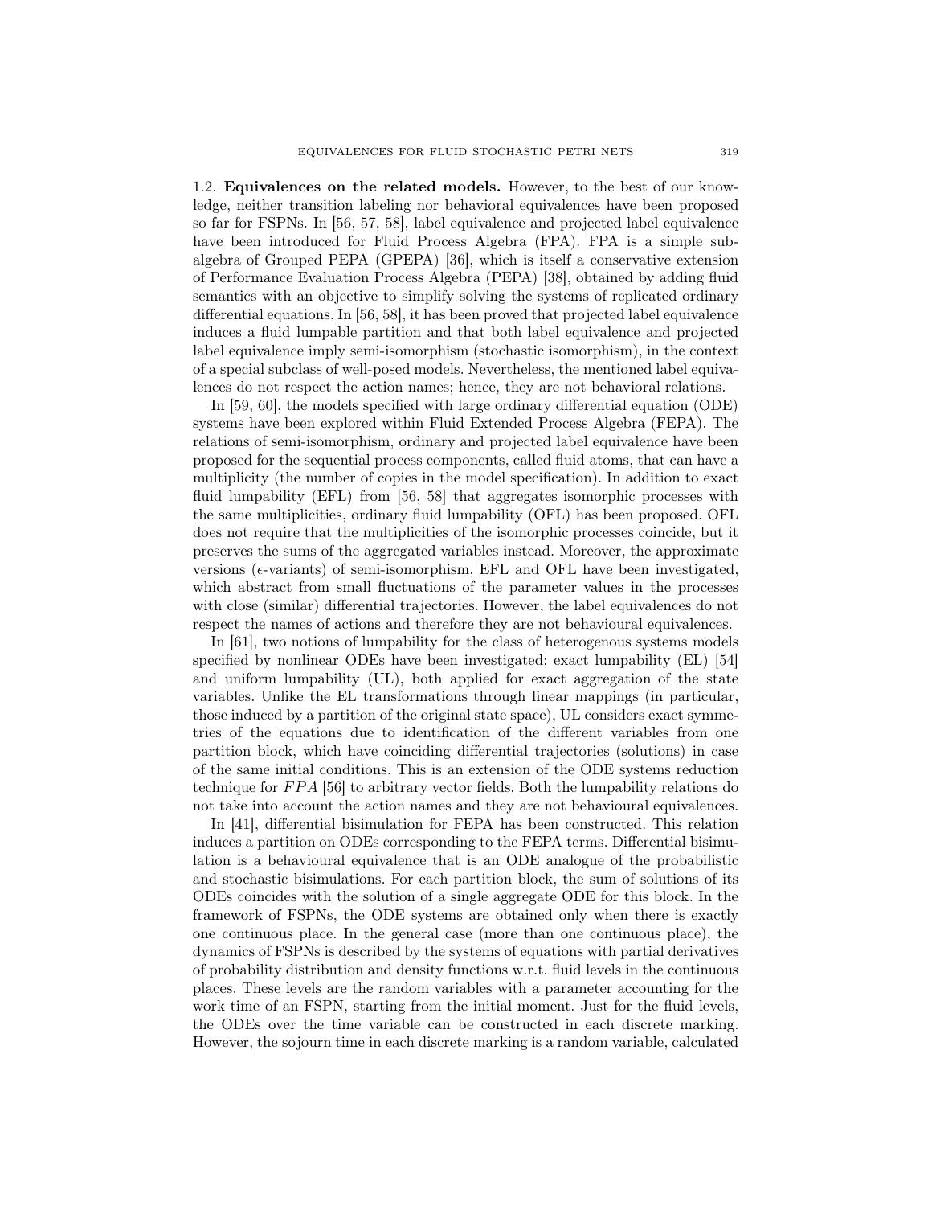1.2. **Equivalences on the related models.** However, to the best of our knowledge, neither transition labeling nor behavioral equivalences have been proposed so far for FSPNs. In [56, 57, 58], label equivalence and projected label equivalence have been introduced for Fluid Process Algebra (FPA). FPA is a simple subalgebra of Grouped PEPA (GPEPA) [36], which is itself a conservative extension of Performance Evaluation Process Algebra (PEPA) [38], obtained by adding fluid semantics with an objective to simplify solving the systems of replicated ordinary differential equations. In [56, 58], it has been proved that projected label equivalence induces a fluid lumpable partition and that both label equivalence and projected label equivalence imply semi-isomorphism (stochastic isomorphism), in the context of a special subclass of well-posed models. Nevertheless, the mentioned label equivalences do not respect the action names; hence, they are not behavioral relations.

In [59, 60], the models specified with large ordinary differential equation (ODE) systems have been explored within Fluid Extended Process Algebra (FEPA). The relations of semi-isomorphism, ordinary and projected label equivalence have been proposed for the sequential process components, called fluid atoms, that can have a multiplicity (the number of copies in the model specification). In addition to exact fluid lumpability (EFL) from [56, 58] that aggregates isomorphic processes with the same multiplicities, ordinary fluid lumpability (OFL) has been proposed. OFL does not require that the multiplicities of the isomorphic processes coincide, but it preserves the sums of the aggregated variables instead. Moreover, the approximate versions ($\epsilon$-variants) of semi-isomorphism, EFL and OFL have been investigated, which abstract from small fluctuations of the parameter values in the processes with close (similar) differential trajectories. However, the label equivalences do not respect the names of actions and therefore they are not behavioural equivalences.

In [61], two notions of lumpability for the class of heterogenous systems models specified by nonlinear ODEs have been investigated: exact lumpability (EL) [54] and uniform lumpability (UL), both applied for exact aggregation of the state variables. Unlike the EL transformations through linear mappings (in particular, those induced by a partition of the original state space), UL considers exact symmetries of the equations due to identification of the different variables from one partition block, which have coinciding differential trajectories (solutions) in case of the same initial conditions. This is an extension of the ODE systems reduction technique for $FPA$ [56] to arbitrary vector fields. Both the lumpability relations do not take into account the action names and they are not behavioural equivalences.

In [41], differential bisimulation for FEPA has been constructed. This relation induces a partition on ODEs corresponding to the FEPA terms. Differential bisimulation is a behavioural equivalence that is an ODE analogue of the probabilistic and stochastic bisimulations. For each partition block, the sum of solutions of its ODEs coincides with the solution of a single aggregate ODE for this block. In the framework of FSPNs, the ODE systems are obtained only when there is exactly one continuous place. In the general case (more than one continuous place), the dynamics of FSPNs is described by the systems of equations with partial derivatives of probability distribution and density functions w.r.t. fluid levels in the continuous places. These levels are the random variables with a parameter accounting for the work time of an FSPN, starting from the initial moment. Just for the fluid levels, the ODEs over the time variable can be constructed in each discrete marking. However, the sojourn time in each discrete marking is a random variable, calculated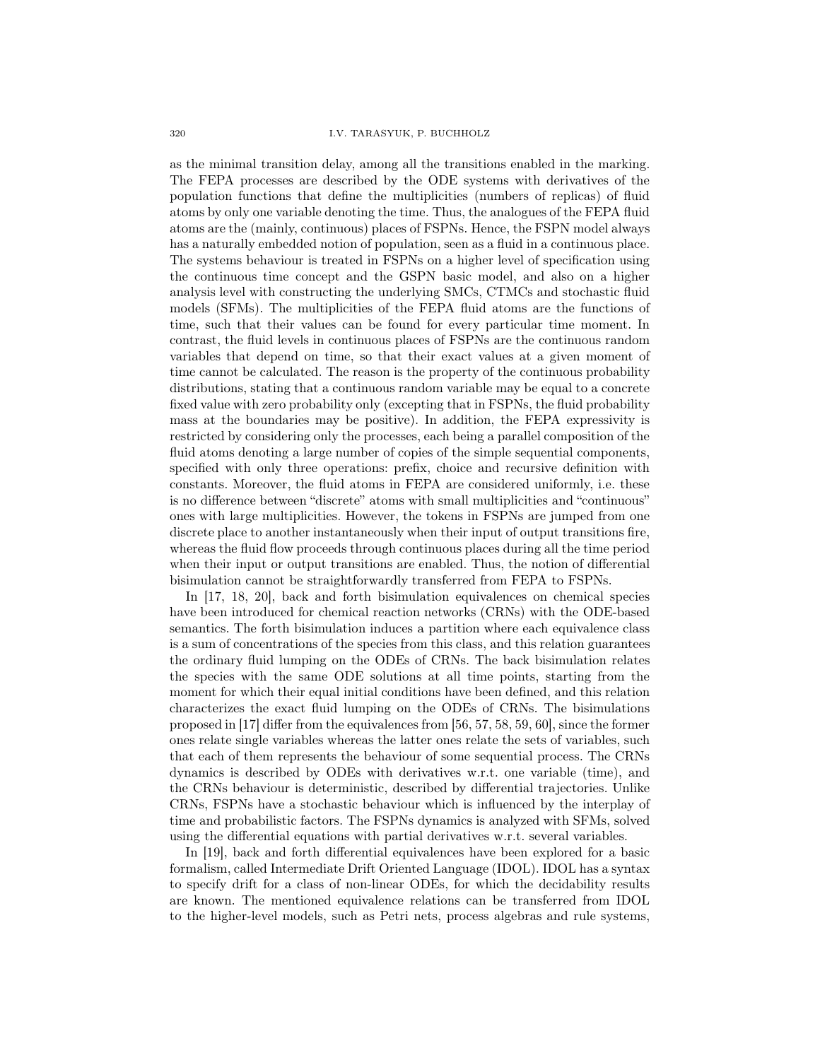as the minimal transition delay, among all the transitions enabled in the marking. The FEPA processes are described by the ODE systems with derivatives of the population functions that define the multiplicities (numbers of replicas) of fluid atoms by only one variable denoting the time. Thus, the analogues of the FEPA fluid atoms are the (mainly, continuous) places of FSPNs. Hence, the FSPN model always has a naturally embedded notion of population, seen as a fluid in a continuous place. The systems behaviour is treated in FSPNs on a higher level of specification using the continuous time concept and the GSPN basic model, and also on a higher analysis level with constructing the underlying SMCs, CTMCs and stochastic fluid models (SFMs). The multiplicities of the FEPA fluid atoms are the functions of time, such that their values can be found for every particular time moment. In contrast, the fluid levels in continuous places of FSPNs are the continuous random variables that depend on time, so that their exact values at a given moment of time cannot be calculated. The reason is the property of the continuous probability distributions, stating that a continuous random variable may be equal to a concrete fixed value with zero probability only (excepting that in FSPNs, the fluid probability mass at the boundaries may be positive). In addition, the FEPA expressivity is restricted by considering only the processes, each being a parallel composition of the fluid atoms denoting a large number of copies of the simple sequential components, specified with only three operations: prefix, choice and recursive definition with constants. Moreover, the fluid atoms in FEPA are considered uniformly, i.e. these is no difference between "discrete" atoms with small multiplicities and "continuous" ones with large multiplicities. However, the tokens in FSPNs are jumped from one discrete place to another instantaneously when their input of output transitions fire, whereas the fluid flow proceeds through continuous places during all the time period when their input or output transitions are enabled. Thus, the notion of differential bisimulation cannot be straightforwardly transferred from FEPA to FSPNs.

In [17, 18, 20], back and forth bisimulation equivalences on chemical species have been introduced for chemical reaction networks (CRNs) with the ODE-based semantics. The forth bisimulation induces a partition where each equivalence class is a sum of concentrations of the species from this class, and this relation guarantees the ordinary fluid lumping on the ODEs of CRNs. The back bisimulation relates the species with the same ODE solutions at all time points, starting from the moment for which their equal initial conditions have been defined, and this relation characterizes the exact fluid lumping on the ODEs of CRNs. The bisimulations proposed in [17] differ from the equivalences from [56, 57, 58, 59, 60], since the former ones relate single variables whereas the latter ones relate the sets of variables, such that each of them represents the behaviour of some sequential process. The CRNs dynamics is described by ODEs with derivatives w.r.t. one variable (time), and the CRNs behaviour is deterministic, described by differential trajectories. Unlike CRNs, FSPNs have a stochastic behaviour which is influenced by the interplay of time and probabilistic factors. The FSPNs dynamics is analyzed with SFMs, solved using the differential equations with partial derivatives w.r.t. several variables.

In [19], back and forth differential equivalences have been explored for a basic formalism, called Intermediate Drift Oriented Language (IDOL). IDOL has a syntax to specify drift for a class of non-linear ODEs, for which the decidability results are known. The mentioned equivalence relations can be transferred from IDOL to the higher-level models, such as Petri nets, process algebras and rule systems,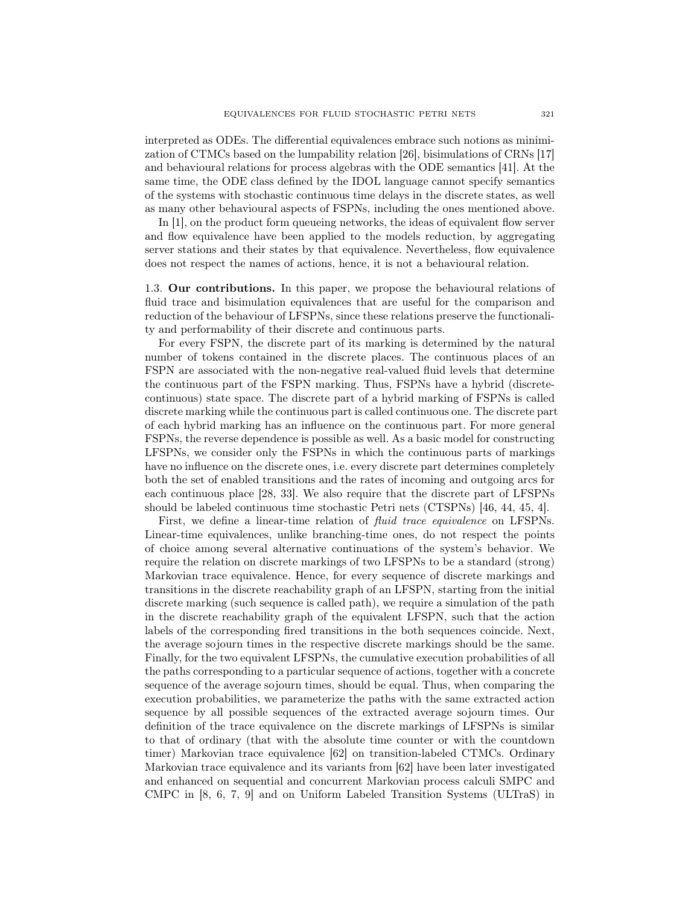interpreted as ODEs. The differential equivalences embrace such notions as minimization of CTMCs based on the lumpability relation [26], bisimulations of CRNs [17] and behavioural relations for process algebras with the ODE semantics [41]. At the same time, the ODE class defined by the IDOL language cannot specify semantics of the systems with stochastic continuous time delays in the discrete states, as well as many other behavioural aspects of FSPNs, including the ones mentioned above.

In [1], on the product form queueing networks, the ideas of equivalent flow server and flow equivalence have been applied to the models reduction, by aggregating server stations and their states by that equivalence. Nevertheless, flow equivalence does not respect the names of actions, hence, it is not a behavioural relation.

### 1.3. Our contributions.

In this paper, we propose the behavioural relations of fluid trace and bisimulation equivalences that are useful for the comparison and reduction of the behaviour of LFSPNs, since these relations preserve the functionality and performability of their discrete and continuous parts.

For every FSPN, the discrete part of its marking is determined by the natural number of tokens contained in the discrete places. The continuous places of an FSPN are associated with the non-negative real-valued fluid levels that determine the continuous part of the FSPN marking. Thus, FSPNs have a hybrid (discrete-continuous) state space. The discrete part of a hybrid marking of FSPNs is called discrete marking while the continuous part is called continuous one. The discrete part of each hybrid marking has an influence on the continuous part. For more general FSPNs, the reverse dependence is possible as well. As a basic model for constructing LFSPNs, we consider only the FSPNs in which the continuous parts of markings have no influence on the discrete ones, i.e. every discrete part determines completely both the set of enabled transitions and the rates of incoming and outgoing arcs for each continuous place [28, 33]. We also require that the discrete part of LFSPNs should be labeled continuous time stochastic Petri nets (CTSPNs) [46, 44, 45, 4].

First, we define a linear-time relation of *fluid trace equivalence* on LFSPNs. Linear-time equivalences, unlike branching-time ones, do not respect the points of choice among several alternative continuations of the system's behavior. We require the relation on discrete markings of two LFSPNs to be a standard (strong) Markovian trace equivalence. Hence, for every sequence of discrete markings and transitions in the discrete reachability graph of an LFSPN, starting from the initial discrete marking (such sequence is called path), we require a simulation of the path in the discrete reachability graph of the equivalent LFSPN, such that the action labels of the corresponding fired transitions in the both sequences coincide. Next, the average sojourn times in the respective discrete markings should be the same. Finally, for the two equivalent LFSPNs, the cumulative execution probabilities of all the paths corresponding to a particular sequence of actions, together with a concrete sequence of the average sojourn times, should be equal. Thus, when comparing the execution probabilities, we parameterize the paths with the same extracted action sequence by all possible sequences of the extracted average sojourn times. Our definition of the trace equivalence on the discrete markings of LFSPNs is similar to that of ordinary (that with the absolute time counter or with the countdown timer) Markovian trace equivalence [62] on transition-labeled CTMCs. Ordinary Markovian trace equivalence and its variants from [62] have been later investigated and enhanced on sequential and concurrent Markovian process calculi SMPC and CMPC in [8, 6, 7, 9] and on Uniform Labeled Transition Systems (ULTraS) in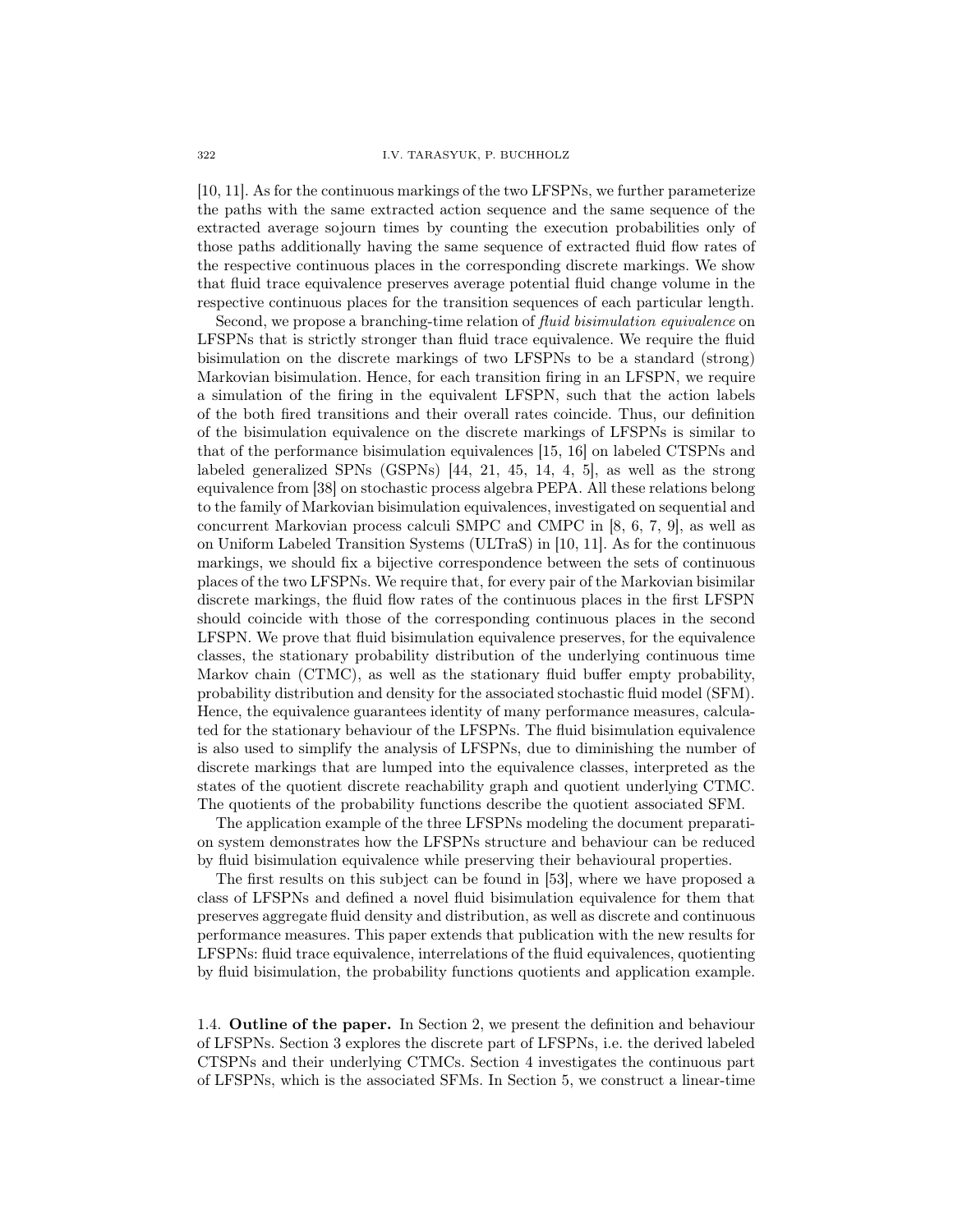[10, 11]. As for the continuous markings of the two LFSPNs, we further parameterize the paths with the same extracted action sequence and the same sequence of the extracted average sojourn times by counting the execution probabilities only of those paths additionally having the same sequence of extracted fluid flow rates of the respective continuous places in the corresponding discrete markings. We show that fluid trace equivalence preserves average potential fluid change volume in the respective continuous places for the transition sequences of each particular length.

Second, we propose a branching-time relation of *fluid bisimulation equivalence* on LFSPNs that is strictly stronger than fluid trace equivalence. We require the fluid bisimulation on the discrete markings of two LFSPNs to be a standard (strong) Markovian bisimulation. Hence, for each transition firing in an LFSPN, we require a simulation of the firing in the equivalent LFSPN, such that the action labels of the both fired transitions and their overall rates coincide. Thus, our definition of the bisimulation equivalence on the discrete markings of LFSPNs is similar to that of the performance bisimulation equivalences [15, 16] on labeled CTSPNs and labeled generalized SPNs (GSPNs) [44, 21, 45, 14, 4, 5], as well as the strong equivalence from [38] on stochastic process algebra PEPA. All these relations belong to the family of Markovian bisimulation equivalences, investigated on sequential and concurrent Markovian process calculi SMPC and CMPC in [8, 6, 7, 9], as well as on Uniform Labeled Transition Systems (ULTraS) in [10, 11]. As for the continuous markings, we should fix a bijective correspondence between the sets of continuous places of the two LFSPNs. We require that, for every pair of the Markovian bisimilar discrete markings, the fluid flow rates of the continuous places in the first LFSPN should coincide with those of the corresponding continuous places in the second LFSPN. We prove that fluid bisimulation equivalence preserves, for the equivalence classes, the stationary probability distribution of the underlying continuous time Markov chain (CTMC), as well as the stationary fluid buffer empty probability, probability distribution and density for the associated stochastic fluid model (SFM). Hence, the equivalence guarantees identity of many performance measures, calculated for the stationary behaviour of the LFSPNs. The fluid bisimulation equivalence is also used to simplify the analysis of LFSPNs, due to diminishing the number of discrete markings that are lumped into the equivalence classes, interpreted as the states of the quotient discrete reachability graph and quotient underlying CTMC. The quotients of the probability functions describe the quotient associated SFM.

The application example of the three LFSPNs modeling the document preparation system demonstrates how the LFSPNs structure and behaviour can be reduced by fluid bisimulation equivalence while preserving their behavioural properties.

The first results on this subject can be found in [53], where we have proposed a class of LFSPNs and defined a novel fluid bisimulation equivalence for them that preserves aggregate fluid density and distribution, as well as discrete and continuous performance measures. This paper extends that publication with the new results for LFSPNs: fluid trace equivalence, interrelations of the fluid equivalences, quotienting by fluid bisimulation, the probability functions quotients and application example.

### 1.4. Outline of the paper.

In Section 2, we present the definition and behaviour of LFSPNs. Section 3 explores the discrete part of LFSPNs, i.e. the derived labeled CTSPNs and their underlying CTMCs. Section 4 investigates the continuous part of LFSPNs, which is the associated SFMs. In Section 5, we construct a linear-time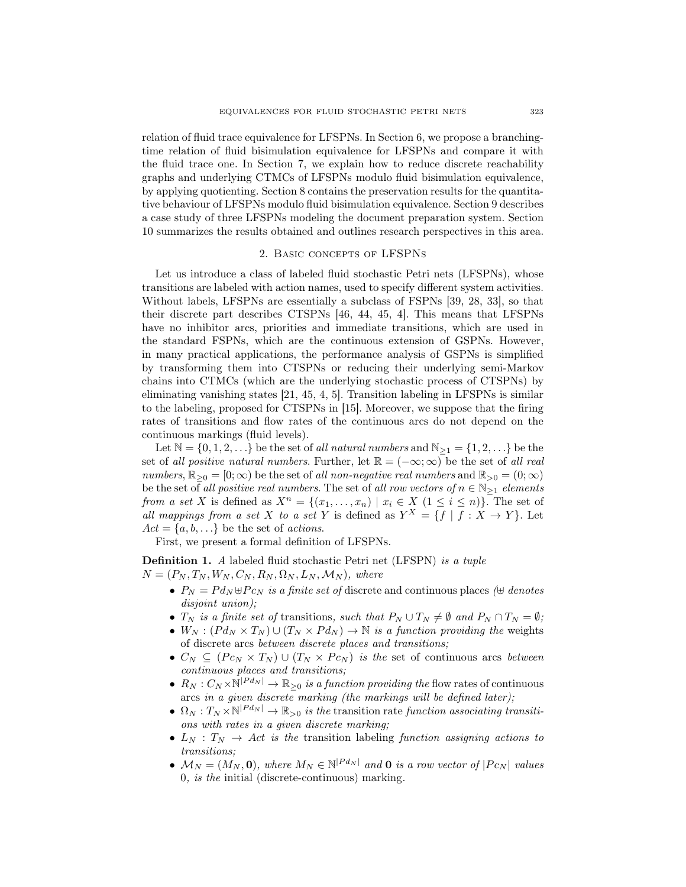relation of fluid trace equivalence for LFSPNs. In Section 6, we propose a branching-time relation of fluid bisimulation equivalence for LFSPNs and compare it with the fluid trace one. In Section 7, we explain how to reduce discrete reachability graphs and underlying CTMCs of LFSPNs modulo fluid bisimulation equivalence, by applying quotienting. Section 8 contains the preservation results for the quantitative behaviour of LFSPNs modulo fluid bisimulation equivalence. Section 9 describes a case study of three LFSPNs modeling the document preparation system. Section 10 summarizes the results obtained and outlines research perspectives in this area.

## 2. Basic concepts of LFSPNs

Let us introduce a class of labeled fluid stochastic Petri nets (LFSPNs), whose transitions are labeled with action names, used to specify different system activities. Without labels, LFSPNs are essentially a subclass of FSPNs [39, 28, 33], so that their discrete part describes CTSPNs [46, 44, 45, 4]. This means that LFSPNs have no inhibitor arcs, priorities and immediate transitions, which are used in the standard FSPNs, which are the continuous extension of GSPNs. However, in many practical applications, the performance analysis of GSPNs is simplified by transforming them into CTSPNs or reducing their underlying semi-Markov chains into CTMCs (which are the underlying stochastic process of CTSPNs) by eliminating vanishing states [21, 45, 4, 5]. Transition labeling in LFSPNs is similar to the labeling, proposed for CTSPNs in [15]. Moreover, we suppose that the firing rates of transitions and flow rates of the continuous arcs do not depend on the continuous markings (fluid levels).

Let $\mathbb{N} = \{0, 1, 2, \ldots\}$ be the set of *all natural numbers* and $\mathbb{N}_{\geq 1} = \{1, 2, \ldots\}$ be the set of *all positive natural numbers*. Further, let $\mathbb{R} = (-\infty; \infty)$ be the set of *all real numbers*, $\mathbb{R}_{\geq 0} = [0; \infty)$ be the set of *all non-negative real numbers* and $\mathbb{R}_{>0} = (0; \infty)$ be the set of *all positive real numbers*. The set of *all row vectors of* $n \in \mathbb{N}_{\geq 1}$ *elements from a set* $X$ is defined as $X^n = \{(x_1, \ldots, x_n) \mid x_i \in X \ (1 \leq i \leq n)\}$. The set of *all mappings from a set* $X$ *to a set* $Y$ is defined as $Y^X = \{f \mid f : X \to Y\}$. Let $Act = \{a, b, \ldots\}$ be the set of *actions*.

First, we present a formal definition of LFSPNs.

**Definition 1.** *A* labeled fluid stochastic Petri net (LFSPN) *is a tuple* $N = (P_N, T_N, W_N, C_N, R_N, \Omega_N, L_N, \mathcal{M}_N)$, *where*

- $P_N = Pd_N \uplus Pc_N$ *is a finite set of* discrete and continuous places *($\uplus$ denotes disjoint union);*
- $T_N$ *is a finite set of* transitions, *such that* $P_N \cup T_N \neq \emptyset$ *and* $P_N \cap T_N = \emptyset$;
- $W_N : (Pd_N \times T_N) \cup (T_N \times Pd_N) \to \mathbb{N}$ *is a function providing the* weights of discrete arcs *between discrete places and transitions;*
- $C_N \subseteq (Pc_N \times T_N) \cup (T_N \times Pc_N)$ *is the* set of continuous arcs *between continuous places and transitions;*
- $R_N : C_N \times \mathbb{N}^{|Pd_N|} \to \mathbb{R}_{\geq 0}$ *is a function providing the* flow rates of continuous arcs *in a given discrete marking (the markings will be defined later);*
- $\Omega_N : T_N \times \mathbb{N}^{|Pd_N|} \to \mathbb{R}_{>0}$ *is the* transition rate *function associating transitions with rates in a given discrete marking;*
- $L_N : T_N \to Act$ *is the* transition labeling *function assigning actions to transitions;*
- $\mathcal{M}_N = (M_N, \mathbf{0})$, *where* $M_N \in \mathbb{N}^{|Pd_N|}$ *and* $\mathbf{0}$ *is a row vector of* $|Pc_N|$ *values* $0$, *is the* initial (discrete-continuous) marking.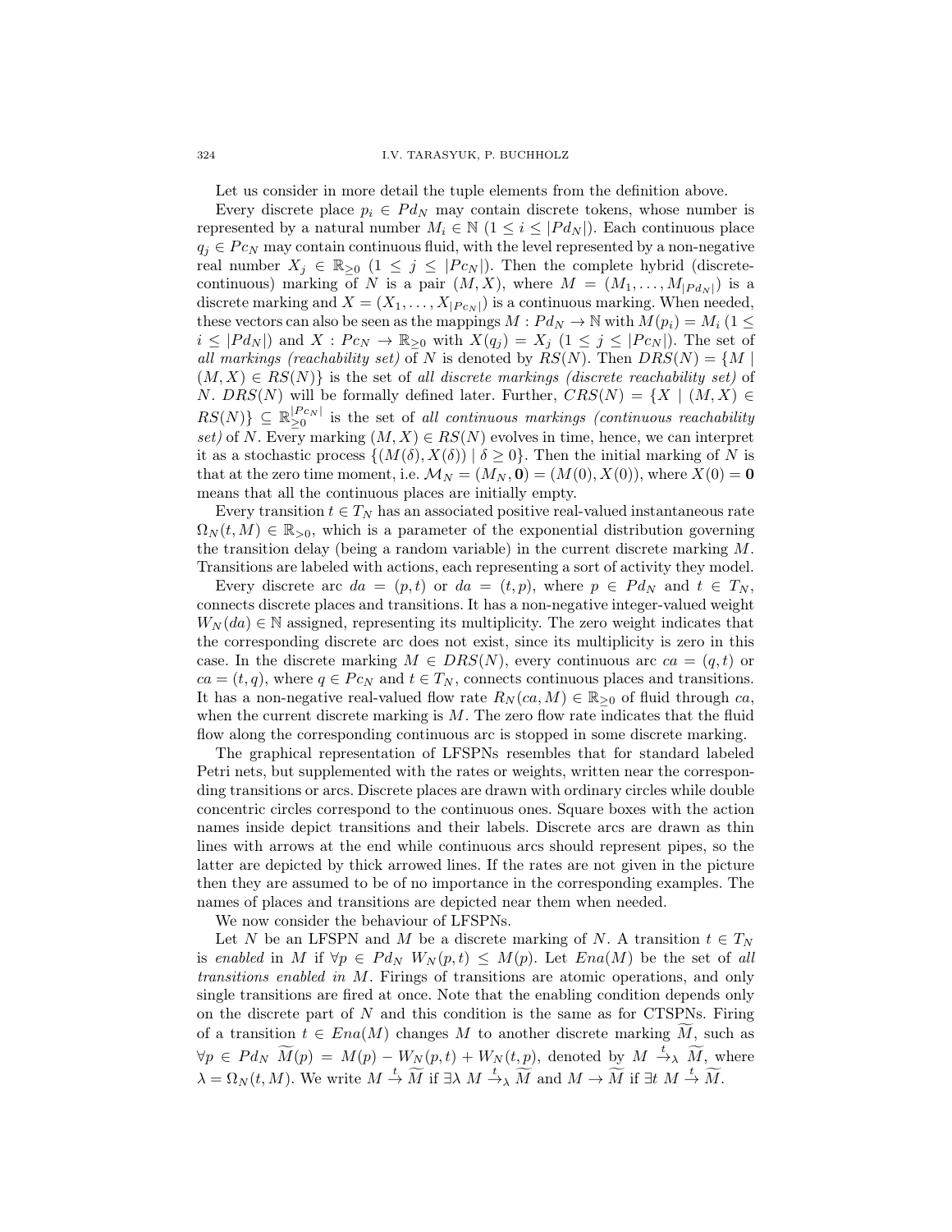Let us consider in more detail the tuple elements from the definition above.

Every discrete place $p_i \in Pd_N$ may contain discrete tokens, whose number is represented by a natural number $M_i \in \mathbb{N}$ $(1 \leq i \leq |Pd_N|)$. Each continuous place $q_j \in Pc_N$ may contain continuous fluid, with the level represented by a non-negative real number $X_j \in \mathbb{R}_{\geq 0}$ $(1 \leq j \leq |Pc_N|)$. Then the complete hybrid (discrete-continuous) marking of $N$ is a pair $(M, X)$, where $M = (M_1, \ldots, M_{|Pd_N|})$ is a discrete marking and $X = (X_1, \ldots, X_{|Pc_N|})$ is a continuous marking. When needed, these vectors can also be seen as the mappings $M : Pd_N \to \mathbb{N}$ with $M(p_i) = M_i$ $(1 \leq i \leq |Pd_N|)$ and $X : Pc_N \to \mathbb{R}_{\geq 0}$ with $X(q_j) = X_j$ $(1 \leq j \leq |Pc_N|)$. The set of *all markings (reachability set)* of $N$ is denoted by $RS(N)$. Then $DRS(N) = \{M \mid (M, X) \in RS(N)\}$ is the set of *all discrete markings (discrete reachability set)* of $N$. $DRS(N)$ will be formally defined later. Further, $CRS(N) = \{X \mid (M, X) \in RS(N)\} \subseteq \mathbb{R}_{\geq 0}^{|Pc_N|}$ is the set of *all continuous markings (continuous reachability set)* of $N$. Every marking $(M, X) \in RS(N)$ evolves in time, hence, we can interpret it as a stochastic process $\{(M(\delta), X(\delta)) \mid \delta \geq 0\}$. Then the initial marking of $N$ is that at the zero time moment, i.e. $\mathcal{M}_N = (M_N, \mathbf{0}) = (M(0), X(0))$, where $X(0) = \mathbf{0}$ means that all the continuous places are initially empty.

Every transition $t \in T_N$ has an associated positive real-valued instantaneous rate $\Omega_N(t, M) \in \mathbb{R}_{>0}$, which is a parameter of the exponential distribution governing the transition delay (being a random variable) in the current discrete marking $M$. Transitions are labeled with actions, each representing a sort of activity they model.

Every discrete arc $da = (p, t)$ or $da = (t, p)$, where $p \in Pd_N$ and $t \in T_N$, connects discrete places and transitions. It has a non-negative integer-valued weight $W_N(da) \in \mathbb{N}$ assigned, representing its multiplicity. The zero weight indicates that the corresponding discrete arc does not exist, since its multiplicity is zero in this case. In the discrete marking $M \in DRS(N)$, every continuous arc $ca = (q, t)$ or $ca = (t, q)$, where $q \in Pc_N$ and $t \in T_N$, connects continuous places and transitions. It has a non-negative real-valued flow rate $R_N(ca, M) \in \mathbb{R}_{\geq 0}$ of fluid through $ca$, when the current discrete marking is $M$. The zero flow rate indicates that the fluid flow along the corresponding continuous arc is stopped in some discrete marking.

The graphical representation of LFSPNs resembles that for standard labeled Petri nets, but supplemented with the rates or weights, written near the corresponding transitions or arcs. Discrete places are drawn with ordinary circles while double concentric circles correspond to the continuous ones. Square boxes with the action names inside depict transitions and their labels. Discrete arcs are drawn as thin lines with arrows at the end while continuous arcs should represent pipes, so the latter are depicted by thick arrowed lines. If the rates are not given in the picture then they are assumed to be of no importance in the corresponding examples. The names of places and transitions are depicted near them when needed.

We now consider the behaviour of LFSPNs.

Let $N$ be an LFSPN and $M$ be a discrete marking of $N$. A transition $t \in T_N$ is *enabled* in $M$ if $\forall p \in Pd_N \; W_N(p, t) \leq M(p)$. Let $Ena(M)$ be the set of *all transitions enabled in* $M$. Firings of transitions are atomic operations, and only single transitions are fired at once. Note that the enabling condition depends only on the discrete part of $N$ and this condition is the same as for CTSPNs. Firing of a transition $t \in Ena(M)$ changes $M$ to another discrete marking $\widetilde{M}$, such as $\forall p \in Pd_N \; \widetilde{M}(p) = M(p) - W_N(p, t) + W_N(t, p)$, denoted by $M \xrightarrow{t}_{\lambda} \widetilde{M}$, where $\lambda = \Omega_N(t, M)$. We write $M \xrightarrow{t} \widetilde{M}$ if $\exists \lambda \; M \xrightarrow{t}_{\lambda} \widetilde{M}$ and $M \to \widetilde{M}$ if $\exists t \; M \xrightarrow{t} \widetilde{M}$.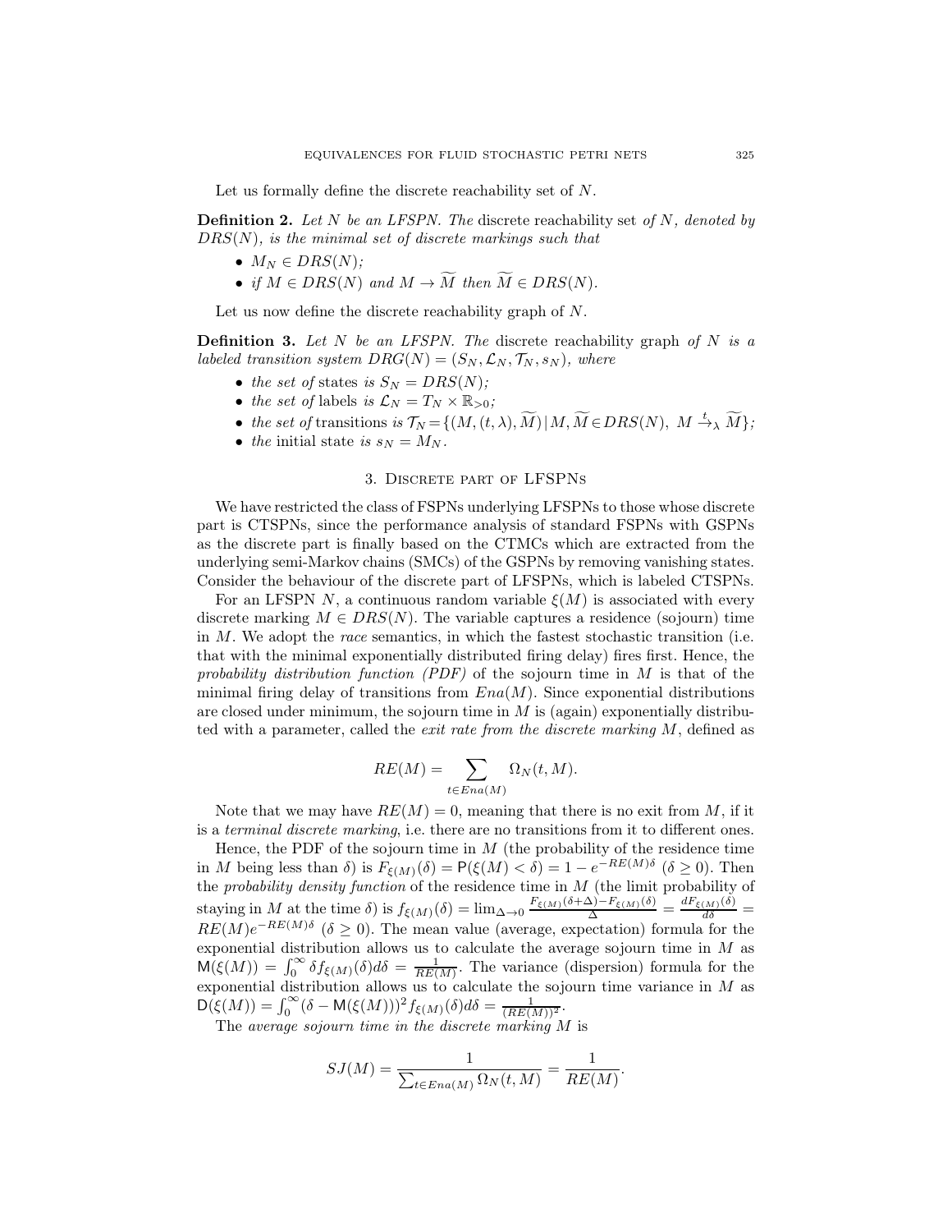Let us formally define the discrete reachability set of $N$.

**Definition 2.** *Let $N$ be an LFSPN. The* discrete reachability set *of $N$, denoted by $DRS(N)$, is the minimal set of discrete markings such that*

- $M_N \in DRS(N)$*;*
- *if $M \in DRS(N)$ and $M \to \widetilde{M}$ then $\widetilde{M} \in DRS(N)$.*

Let us now define the discrete reachability graph of $N$.

**Definition 3.** *Let $N$ be an LFSPN. The* discrete reachability graph *of $N$ is a labeled transition system $DRG(N) = (S_N, \mathcal{L}_N, \mathcal{T}_N, s_N)$, where*

- *the set of* states *is $S_N = DRS(N)$;*
- *the set of* labels *is $\mathcal{L}_N = T_N \times \mathbb{R}_{>0}$;*
- *the set of* transitions *is $\mathcal{T}_N = \{(M, (t, \lambda), \widetilde{M}) \mid M, \widetilde{M} \in DRS(N),\ M \xrightarrow{t}_{\lambda} \widetilde{M}\}$;*
- *the* initial state *is $s_N = M_N$.*

## 3. Discrete part of LFSPNs

We have restricted the class of FSPNs underlying LFSPNs to those whose discrete part is CTSPNs, since the performance analysis of standard FSPNs with GSPNs as the discrete part is finally based on the CTMCs which are extracted from the underlying semi-Markov chains (SMCs) of the GSPNs by removing vanishing states. Consider the behaviour of the discrete part of LFSPNs, which is labeled CTSPNs.

For an LFSPN $N$, a continuous random variable $\xi(M)$ is associated with every discrete marking $M \in DRS(N)$. The variable captures a residence (sojourn) time in $M$. We adopt the *race* semantics, in which the fastest stochastic transition (i.e. that with the minimal exponentially distributed firing delay) fires first. Hence, the *probability distribution function (PDF)* of the sojourn time in $M$ is that of the minimal firing delay of transitions from $Ena(M)$. Since exponential distributions are closed under minimum, the sojourn time in $M$ is (again) exponentially distributed with a parameter, called the *exit rate from the discrete marking* $M$, defined as

$$RE(M) = \sum_{t \in Ena(M)} \Omega_N(t, M).$$

Note that we may have $RE(M) = 0$, meaning that there is no exit from $M$, if it is a *terminal discrete marking*, i.e. there are no transitions from it to different ones.

Hence, the PDF of the sojourn time in $M$ (the probability of the residence time in $M$ being less than $\delta$) is $F_{\xi(M)}(\delta) = \mathsf{P}(\xi(M) < \delta) = 1 - e^{-RE(M)\delta}$ $(\delta \geq 0)$. Then the *probability density function* of the residence time in $M$ (the limit probability of staying in $M$ at the time $\delta$) is $f_{\xi(M)}(\delta) = \lim_{\Delta \to 0} \frac{F_{\xi(M)}(\delta+\Delta) - F_{\xi(M)}(\delta)}{\Delta} = \frac{dF_{\xi(M)}(\delta)}{d\delta} = RE(M)e^{-RE(M)\delta}$ $(\delta \geq 0)$. The mean value (average, expectation) formula for the exponential distribution allows us to calculate the average sojourn time in $M$ as $\mathsf{M}(\xi(M)) = \int_0^{\infty} \delta f_{\xi(M)}(\delta) d\delta = \frac{1}{RE(M)}$. The variance (dispersion) formula for the exponential distribution allows us to calculate the sojourn time variance in $M$ as $\mathsf{D}(\xi(M)) = \int_0^{\infty} (\delta - \mathsf{M}(\xi(M)))^2 f_{\xi(M)}(\delta) d\delta = \frac{1}{(RE(M))^2}$.

The *average sojourn time in the discrete marking* $M$ is

$$SJ(M) = \frac{1}{\sum_{t \in Ena(M)} \Omega_N(t, M)} = \frac{1}{RE(M)}.$$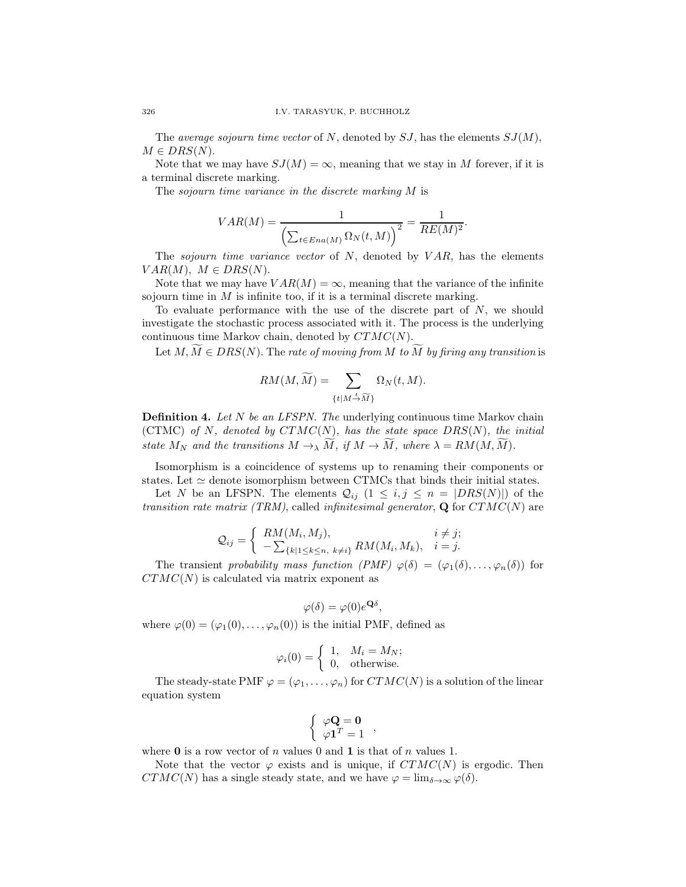The *average sojourn time vector* of $N$, denoted by $SJ$, has the elements $SJ(M)$, $M \in DRS(N)$.

Note that we may have $SJ(M) = \infty$, meaning that we stay in $M$ forever, if it is a terminal discrete marking.

The *sojourn time variance in the discrete marking* $M$ is

$$VAR(M) = \frac{1}{\left(\sum_{t \in Ena(M)} \Omega_N(t, M)\right)^2} = \frac{1}{RE(M)^2}.$$

The *sojourn time variance vector* of $N$, denoted by $VAR$, has the elements $VAR(M),\ M \in DRS(N)$.

Note that we may have $VAR(M) = \infty$, meaning that the variance of the infinite sojourn time in $M$ is infinite too, if it is a terminal discrete marking.

To evaluate performance with the use of the discrete part of $N$, we should investigate the stochastic process associated with it. The process is the underlying continuous time Markov chain, denoted by $CTMC(N)$.

Let $M, \widetilde{M} \in DRS(N)$. The *rate of moving from $M$ to $\widetilde{M}$ by firing any transition* is

$$RM(M, \widetilde{M}) = \sum_{\{t \mid M \stackrel{t}{\to} \widetilde{M}\}} \Omega_N(t, M).$$

**Definition 4.** *Let $N$ be an LFSPN. The* underlying continuous time Markov chain (CTMC) *of $N$, denoted by $CTMC(N)$, has the state space $DRS(N)$, the initial state $M_N$ and the transitions $M \to_\lambda \widetilde{M}$, if $M \to \widetilde{M}$, where $\lambda = RM(M, \widetilde{M})$.*

Isomorphism is a coincidence of systems up to renaming their components or states. Let $\simeq$ denote isomorphism between CTMCs that binds their initial states.

Let $N$ be an LFSPN. The elements $\mathcal{Q}_{ij}$ $(1 \leq i, j \leq n = |DRS(N)|)$ of the *transition rate matrix (TRM)*, called *infinitesimal generator*, $\mathbf{Q}$ for $CTMC(N)$ are

$$\mathcal{Q}_{ij} = \begin{cases} RM(M_i, M_j), & i \neq j; \\ -\sum_{\{k \mid 1 \leq k \leq n,\ k \neq i\}} RM(M_i, M_k), & i = j. \end{cases}$$

The transient *probability mass function (PMF)* $\varphi(\delta) = (\varphi_1(\delta), \ldots, \varphi_n(\delta))$ for $CTMC(N)$ is calculated via matrix exponent as

$$\varphi(\delta) = \varphi(0) e^{\mathbf{Q}\delta},$$

where $\varphi(0) = (\varphi_1(0), \ldots, \varphi_n(0))$ is the initial PMF, defined as

$$\varphi_i(0) = \begin{cases} 1, & M_i = M_N; \\ 0, & \text{otherwise.} \end{cases}$$

The steady-state PMF $\varphi = (\varphi_1, \ldots, \varphi_n)$ for $CTMC(N)$ is a solution of the linear equation system

$$\begin{cases} \varphi \mathbf{Q} = \mathbf{0} \\ \varphi \mathbf{1}^T = 1 \end{cases},$$

where $\mathbf{0}$ is a row vector of $n$ values 0 and $\mathbf{1}$ is that of $n$ values 1.

Note that the vector $\varphi$ exists and is unique, if $CTMC(N)$ is ergodic. Then $CTMC(N)$ has a single steady state, and we have $\varphi = \lim_{\delta \to \infty} \varphi(\delta)$.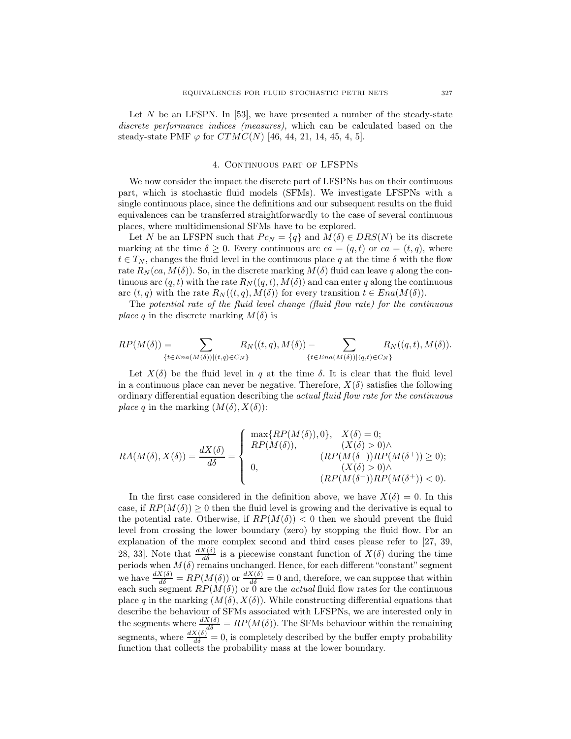Let $N$ be an LFSPN. In [53], we have presented a number of the steady-state *discrete performance indices (measures)*, which can be calculated based on the steady-state PMF $\varphi$ for $CTMC(N)$ [46, 44, 21, 14, 45, 4, 5].

## 4. Continuous part of LFSPNs

We now consider the impact the discrete part of LFSPNs has on their continuous part, which is stochastic fluid models (SFMs). We investigate LFSPNs with a single continuous place, since the definitions and our subsequent results on the fluid equivalences can be transferred straightforwardly to the case of several continuous places, where multidimensional SFMs have to be explored.

Let $N$ be an LFSPN such that $Pc_N = \{q\}$ and $M(\delta) \in DRS(N)$ be its discrete marking at the time $\delta \geq 0$. Every continuous arc $ca = (q, t)$ or $ca = (t, q)$, where $t \in T_N$, changes the fluid level in the continuous place $q$ at the time $\delta$ with the flow rate $R_N(ca, M(\delta))$. So, in the discrete marking $M(\delta)$ fluid can leave $q$ along the continuous arc $(q, t)$ with the rate $R_N((q, t), M(\delta))$ and can enter $q$ along the continuous arc $(t, q)$ with the rate $R_N((t, q), M(\delta))$ for every transition $t \in Ena(M(\delta))$.

The *potential rate of the fluid level change (fluid flow rate) for the continuous place* $q$ in the discrete marking $M(\delta)$ is

$$RP(M(\delta)) = \sum_{\{t \in Ena(M(\delta)) | (t,q) \in C_N\}} R_N((t, q), M(\delta)) - \sum_{\{t \in Ena(M(\delta)) | (q,t) \in C_N\}} R_N((q, t), M(\delta)).$$

Let $X(\delta)$ be the fluid level in $q$ at the time $\delta$. It is clear that the fluid level in a continuous place can never be negative. Therefore, $X(\delta)$ satisfies the following ordinary differential equation describing the *actual fluid flow rate for the continuous place* $q$ in the marking $(M(\delta), X(\delta))$:

$$RA(M(\delta), X(\delta)) = \frac{dX(\delta)}{d\delta} = \begin{cases} \max\{RP(M(\delta)), 0\}, & X(\delta) = 0; \\ RP(M(\delta)), & (X(\delta) > 0) \wedge \\ & (RP(M(\delta^-))RP(M(\delta^+)) \geq 0); \\ 0, & (X(\delta) > 0) \wedge \\ & (RP(M(\delta^-))RP(M(\delta^+)) < 0). \end{cases}$$

In the first case considered in the definition above, we have $X(\delta) = 0$. In this case, if $RP(M(\delta)) \geq 0$ then the fluid level is growing and the derivative is equal to the potential rate. Otherwise, if $RP(M(\delta)) < 0$ then we should prevent the fluid level from crossing the lower boundary (zero) by stopping the fluid flow. For an explanation of the more complex second and third cases please refer to [27, 39, 28, 33]. Note that $\frac{dX(\delta)}{d\delta}$ is a piecewise constant function of $X(\delta)$ during the time periods when $M(\delta)$ remains unchanged. Hence, for each different "constant" segment we have $\frac{dX(\delta)}{d\delta} = RP(M(\delta))$ or $\frac{dX(\delta)}{d\delta} = 0$ and, therefore, we can suppose that within each such segment $RP(M(\delta))$ or 0 are the *actual* fluid flow rates for the continuous place $q$ in the marking $(M(\delta), X(\delta))$. While constructing differential equations that describe the behaviour of SFMs associated with LFSPNs, we are interested only in the segments where $\frac{dX(\delta)}{d\delta} = RP(M(\delta))$. The SFMs behaviour within the remaining segments, where $\frac{dX(\delta)}{d\delta} = 0$, is completely described by the buffer empty probability function that collects the probability mass at the lower boundary.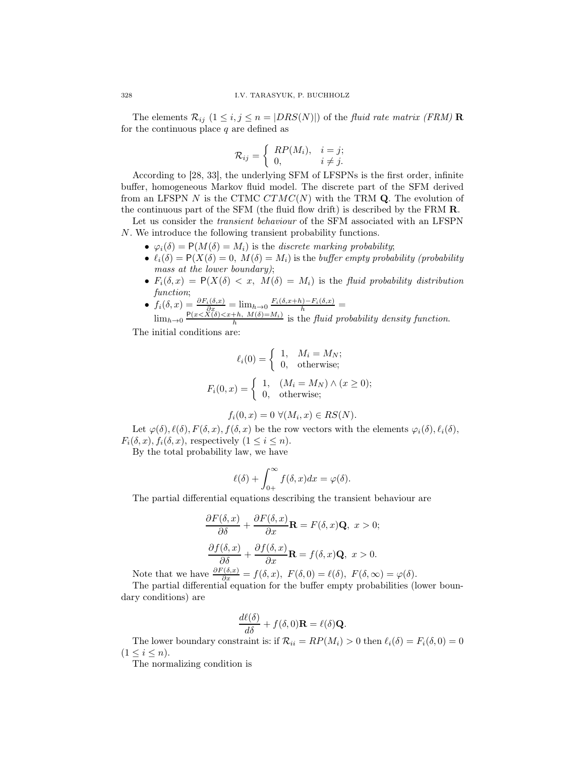The elements $\mathcal{R}_{ij}$ $(1 \leq i, j \leq n = |DRS(N)|)$ of the *fluid rate matrix (FRM)* $\mathbf{R}$ for the continuous place $q$ are defined as

$$\mathcal{R}_{ij} = \begin{cases} RP(M_i), & i = j; \\ 0, & i \neq j. \end{cases}$$

According to [28, 33], the underlying SFM of LFSPNs is the first order, infinite buffer, homogeneous Markov fluid model. The discrete part of the SFM derived from an LFSPN $N$ is the CTMC $CTMC(N)$ with the TRM $\mathbf{Q}$. The evolution of the continuous part of the SFM (the fluid flow drift) is described by the FRM $\mathbf{R}$.

Let us consider the *transient behaviour* of the SFM associated with an LFSPN $N$. We introduce the following transient probability functions.

- $\varphi_i(\delta) = \mathsf{P}(M(\delta) = M_i)$ is the *discrete marking probability*;
- $\ell_i(\delta) = \mathsf{P}(X(\delta) = 0,\ M(\delta) = M_i)$ is the *buffer empty probability (probability mass at the lower boundary)*;
- $F_i(\delta, x) = \mathsf{P}(X(\delta) < x,\ M(\delta) = M_i)$ is the *fluid probability distribution function*;
- $f_i(\delta, x) = \frac{\partial F_i(\delta,x)}{\partial x} = \lim_{h \to 0} \frac{F_i(\delta,x+h) - F_i(\delta,x)}{h} = \lim_{h \to 0} \frac{\mathsf{P}(x < X(\delta) < x+h,\ M(\delta) = M_i)}{h}$ is the *fluid probability density function*.

The initial conditions are:

$$\ell_i(0) = \begin{cases} 1, & M_i = M_N; \\ 0, & \text{otherwise}; \end{cases}$$

$$F_i(0, x) = \begin{cases} 1, & (M_i = M_N) \wedge (x \geq 0); \\ 0, & \text{otherwise}; \end{cases}$$

$$f_i(0, x) = 0 \ \forall (M_i, x) \in RS(N).$$

Let $\varphi(\delta), \ell(\delta), F(\delta, x), f(\delta, x)$ be the row vectors with the elements $\varphi_i(\delta), \ell_i(\delta)$, $F_i(\delta, x), f_i(\delta, x)$, respectively $(1 \leq i \leq n)$.

By the total probability law, we have

$$\ell(\delta) + \int_{0+}^{\infty} f(\delta, x) dx = \varphi(\delta).$$

The partial differential equations describing the transient behaviour are

$$\frac{\partial F(\delta, x)}{\partial \delta} + \frac{\partial F(\delta, x)}{\partial x} \mathbf{R} = F(\delta, x)\mathbf{Q},\ x > 0;$$

$$\frac{\partial f(\delta, x)}{\partial \delta} + \frac{\partial f(\delta, x)}{\partial x} \mathbf{R} = f(\delta, x)\mathbf{Q},\ x > 0.$$

Note that we have $\frac{\partial F(\delta,x)}{\partial x} = f(\delta, x),\ F(\delta, 0) = \ell(\delta),\ F(\delta, \infty) = \varphi(\delta)$.

The partial differential equation for the buffer empty probabilities (lower boundary conditions) are

$$\frac{d\ell(\delta)}{d\delta} + f(\delta, 0)\mathbf{R} = \ell(\delta)\mathbf{Q}.$$

The lower boundary constraint is: if $\mathcal{R}_{ii} = RP(M_i) > 0$ then $\ell_i(\delta) = F_i(\delta, 0) = 0$ $(1 \leq i \leq n)$.

The normalizing condition is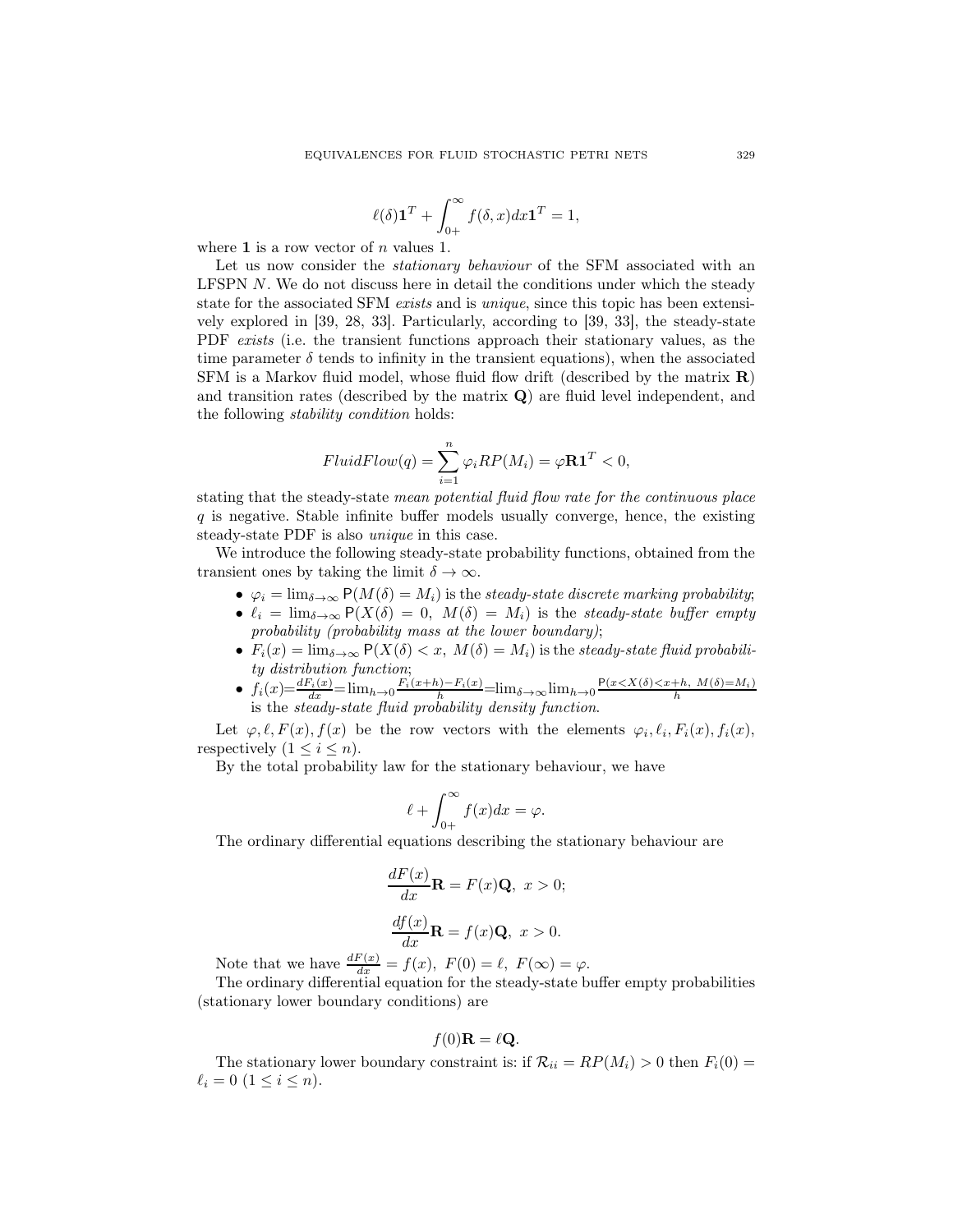$$\ell(\delta)\mathbf{1}^T + \int_{0+}^{\infty} f(\delta, x)dx\mathbf{1}^T = 1,$$

where $\mathbf{1}$ is a row vector of $n$ values 1.

Let us now consider the *stationary behaviour* of the SFM associated with an LFSPN $N$. We do not discuss here in detail the conditions under which the steady state for the associated SFM *exists* and is *unique*, since this topic has been extensively explored in [39, 28, 33]. Particularly, according to [39, 33], the steady-state PDF *exists* (i.e. the transient functions approach their stationary values, as the time parameter $\delta$ tends to infinity in the transient equations), when the associated SFM is a Markov fluid model, whose fluid flow drift (described by the matrix $\mathbf{R}$) and transition rates (described by the matrix $\mathbf{Q}$) are fluid level independent, and the following *stability condition* holds:

$$FluidFlow(q) = \sum_{i=1}^{n} \varphi_i RP(M_i) = \varphi \mathbf{R}\mathbf{1}^T < 0,$$

stating that the steady-state *mean potential fluid flow rate for the continuous place* $q$ is negative. Stable infinite buffer models usually converge, hence, the existing steady-state PDF is also *unique* in this case.

We introduce the following steady-state probability functions, obtained from the transient ones by taking the limit $\delta \to \infty$.

- $\varphi_i = \lim_{\delta\to\infty} \mathsf{P}(M(\delta) = M_i)$ is the *steady-state discrete marking probability*;
- $\ell_i = \lim_{\delta\to\infty} \mathsf{P}(X(\delta) = 0,\ M(\delta) = M_i)$ is the *steady-state buffer empty probability (probability mass at the lower boundary)*;
- $F_i(x) = \lim_{\delta\to\infty} \mathsf{P}(X(\delta) < x,\ M(\delta) = M_i)$ is the *steady-state fluid probability distribution function*;
- $f_i(x) = \frac{dF_i(x)}{dx} = \lim_{h\to 0} \frac{F_i(x+h) - F_i(x)}{h} = \lim_{\delta\to\infty} \lim_{h\to 0} \frac{\mathsf{P}(x < X(\delta) < x+h,\ M(\delta) = M_i)}{h}$ is the *steady-state fluid probability density function*.

Let $\varphi, \ell, F(x), f(x)$ be the row vectors with the elements $\varphi_i, \ell_i, F_i(x), f_i(x)$, respectively ($1 \le i \le n$).

By the total probability law for the stationary behaviour, we have

$$\ell + \int_{0+}^{\infty} f(x)dx = \varphi.$$

The ordinary differential equations describing the stationary behaviour are

$$\frac{dF(x)}{dx}\mathbf{R} = F(x)\mathbf{Q},\ x > 0;$$

$$\frac{df(x)}{dx}\mathbf{R} = f(x)\mathbf{Q},\ x > 0.$$

Note that we have $\frac{dF(x)}{dx} = f(x),\ F(0) = \ell,\ F(\infty) = \varphi$.

The ordinary differential equation for the steady-state buffer empty probabilities (stationary lower boundary conditions) are

$$f(0)\mathbf{R} = \ell\mathbf{Q}.$$

The stationary lower boundary constraint is: if $\mathcal{R}_{ii} = RP(M_i) > 0$ then $F_i(0) = \ell_i = 0$ ($1 \le i \le n$).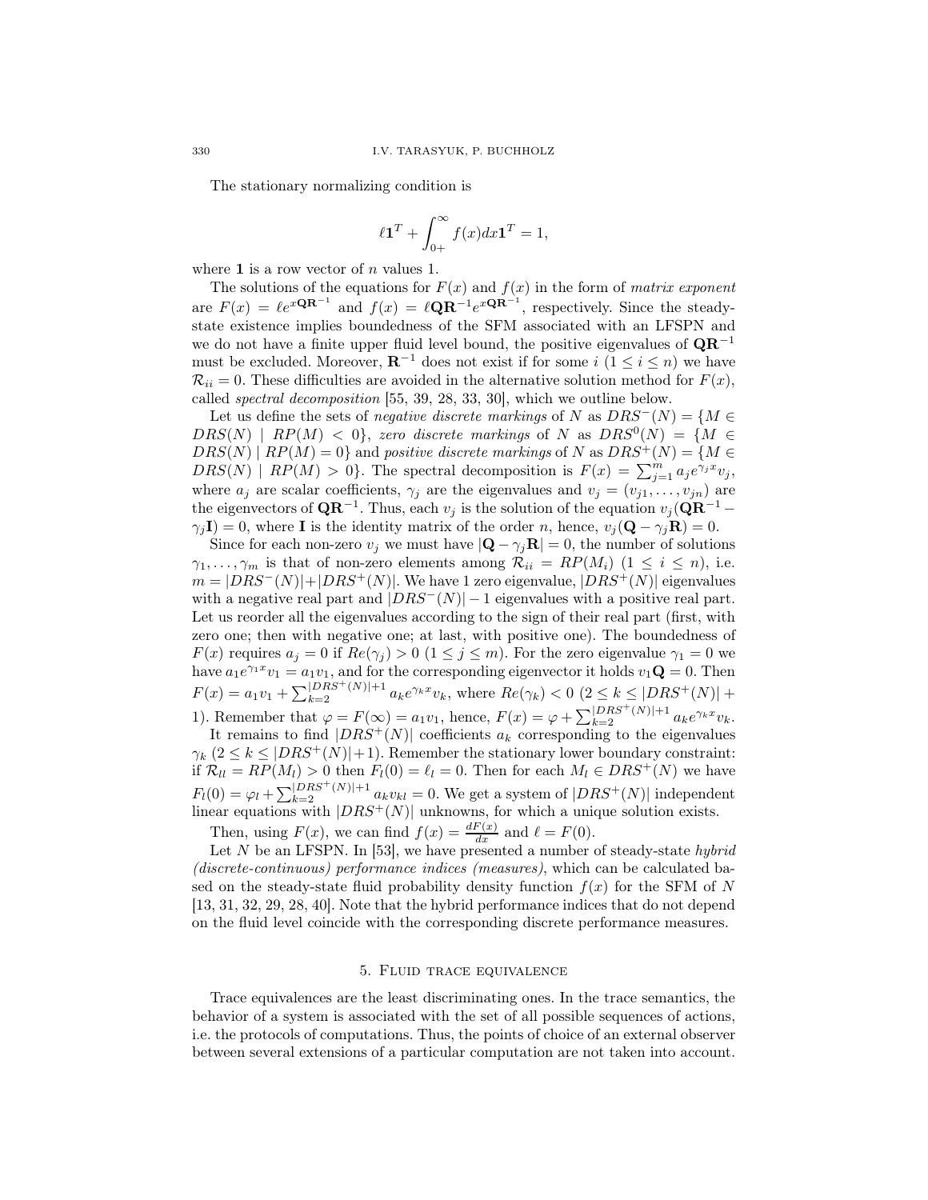The stationary normalizing condition is

$$\ell \mathbf{1}^T + \int_{0+}^{\infty} f(x)dx \mathbf{1}^T = 1,$$

where $\mathbf{1}$ is a row vector of $n$ values 1.

The solutions of the equations for $F(x)$ and $f(x)$ in the form of *matrix exponent* are $F(x) = \ell e^{x\mathbf{Q}\mathbf{R}^{-1}}$ and $f(x) = \ell \mathbf{Q}\mathbf{R}^{-1} e^{x\mathbf{Q}\mathbf{R}^{-1}}$, respectively. Since the steady-state existence implies boundedness of the SFM associated with an LFSPN and we do not have a finite upper fluid level bound, the positive eigenvalues of $\mathbf{Q}\mathbf{R}^{-1}$ must be excluded. Moreover, $\mathbf{R}^{-1}$ does not exist if for some $i$ $(1 \leq i \leq n)$ we have $\mathcal{R}_{ii} = 0$. These difficulties are avoided in the alternative solution method for $F(x)$, called *spectral decomposition* [55, 39, 28, 33, 30], which we outline below.

Let us define the sets of *negative discrete markings* of $N$ as $DRS^-(N) = \{M \in DRS(N) \mid RP(M) < 0\}$, *zero discrete markings* of $N$ as $DRS^0(N) = \{M \in DRS(N) \mid RP(M) = 0\}$ and *positive discrete markings* of $N$ as $DRS^+(N) = \{M \in DRS(N) \mid RP(M) > 0\}$. The spectral decomposition is $F(x) = \sum_{j=1}^{m} a_j e^{\gamma_j x} v_j$, where $a_j$ are scalar coefficients, $\gamma_j$ are the eigenvalues and $v_j = (v_{j1}, \ldots, v_{jn})$ are the eigenvectors of $\mathbf{Q}\mathbf{R}^{-1}$. Thus, each $v_j$ is the solution of the equation $v_j(\mathbf{Q}\mathbf{R}^{-1} - \gamma_j \mathbf{I}) = 0$, where $\mathbf{I}$ is the identity matrix of the order $n$, hence, $v_j(\mathbf{Q} - \gamma_j \mathbf{R}) = 0$.

Since for each non-zero $v_j$ we must have $|\mathbf{Q} - \gamma_j \mathbf{R}| = 0$, the number of solutions $\gamma_1, \ldots, \gamma_m$ is that of non-zero elements among $\mathcal{R}_{ii} = RP(M_i)$ $(1 \leq i \leq n)$, i.e. $m = |DRS^-(N)| + |DRS^+(N)|$. We have 1 zero eigenvalue, $|DRS^+(N)|$ eigenvalues with a negative real part and $|DRS^-(N)| - 1$ eigenvalues with a positive real part. Let us reorder all the eigenvalues according to the sign of their real part (first, with zero one; then with negative one; at last, with positive one). The boundedness of $F(x)$ requires $a_j = 0$ if $Re(\gamma_j) > 0$ $(1 \leq j \leq m)$. For the zero eigenvalue $\gamma_1 = 0$ we have $a_1 e^{\gamma_1 x} v_1 = a_1 v_1$, and for the corresponding eigenvector it holds $v_1 \mathbf{Q} = 0$. Then $F(x) = a_1 v_1 + \sum_{k=2}^{|DRS^+(N)|+1} a_k e^{\gamma_k x} v_k$, where $Re(\gamma_k) < 0$ $(2 \leq k \leq |DRS^+(N)| + 1)$. Remember that $\varphi = F(\infty) = a_1 v_1$, hence, $F(x) = \varphi + \sum_{k=2}^{|DRS^+(N)|+1} a_k e^{\gamma_k x} v_k$.

It remains to find $|DRS^+(N)|$ coefficients $a_k$ corresponding to the eigenvalues $\gamma_k$ $(2 \leq k \leq |DRS^+(N)|+1)$. Remember the stationary lower boundary constraint: if $\mathcal{R}_{ll} = RP(M_l) > 0$ then $F_l(0) = \ell_l = 0$. Then for each $M_l \in DRS^+(N)$ we have $F_l(0) = \varphi_l + \sum_{k=2}^{|DRS^+(N)|+1} a_k v_{kl} = 0$. We get a system of $|DRS^+(N)|$ independent linear equations with $|DRS^+(N)|$ unknowns, for which a unique solution exists.

Then, using $F(x)$, we can find $f(x) = \frac{dF(x)}{dx}$ and $\ell = F(0)$.

Let $N$ be an LFSPN. In [53], we have presented a number of steady-state *hybrid (discrete-continuous) performance indices (measures)*, which can be calculated based on the steady-state fluid probability density function $f(x)$ for the SFM of $N$ [13, 31, 32, 29, 28, 40]. Note that the hybrid performance indices that do not depend on the fluid level coincide with the corresponding discrete performance measures.

## 5. Fluid trace equivalence

Trace equivalences are the least discriminating ones. In the trace semantics, the behavior of a system is associated with the set of all possible sequences of actions, i.e. the protocols of computations. Thus, the points of choice of an external observer between several extensions of a particular computation are not taken into account.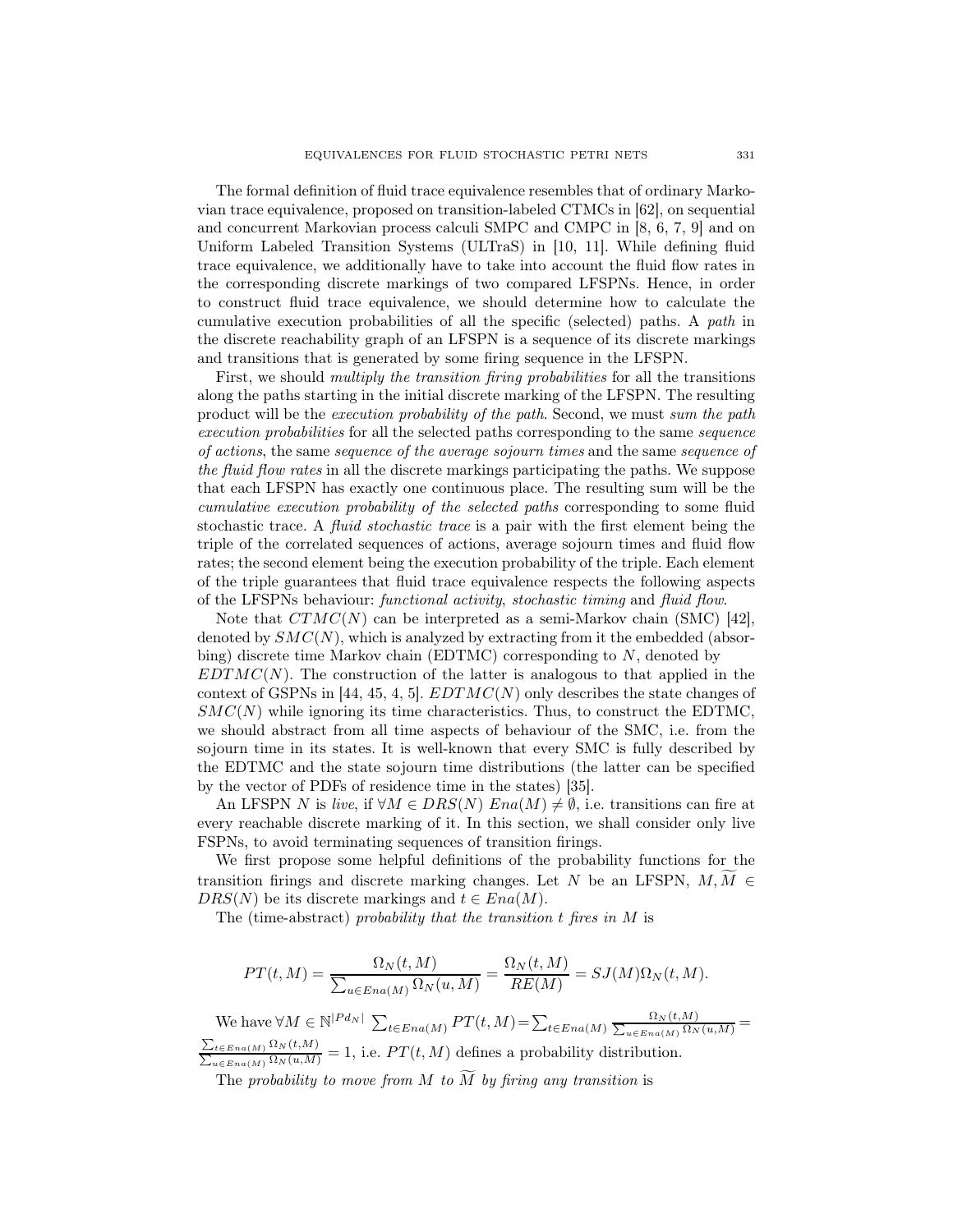The formal definition of fluid trace equivalence resembles that of ordinary Markovian trace equivalence, proposed on transition-labeled CTMCs in [62], on sequential and concurrent Markovian process calculi SMPC and CMPC in [8, 6, 7, 9] and on Uniform Labeled Transition Systems (ULTraS) in [10, 11]. While defining fluid trace equivalence, we additionally have to take into account the fluid flow rates in the corresponding discrete markings of two compared LFSPNs. Hence, in order to construct fluid trace equivalence, we should determine how to calculate the cumulative execution probabilities of all the specific (selected) paths. A *path* in the discrete reachability graph of an LFSPN is a sequence of its discrete markings and transitions that is generated by some firing sequence in the LFSPN.

First, we should *multiply the transition firing probabilities* for all the transitions along the paths starting in the initial discrete marking of the LFSPN. The resulting product will be the *execution probability of the path*. Second, we must *sum the path execution probabilities* for all the selected paths corresponding to the same *sequence of actions*, the same *sequence of the average sojourn times* and the same *sequence of the fluid flow rates* in all the discrete markings participating the paths. We suppose that each LFSPN has exactly one continuous place. The resulting sum will be the *cumulative execution probability of the selected paths* corresponding to some fluid stochastic trace. A *fluid stochastic trace* is a pair with the first element being the triple of the correlated sequences of actions, average sojourn times and fluid flow rates; the second element being the execution probability of the triple. Each element of the triple guarantees that fluid trace equivalence respects the following aspects of the LFSPNs behaviour: *functional activity*, *stochastic timing* and *fluid flow*.

Note that $CTMC(N)$ can be interpreted as a semi-Markov chain (SMC) [42], denoted by $SMC(N)$, which is analyzed by extracting from it the embedded (absorbing) discrete time Markov chain (EDTMC) corresponding to $N$, denoted by $EDTMC(N)$. The construction of the latter is analogous to that applied in the context of GSPNs in [44, 45, 4, 5]. $EDTMC(N)$ only describes the state changes of $SMC(N)$ while ignoring its time characteristics. Thus, to construct the EDTMC, we should abstract from all time aspects of behaviour of the SMC, i.e. from the sojourn time in its states. It is well-known that every SMC is fully described by the EDTMC and the state sojourn time distributions (the latter can be specified by the vector of PDFs of residence time in the states) [35].

An LFSPN $N$ is *live*, if $\forall M \in DRS(N)\ Ena(M) \neq \emptyset$, i.e. transitions can fire at every reachable discrete marking of it. In this section, we shall consider only live FSPNs, to avoid terminating sequences of transition firings.

We first propose some helpful definitions of the probability functions for the transition firings and discrete marking changes. Let $N$ be an LFSPN, $M, \widetilde{M} \in DRS(N)$ be its discrete markings and $t \in Ena(M)$.

The (time-abstract) *probability that the transition $t$ fires in $M$* is

$$PT(t, M) = \frac{\Omega_N(t, M)}{\sum_{u \in Ena(M)} \Omega_N(u, M)} = \frac{\Omega_N(t, M)}{RE(M)} = SJ(M)\Omega_N(t, M).$$

We have $\forall M \in \mathbb{N}^{|Pd_N|}\ \sum_{t \in Ena(M)} PT(t, M) = \sum_{t \in Ena(M)} \frac{\Omega_N(t,M)}{\sum_{u \in Ena(M)} \Omega_N(u,M)} = \frac{\sum_{t \in Ena(M)} \Omega_N(t,M)}{\sum_{u \in Ena(M)} \Omega_N(u,M)} = 1$, i.e. $PT(t, M)$ defines a probability distribution.

The *probability to move from $M$ to $\widetilde{M}$ by firing any transition* is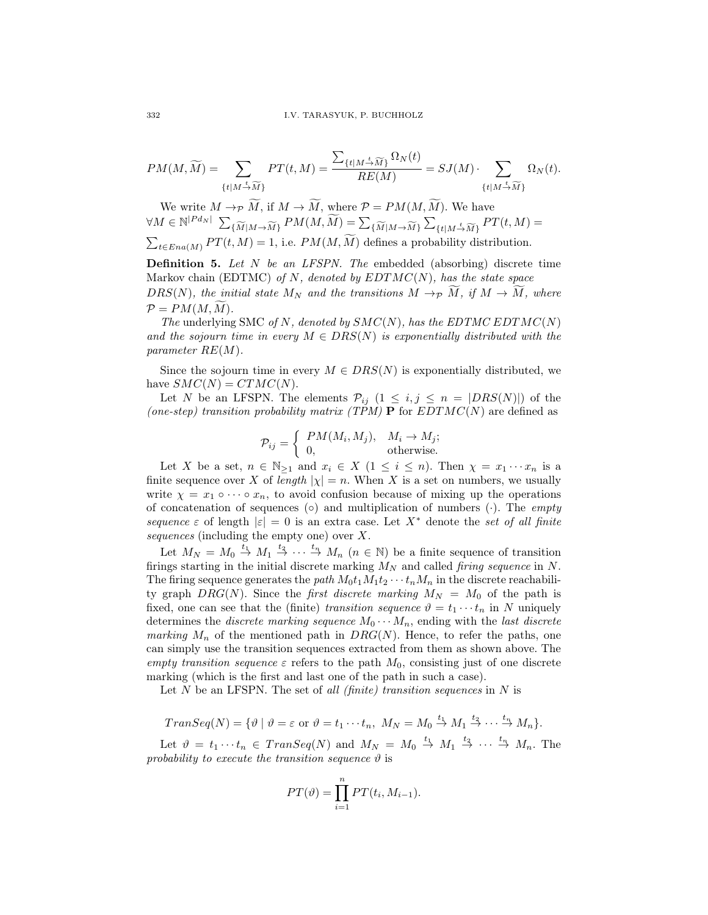$$PM(M, \widetilde{M}) = \sum_{\{t \mid M \xrightarrow{t} \widetilde{M}\}} PT(t, M) = \frac{\sum_{\{t \mid M \xrightarrow{t} \widetilde{M}\}} \Omega_N(t)}{RE(M)} = SJ(M) \cdot \sum_{\{t \mid M \xrightarrow{t} \widetilde{M}\}} \Omega_N(t).$$

We write $M \to_{\mathcal{P}} \widetilde{M}$, if $M \to \widetilde{M}$, where $\mathcal{P} = PM(M, \widetilde{M})$. We have $\forall M \in \mathbb{N}^{|Pd_N|}$ $\sum_{\{\widetilde{M} \mid M \to \widetilde{M}\}} PM(M, \widetilde{M}) = \sum_{\{\widetilde{M} \mid M \to \widetilde{M}\}} \sum_{\{t \mid M \xrightarrow{t} \widetilde{M}\}} PT(t, M) = \sum_{t \in Ena(M)} PT(t, M) = 1$, i.e. $PM(M, \widetilde{M})$ defines a probability distribution.

**Definition 5.** *Let $N$ be an LFSPN. The* embedded (absorbing) discrete time Markov chain (EDTMC) *of $N$, denoted by $EDTMC(N)$, has the state space $DRS(N)$, the initial state $M_N$ and the transitions $M \to_{\mathcal{P}} \widetilde{M}$, if $M \to \widetilde{M}$, where $\mathcal{P} = PM(M, \widetilde{M})$.*

*The* underlying SMC *of $N$, denoted by $SMC(N)$, has the EDTMC $EDTMC(N)$ and the sojourn time in every $M \in DRS(N)$ is exponentially distributed with the parameter $RE(M)$.*

Since the sojourn time in every $M \in DRS(N)$ is exponentially distributed, we have $SMC(N) = CTMC(N)$.

Let $N$ be an LFSPN. The elements $\mathcal{P}_{ij}$ $(1 \leq i, j \leq n = |DRS(N)|)$ of the *(one-step) transition probability matrix (TPM)* $\mathbf{P}$ for $EDTMC(N)$ are defined as

$$\mathcal{P}_{ij} = \begin{cases} PM(M_i, M_j), & M_i \to M_j; \\ 0, & \text{otherwise.} \end{cases}$$

Let $X$ be a set, $n \in \mathbb{N}_{\geq 1}$ and $x_i \in X$ $(1 \leq i \leq n)$. Then $\chi = x_1 \cdots x_n$ is a finite sequence over $X$ of *length* $|\chi| = n$. When $X$ is a set on numbers, we usually write $\chi = x_1 \circ \cdots \circ x_n$, to avoid confusion because of mixing up the operations of concatenation of sequences ($\circ$) and multiplication of numbers ($\cdot$). The *empty sequence* $\varepsilon$ of length $|\varepsilon| = 0$ is an extra case. Let $X^*$ denote the *set of all finite sequences* (including the empty one) over $X$.

Let $M_N = M_0 \xrightarrow{t_1} M_1 \xrightarrow{t_2} \cdots \xrightarrow{t_n} M_n$ $(n \in \mathbb{N})$ be a finite sequence of transition firings starting in the initial discrete marking $M_N$ and called *firing sequence* in $N$. The firing sequence generates the *path* $M_0 t_1 M_1 t_2 \cdots t_n M_n$ in the discrete reachability graph $DRG(N)$. Since the *first discrete marking* $M_N = M_0$ of the path is fixed, one can see that the (finite) *transition sequence* $\vartheta = t_1 \cdots t_n$ in $N$ uniquely determines the *discrete marking sequence* $M_0 \cdots M_n$, ending with the *last discrete marking* $M_n$ of the mentioned path in $DRG(N)$. Hence, to refer the paths, one can simply use the transition sequences extracted from them as shown above. The *empty transition sequence* $\varepsilon$ refers to the path $M_0$, consisting just of one discrete marking (which is the first and last one of the path in such a case).

Let $N$ be an LFSPN. The set of *all (finite) transition sequences* in $N$ is

$$TranSeq(N) = \{\vartheta \mid \vartheta = \varepsilon \text{ or } \vartheta = t_1 \cdots t_n,\ M_N = M_0 \xrightarrow{t_1} M_1 \xrightarrow{t_2} \cdots \xrightarrow{t_n} M_n\}.$$

Let $\vartheta = t_1 \cdots t_n \in TranSeq(N)$ and $M_N = M_0 \xrightarrow{t_1} M_1 \xrightarrow{t_2} \cdots \xrightarrow{t_n} M_n$. The *probability to execute the transition sequence* $\vartheta$ is

$$PT(\vartheta) = \prod_{i=1}^{n} PT(t_i, M_{i-1}).$$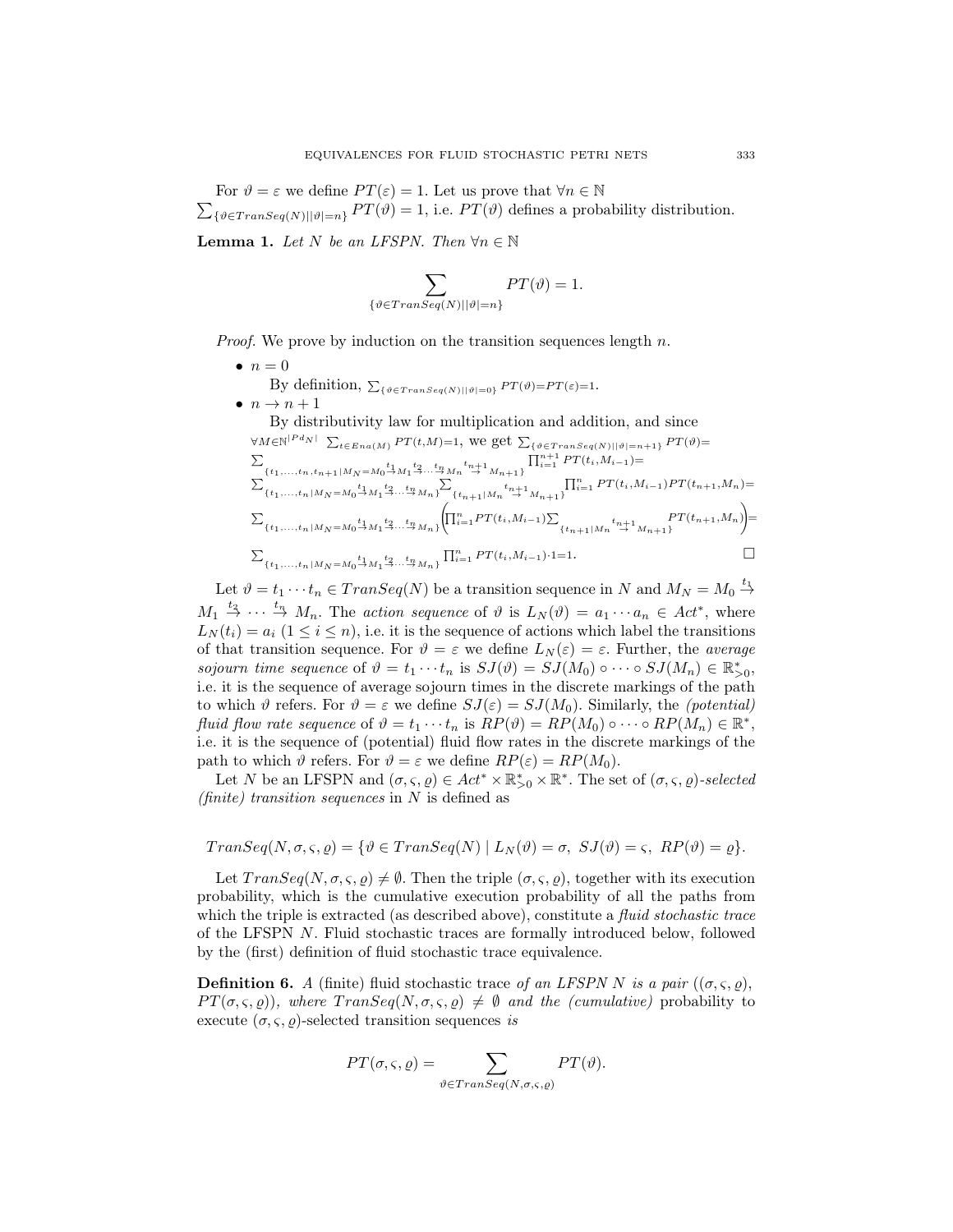For $\vartheta = \varepsilon$ we define $PT(\varepsilon) = 1$. Let us prove that $\forall n \in \mathbb{N}$ $\sum_{\{\vartheta \in TranSeq(N) \mid |\vartheta|=n\}} PT(\vartheta) = 1$, i.e. $PT(\vartheta)$ defines a probability distribution.

**Lemma 1.** *Let $N$ be an LFSPN. Then $\forall n \in \mathbb{N}$*

$$\sum_{\{\vartheta \in TranSeq(N) \mid |\vartheta|=n\}} PT(\vartheta) = 1.$$

*Proof.* We prove by induction on the transition sequences length $n$.

- $n = 0$

  By definition, $\sum_{\{\vartheta \in TranSeq(N) \mid |\vartheta|=0\}} PT(\vartheta) = PT(\varepsilon) = 1$.
- $n \to n+1$

  By distributivity law for multiplication and addition, and since $\forall M \in \mathbb{N}^{|Pd_N|}$ $\sum_{t \in Ena(M)} PT(t, M) = 1$, we get $\sum_{\{\vartheta \in TranSeq(N) \mid |\vartheta|=n+1\}} PT(\vartheta) =$
  $\sum_{\{t_1,\ldots,t_n,t_{n+1} \mid M_N = M_0 \xrightarrow{t_1} M_1 \xrightarrow{t_2} \cdots \xrightarrow{t_n} M_n \xrightarrow{t_{n+1}} M_{n+1}\}} \prod_{i=1}^{n+1} PT(t_i, M_{i-1}) =$
  $\sum_{\{t_1,\ldots,t_n \mid M_N = M_0 \xrightarrow{t_1} M_1 \xrightarrow{t_2} \cdots \xrightarrow{t_n} M_n\}} \sum_{\{t_{n+1} \mid M_n \xrightarrow{t_{n+1}} M_{n+1}\}} \prod_{i=1}^{n} PT(t_i, M_{i-1}) PT(t_{n+1}, M_n) =$
  $\sum_{\{t_1,\ldots,t_n \mid M_N = M_0 \xrightarrow{t_1} M_1 \xrightarrow{t_2} \cdots \xrightarrow{t_n} M_n\}} \left( \prod_{i=1}^{n} PT(t_i, M_{i-1}) \sum_{\{t_{n+1} \mid M_n \xrightarrow{t_{n+1}} M_{n+1}\}} PT(t_{n+1}, M_n) \right) =$
  $\sum_{\{t_1,\ldots,t_n \mid M_N = M_0 \xrightarrow{t_1} M_1 \xrightarrow{t_2} \cdots \xrightarrow{t_n} M_n\}} \prod_{i=1}^{n} PT(t_i, M_{i-1}) \cdot 1 = 1.$ $\square$

Let $\vartheta = t_1 \cdots t_n \in TranSeq(N)$ be a transition sequence in $N$ and $M_N = M_0 \xrightarrow{t_1} M_1 \xrightarrow{t_2} \cdots \xrightarrow{t_n} M_n$. The *action sequence* of $\vartheta$ is $L_N(\vartheta) = a_1 \cdots a_n \in Act^*$, where $L_N(t_i) = a_i$ $(1 \le i \le n)$, i.e. it is the sequence of actions which label the transitions of that transition sequence. For $\vartheta = \varepsilon$ we define $L_N(\varepsilon) = \varepsilon$. Further, the *average sojourn time sequence* of $\vartheta = t_1 \cdots t_n$ is $SJ(\vartheta) = SJ(M_0) \circ \cdots \circ SJ(M_n) \in \mathbb{R}_{>0}^*$, i.e. it is the sequence of average sojourn times in the discrete markings of the path to which $\vartheta$ refers. For $\vartheta = \varepsilon$ we define $SJ(\varepsilon) = SJ(M_0)$. Similarly, the *(potential) fluid flow rate sequence* of $\vartheta = t_1 \cdots t_n$ is $RP(\vartheta) = RP(M_0) \circ \cdots \circ RP(M_n) \in \mathbb{R}^*$, i.e. it is the sequence of (potential) fluid flow rates in the discrete markings of the path to which $\vartheta$ refers. For $\vartheta = \varepsilon$ we define $RP(\varepsilon) = RP(M_0)$.

Let $N$ be an LFSPN and $(\sigma, \varsigma, \varrho) \in Act^* \times \mathbb{R}_{>0}^* \times \mathbb{R}^*$. The set of $(\sigma, \varsigma, \varrho)$*-selected (finite) transition sequences* in $N$ is defined as

$$TranSeq(N, \sigma, \varsigma, \varrho) = \{\vartheta \in TranSeq(N) \mid L_N(\vartheta) = \sigma,\ SJ(\vartheta) = \varsigma,\ RP(\vartheta) = \varrho\}.$$

Let $TranSeq(N, \sigma, \varsigma, \varrho) \neq \emptyset$. Then the triple $(\sigma, \varsigma, \varrho)$, together with its execution probability, which is the cumulative execution probability of all the paths from which the triple is extracted (as described above), constitute a *fluid stochastic trace* of the LFSPN $N$. Fluid stochastic traces are formally introduced below, followed by the (first) definition of fluid stochastic trace equivalence.

**Definition 6.** *A* (finite) fluid stochastic trace *of an LFSPN $N$ is a pair $((\sigma, \varsigma, \varrho), PT(\sigma, \varsigma, \varrho))$, where $TranSeq(N, \sigma, \varsigma, \varrho) \neq \emptyset$ and the (cumulative)* probability *to execute $(\sigma, \varsigma, \varrho)$-selected transition sequences is*

$$PT(\sigma, \varsigma, \varrho) = \sum_{\vartheta \in TranSeq(N, \sigma, \varsigma, \varrho)} PT(\vartheta).$$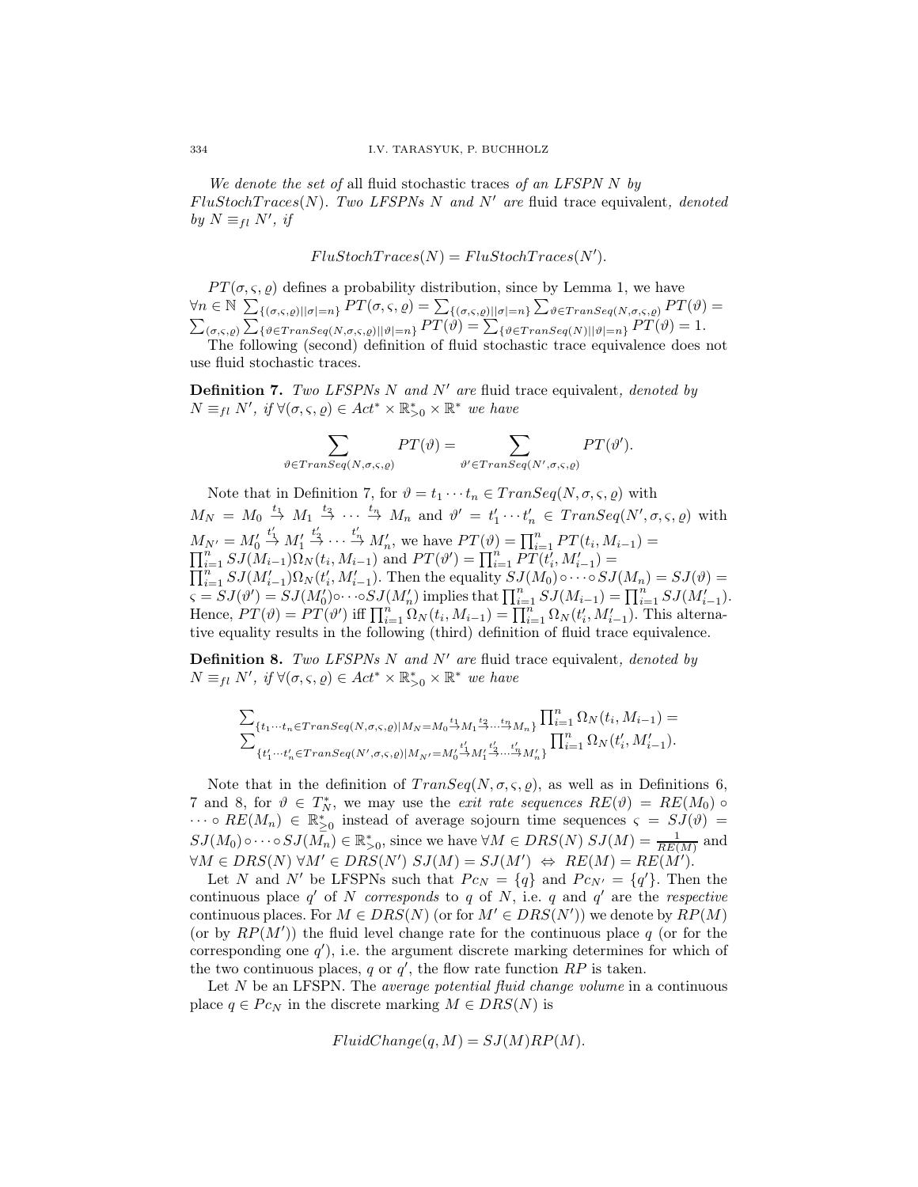*We denote the set of* all fluid stochastic traces *of an LFSPN $N$ by* $FluStochTraces(N)$. *Two LFSPNs $N$ and $N'$ are* fluid trace equivalent, *denoted by $N \equiv_{fl} N'$, if*

$$FluStochTraces(N) = FluStochTraces(N').$$

$PT(\sigma, \varsigma, \varrho)$ defines a probability distribution, since by Lemma 1, we have $\forall n \in \mathbb{N}\ \sum_{\{(\sigma,\varsigma,\varrho)||\sigma|=n\}} PT(\sigma, \varsigma, \varrho) = \sum_{\{(\sigma,\varsigma,\varrho)||\sigma|=n\}} \sum_{\vartheta \in TranSeq(N,\sigma,\varsigma,\varrho)} PT(\vartheta) = \sum_{(\sigma,\varsigma,\varrho)} \sum_{\{\vartheta \in TranSeq(N,\sigma,\varsigma,\varrho)||\vartheta|=n\}} PT(\vartheta) = \sum_{\{\vartheta \in TranSeq(N)||\vartheta|=n\}} PT(\vartheta) = 1$.

The following (second) definition of fluid stochastic trace equivalence does not use fluid stochastic traces.

**Definition 7.** *Two LFSPNs $N$ and $N'$ are* fluid trace equivalent, *denoted by $N \equiv_{fl} N'$, if $\forall (\sigma, \varsigma, \varrho) \in Act^* \times \mathbb{R}^*_{>0} \times \mathbb{R}^*$ we have*

$$\sum_{\vartheta \in TranSeq(N,\sigma,\varsigma,\varrho)} PT(\vartheta) = \sum_{\vartheta' \in TranSeq(N',\sigma,\varsigma,\varrho)} PT(\vartheta').$$

Note that in Definition 7, for $\vartheta = t_1 \cdots t_n \in TranSeq(N, \sigma, \varsigma, \varrho)$ with $M_N = M_0 \stackrel{t_1}{\to} M_1 \stackrel{t_2}{\to} \cdots \stackrel{t_n}{\to} M_n$ and $\vartheta' = t'_1 \cdots t'_n \in TranSeq(N', \sigma, \varsigma, \varrho)$ with $M_{N'} = M'_0 \stackrel{t'_1}{\to} M'_1 \stackrel{t'_2}{\to} \cdots \stackrel{t'_n}{\to} M'_n$, we have $PT(\vartheta) = \prod_{i=1}^n PT(t_i, M_{i-1}) = \prod_{i=1}^n SJ(M_{i-1})\Omega_N(t_i, M_{i-1})$ and $PT(\vartheta') = \prod_{i=1}^n PT(t'_i, M'_{i-1}) = \prod_{i=1}^n SJ(M'_{i-1})\Omega_N(t'_i, M'_{i-1})$. Then the equality $SJ(M_0) \circ \cdots \circ SJ(M_n) = SJ(\vartheta) = \varsigma = SJ(\vartheta') = SJ(M'_0) \circ \cdots \circ SJ(M'_n)$ implies that $\prod_{i=1}^n SJ(M_{i-1}) = \prod_{i=1}^n SJ(M'_{i-1})$. Hence, $PT(\vartheta) = PT(\vartheta')$ iff $\prod_{i=1}^n \Omega_N(t_i, M_{i-1}) = \prod_{i=1}^n \Omega_N(t'_i, M'_{i-1})$. This alternative equality results in the following (third) definition of fluid trace equivalence.

**Definition 8.** *Two LFSPNs $N$ and $N'$ are* fluid trace equivalent, *denoted by $N \equiv_{fl} N'$, if $\forall (\sigma, \varsigma, \varrho) \in Act^* \times \mathbb{R}^*_{>0} \times \mathbb{R}^*$ we have*

$$\sum_{\{t_1 \cdots t_n \in TranSeq(N,\sigma,\varsigma,\varrho) | M_N = M_0 \stackrel{t_1}{\to} M_1 \stackrel{t_2}{\to} \cdots \stackrel{t_n}{\to} M_n\}} \prod_{i=1}^n \Omega_N(t_i, M_{i-1}) = \sum_{\{t'_1 \cdots t'_n \in TranSeq(N',\sigma,\varsigma,\varrho) | M_{N'} = M'_0 \stackrel{t'_1}{\to} M'_1 \stackrel{t'_2}{\to} \cdots \stackrel{t'_n}{\to} M'_n\}} \prod_{i=1}^n \Omega_N(t'_i, M'_{i-1}).$$

Note that in the definition of $TranSeq(N, \sigma, \varsigma, \varrho)$, as well as in Definitions 6, 7 and 8, for $\vartheta \in T_N^*$, we may use the *exit rate sequences* $RE(\vartheta) = RE(M_0) \circ \cdots \circ RE(M_n) \in \mathbb{R}^*_{\geq 0}$ instead of average sojourn time sequences $\varsigma = SJ(\vartheta) = SJ(M_0) \circ \cdots \circ SJ(M_n) \in \mathbb{R}^*_{>0}$, since we have $\forall M \in DRS(N)\ SJ(M) = \frac{1}{RE(M)}$ and $\forall M \in DRS(N)\ \forall M' \in DRS(N')\ SJ(M) = SJ(M') \Leftrightarrow RE(M) = RE(M')$.

Let $N$ and $N'$ be LFSPNs such that $Pc_N = \{q\}$ and $Pc_{N'} = \{q'\}$. Then the continuous place $q'$ of $N$ *corresponds* to $q$ of $N$, i.e. $q$ and $q'$ are the *respective* continuous places. For $M \in DRS(N)$ (or for $M' \in DRS(N')$) we denote by $RP(M)$ (or by $RP(M')$) the fluid level change rate for the continuous place $q$ (or for the corresponding one $q'$), i.e. the argument discrete marking determines for which of the two continuous places, $q$ or $q'$, the flow rate function $RP$ is taken.

Let $N$ be an LFSPN. The *average potential fluid change volume* in a continuous place $q \in Pc_N$ in the discrete marking $M \in DRS(N)$ is

$$FluidChange(q, M) = SJ(M)RP(M).$$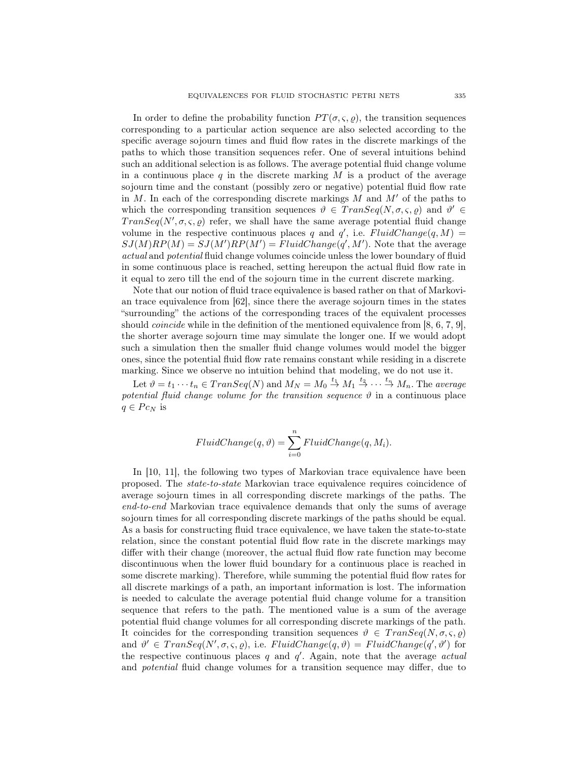In order to define the probability function $PT(\sigma, \varsigma, \varrho)$, the transition sequences corresponding to a particular action sequence are also selected according to the specific average sojourn times and fluid flow rates in the discrete markings of the paths to which those transition sequences refer. One of several intuitions behind such an additional selection is as follows. The average potential fluid change volume in a continuous place $q$ in the discrete marking $M$ is a product of the average sojourn time and the constant (possibly zero or negative) potential fluid flow rate in $M$. In each of the corresponding discrete markings $M$ and $M'$ of the paths to which the corresponding transition sequences $\vartheta \in TranSeq(N, \sigma, \varsigma, \varrho)$ and $\vartheta' \in TranSeq(N', \sigma, \varsigma, \varrho)$ refer, we shall have the same average potential fluid change volume in the respective continuous places $q$ and $q'$, i.e. $FluidChange(q, M) = SJ(M)RP(M) = SJ(M')RP(M') = FluidChange(q', M')$. Note that the average *actual* and *potential* fluid change volumes coincide unless the lower boundary of fluid in some continuous place is reached, setting hereupon the actual fluid flow rate in it equal to zero till the end of the sojourn time in the current discrete marking.

Note that our notion of fluid trace equivalence is based rather on that of Markovian trace equivalence from [62], since there the average sojourn times in the states "surrounding" the actions of the corresponding traces of the equivalent processes should *coincide* while in the definition of the mentioned equivalence from [8, 6, 7, 9], the shorter average sojourn time may simulate the longer one. If we would adopt such a simulation then the smaller fluid change volumes would model the bigger ones, since the potential fluid flow rate remains constant while residing in a discrete marking. Since we observe no intuition behind that modeling, we do not use it.

Let $\vartheta = t_1 \cdots t_n \in TranSeq(N)$ and $M_N = M_0 \stackrel{t_1}{\to} M_1 \stackrel{t_2}{\to} \cdots \stackrel{t_n}{\to} M_n$. The *average potential fluid change volume for the transition sequence* $\vartheta$ in a continuous place $q \in Pc_N$ is

$$FluidChange(q, \vartheta) = \sum_{i=0}^{n} FluidChange(q, M_i).$$

In [10, 11], the following two types of Markovian trace equivalence have been proposed. The *state-to-state* Markovian trace equivalence requires coincidence of average sojourn times in all corresponding discrete markings of the paths. The *end-to-end* Markovian trace equivalence demands that only the sums of average sojourn times for all corresponding discrete markings of the paths should be equal. As a basis for constructing fluid trace equivalence, we have taken the state-to-state relation, since the constant potential fluid flow rate in the discrete markings may differ with their change (moreover, the actual fluid flow rate function may become discontinuous when the lower fluid boundary for a continuous place is reached in some discrete marking). Therefore, while summing the potential fluid flow rates for all discrete markings of a path, an important information is lost. The information is needed to calculate the average potential fluid change volume for a transition sequence that refers to the path. The mentioned value is a sum of the average potential fluid change volumes for all corresponding discrete markings of the path. It coincides for the corresponding transition sequences $\vartheta \in TranSeq(N, \sigma, \varsigma, \varrho)$ and $\vartheta' \in TranSeq(N', \sigma, \varsigma, \varrho)$, i.e. $FluidChange(q, \vartheta) = FluidChange(q', \vartheta')$ for the respective continuous places $q$ and $q'$. Again, note that the average *actual* and *potential* fluid change volumes for a transition sequence may differ, due to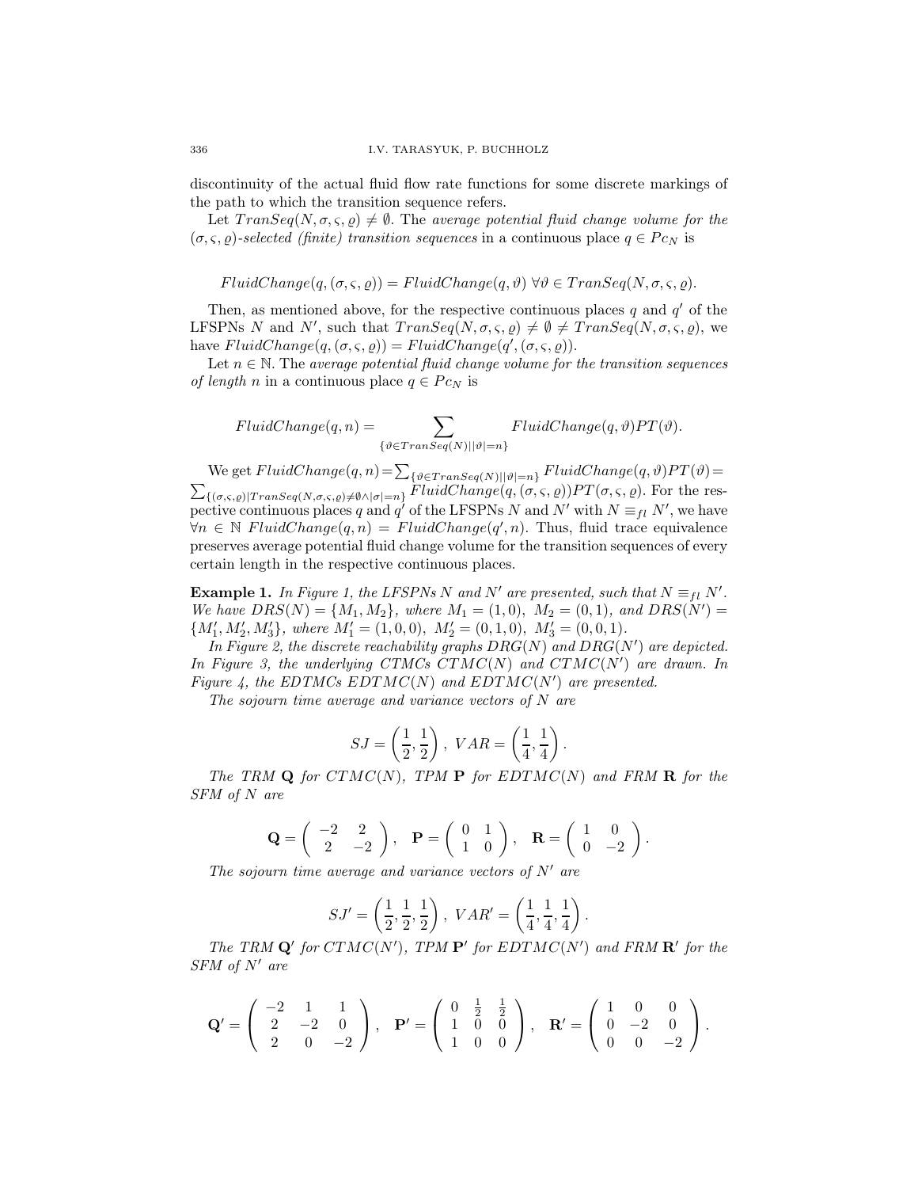discontinuity of the actual fluid flow rate functions for some discrete markings of the path to which the transition sequence refers.

Let $TranSeq(N, \sigma, \varsigma, \varrho) \neq \emptyset$. The *average potential fluid change volume for the $(\sigma, \varsigma, \varrho)$-selected (finite) transition sequences* in a continuous place $q \in Pc_N$ is

$$FluidChange(q, (\sigma, \varsigma, \varrho)) = FluidChange(q, \vartheta) \ \forall \vartheta \in TranSeq(N, \sigma, \varsigma, \varrho).$$

Then, as mentioned above, for the respective continuous places $q$ and $q'$ of the LFSPNs $N$ and $N'$, such that $TranSeq(N, \sigma, \varsigma, \varrho) \neq \emptyset \neq TranSeq(N, \sigma, \varsigma, \varrho)$, we have $FluidChange(q, (\sigma, \varsigma, \varrho)) = FluidChange(q', (\sigma, \varsigma, \varrho))$.

Let $n \in \mathbb{N}$. The *average potential fluid change volume for the transition sequences of length $n$* in a continuous place $q \in Pc_N$ is

$$FluidChange(q, n) = \sum_{\{\vartheta \in TranSeq(N) \mid |\vartheta| = n\}} FluidChange(q, \vartheta) PT(\vartheta).$$

We get $FluidChange(q, n) = \sum_{\{\vartheta \in TranSeq(N) \mid |\vartheta| = n\}} FluidChange(q, \vartheta) PT(\vartheta) = \sum_{\{(\sigma, \varsigma, \varrho) \mid TranSeq(N, \sigma, \varsigma, \varrho) \neq \emptyset \wedge |\sigma| = n\}} FluidChange(q, (\sigma, \varsigma, \varrho)) PT(\sigma, \varsigma, \varrho)$. For the respective continuous places $q$ and $q'$ of the LFSPNs $N$ and $N'$ with $N \equiv_{fl} N'$, we have $\forall n \in \mathbb{N} \ FluidChange(q, n) = FluidChange(q', n)$. Thus, fluid trace equivalence preserves average potential fluid change volume for the transition sequences of every certain length in the respective continuous places.

**Example 1.** *In Figure 1, the LFSPNs $N$ and $N'$ are presented, such that $N \equiv_{fl} N'$. We have $DRS(N) = \{M_1, M_2\}$, where $M_1 = (1, 0)$, $M_2 = (0, 1)$, and $DRS(N') = \{M_1', M_2', M_3'\}$, where $M_1' = (1, 0, 0)$, $M_2' = (0, 1, 0)$, $M_3' = (0, 0, 1)$.*

*In Figure 2, the discrete reachability graphs $DRG(N)$ and $DRG(N')$ are depicted. In Figure 3, the underlying CTMCs $CTMC(N)$ and $CTMC(N')$ are drawn. In Figure 4, the EDTMCs $EDTMC(N)$ and $EDTMC(N')$ are presented.*

*The sojourn time average and variance vectors of $N$ are*

$$SJ = \left(\frac{1}{2}, \frac{1}{2}\right), \ VAR = \left(\frac{1}{4}, \frac{1}{4}\right).$$

*The TRM $\mathbf{Q}$ for $CTMC(N)$, TPM $\mathbf{P}$ for $EDTMC(N)$ and FRM $\mathbf{R}$ for the SFM of $N$ are*

$$\mathbf{Q} = \begin{pmatrix} -2 & 2 \\ 2 & -2 \end{pmatrix}, \quad \mathbf{P} = \begin{pmatrix} 0 & 1 \\ 1 & 0 \end{pmatrix}, \quad \mathbf{R} = \begin{pmatrix} 1 & 0 \\ 0 & -2 \end{pmatrix}.$$

*The sojourn time average and variance vectors of $N'$ are*

$$SJ' = \left(\frac{1}{2}, \frac{1}{2}, \frac{1}{2}\right), \ VAR' = \left(\frac{1}{4}, \frac{1}{4}, \frac{1}{4}\right).$$

*The TRM $\mathbf{Q}'$ for $CTMC(N')$, TPM $\mathbf{P}'$ for $EDTMC(N')$ and FRM $\mathbf{R}'$ for the SFM of $N'$ are*

$$\mathbf{Q}' = \begin{pmatrix} -2 & 1 & 1 \\ 2 & -2 & 0 \\ 2 & 0 & -2 \end{pmatrix}, \quad \mathbf{P}' = \begin{pmatrix} 0 & \frac{1}{2} & \frac{1}{2} \\ 1 & 0 & 0 \\ 1 & 0 & 0 \end{pmatrix}, \quad \mathbf{R}' = \begin{pmatrix} 1 & 0 & 0 \\ 0 & -2 & 0 \\ 0 & 0 & -2 \end{pmatrix}.$$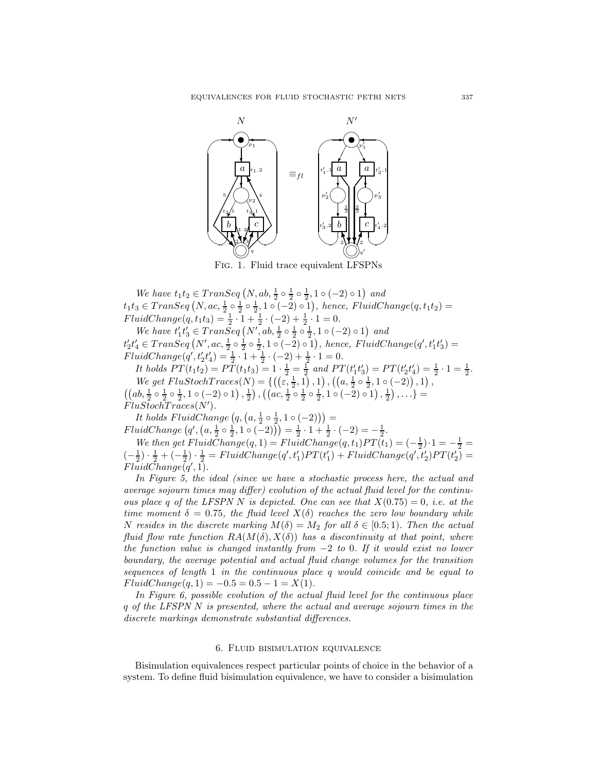Fig. 1. Fluid trace equivalent LFSPNs

*We have* $t_1t_2 \in TranSeq\left(N, ab, \frac{1}{2} \circ \frac{1}{2} \circ \frac{1}{2}, 1 \circ (-2) \circ 1\right)$ *and* $t_1t_3 \in TranSeq\left(N, ac, \frac{1}{2} \circ \frac{1}{2} \circ \frac{1}{2}, 1 \circ (-2) \circ 1\right)$*, hence,* $FluidChange(q, t_1t_2) = FluidChange(q, t_1t_3) = \frac{1}{2} \cdot 1 + \frac{1}{2} \cdot (-2) + \frac{1}{2} \cdot 1 = 0.$

*We have* $t'_1t'_3 \in TranSeq\left(N', ab, \frac{1}{2} \circ \frac{1}{2} \circ \frac{1}{2}, 1 \circ (-2) \circ 1\right)$ *and* $t'_2t'_4 \in TranSeq\left(N', ac, \frac{1}{2} \circ \frac{1}{2} \circ \frac{1}{2}, 1 \circ (-2) \circ 1\right)$*, hence,* $FluidChange(q', t'_1t'_3) = FluidChange(q', t'_2t'_4) = \frac{1}{2} \cdot 1 + \frac{1}{2} \cdot (-2) + \frac{1}{2} \cdot 1 = 0.$

*It holds* $PT(t_1t_2) = PT(t_1t_3) = 1 \cdot \frac{1}{2} = \frac{1}{2}$ *and* $PT(t'_1t'_3) = PT(t'_2t'_4) = \frac{1}{2} \cdot 1 = \frac{1}{2}$.

*We get* $FluStochTraces(N) = \{\left(\left(\varepsilon, \frac{1}{2}, 1\right), 1\right), \left(\left(a, \frac{1}{2} \circ \frac{1}{2}, 1 \circ (-2)\right), 1\right), \left(\left(ab, \frac{1}{2} \circ \frac{1}{2} \circ \frac{1}{2}, 1 \circ (-2) \circ 1\right), \frac{1}{2}\right), \left(\left(ac, \frac{1}{2} \circ \frac{1}{2} \circ \frac{1}{2}, 1 \circ (-2) \circ 1\right), \frac{1}{2}\right), \ldots\} = FluStochTraces(N').$

*It holds* $FluidChange\left(q, \left(a, \frac{1}{2} \circ \frac{1}{2}, 1 \circ (-2)\right)\right) = FluidChange\left(q', \left(a, \frac{1}{2} \circ \frac{1}{2}, 1 \circ (-2)\right)\right) = \frac{1}{2} \cdot 1 + \frac{1}{2} \cdot (-2) = -\frac{1}{2}.$

*We then get* $FluidChange(q, 1) = FluidChange(q, t_1)PT(t_1) = (-\frac{1}{2}) \cdot 1 = -\frac{1}{2} = (-\frac{1}{2}) \cdot \frac{1}{2} + (-\frac{1}{2}) \cdot \frac{1}{2} = FluidChange(q', t'_1)PT(t'_1) + FluidChange(q', t'_2)PT(t'_2) = FluidChange(q', 1).$

*In Figure 5, the ideal (since we have a stochastic process here, the actual and average sojourn times may differ) evolution of the actual fluid level for the continuous place* $q$ *of the LFSPN* $N$ *is depicted. One can see that* $X(0.75) = 0$*, i.e. at the time moment* $\delta = 0.75$*, the fluid level* $X(\delta)$ *reaches the zero low boundary while* $N$ *resides in the discrete marking* $M(\delta) = M_2$ *for all* $\delta \in [0.5; 1)$*. Then the actual fluid flow rate function* $RA(M(\delta), X(\delta))$ *has a discontinuity at that point, where the function value is changed instantly from* $-2$ *to* $0$*. If it would exist no lower boundary, the average potential and actual fluid change volumes for the transition sequences of length* $1$ *in the continuous place* $q$ *would coincide and be equal to* $FluidChange(q, 1) = -0.5 = 0.5 - 1 = X(1)$.

*In Figure 6, possible evolution of the actual fluid level for the continuous place* $q$ *of the LFSPN* $N$ *is presented, where the actual and average sojourn times in the discrete markings demonstrate substantial differences.*

## 6. Fluid bisimulation equivalence

Bisimulation equivalences respect particular points of choice in the behavior of a system. To define fluid bisimulation equivalence, we have to consider a bisimulation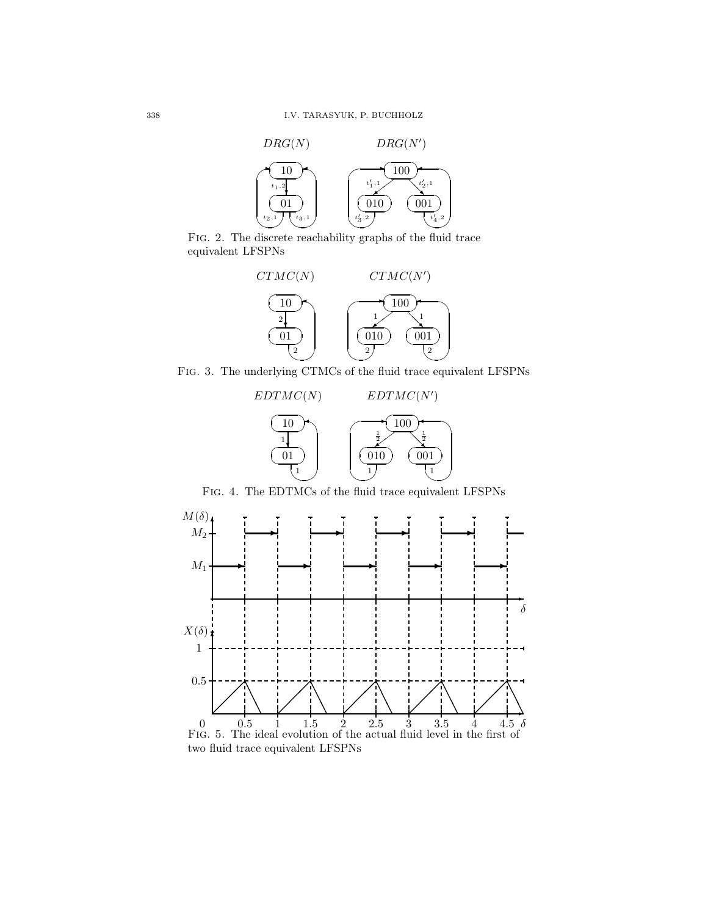Fig. 2. The discrete reachability graphs of the fluid trace equivalent LFSPNs

Fig. 3. The underlying CTMCs of the fluid trace equivalent LFSPNs

Fig. 4. The EDTMCs of the fluid trace equivalent LFSPNs

Fig. 5. The ideal evolution of the actual fluid level in the first of two fluid trace equivalent LFSPNs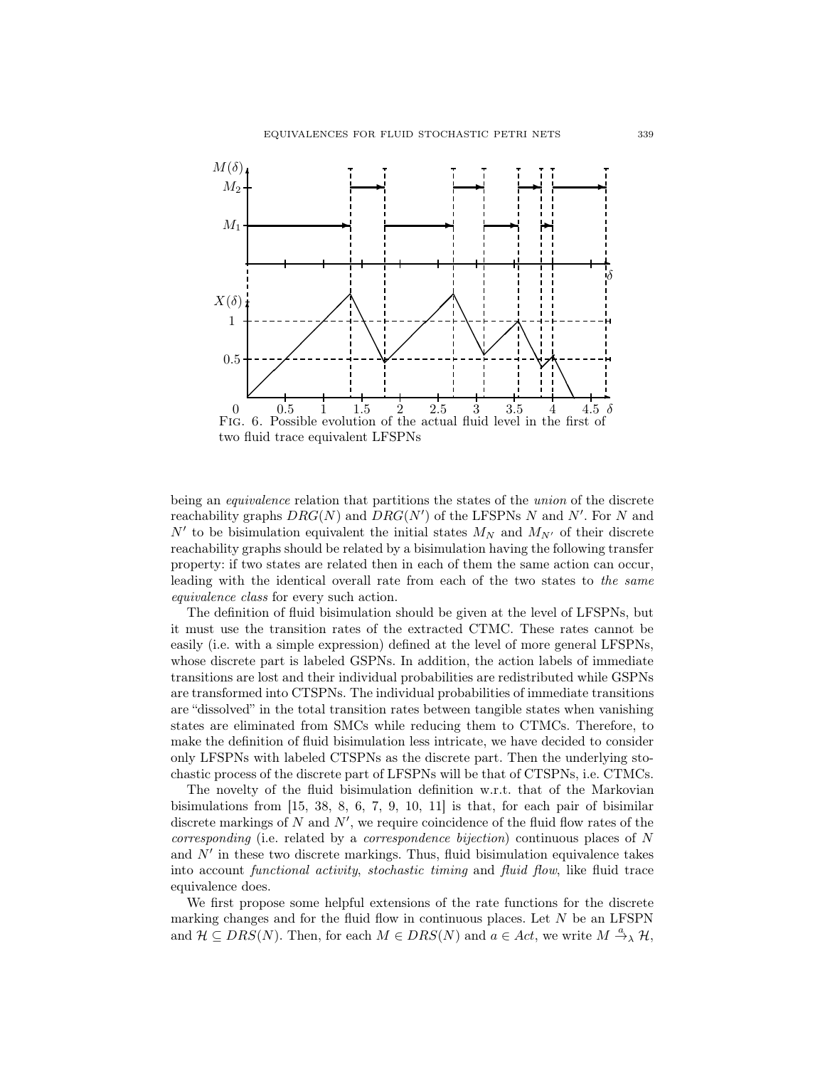Fig. 6. Possible evolution of the actual fluid level in the first of two fluid trace equivalent LFSPNs

being an *equivalence* relation that partitions the states of the *union* of the discrete reachability graphs $DRG(N)$ and $DRG(N')$ of the LFSPNs $N$ and $N'$. For $N$ and $N'$ to be bisimulation equivalent the initial states $M_N$ and $M_{N'}$ of their discrete reachability graphs should be related by a bisimulation having the following transfer property: if two states are related then in each of them the same action can occur, leading with the identical overall rate from each of the two states to *the same equivalence class* for every such action.

The definition of fluid bisimulation should be given at the level of LFSPNs, but it must use the transition rates of the extracted CTMC. These rates cannot be easily (i.e. with a simple expression) defined at the level of more general LFSPNs, whose discrete part is labeled GSPNs. In addition, the action labels of immediate transitions are lost and their individual probabilities are redistributed while GSPNs are transformed into CTSPNs. The individual probabilities of immediate transitions are "dissolved" in the total transition rates between tangible states when vanishing states are eliminated from SMCs while reducing them to CTMCs. Therefore, to make the definition of fluid bisimulation less intricate, we have decided to consider only LFSPNs with labeled CTSPNs as the discrete part. Then the underlying stochastic process of the discrete part of LFSPNs will be that of CTSPNs, i.e. CTMCs.

The novelty of the fluid bisimulation definition w.r.t. that of the Markovian bisimulations from [15, 38, 8, 6, 7, 9, 10, 11] is that, for each pair of bisimilar discrete markings of $N$ and $N'$, we require coincidence of the fluid flow rates of the *corresponding* (i.e. related by a *correspondence bijection*) continuous places of $N$ and $N'$ in these two discrete markings. Thus, fluid bisimulation equivalence takes into account *functional activity*, *stochastic timing* and *fluid flow*, like fluid trace equivalence does.

We first propose some helpful extensions of the rate functions for the discrete marking changes and for the fluid flow in continuous places. Let $N$ be an LFSPN and $\mathcal{H} \subseteq DRS(N)$. Then, for each $M \in DRS(N)$ and $a \in Act$, we write $M \xrightarrow{a}_\lambda \mathcal{H}$,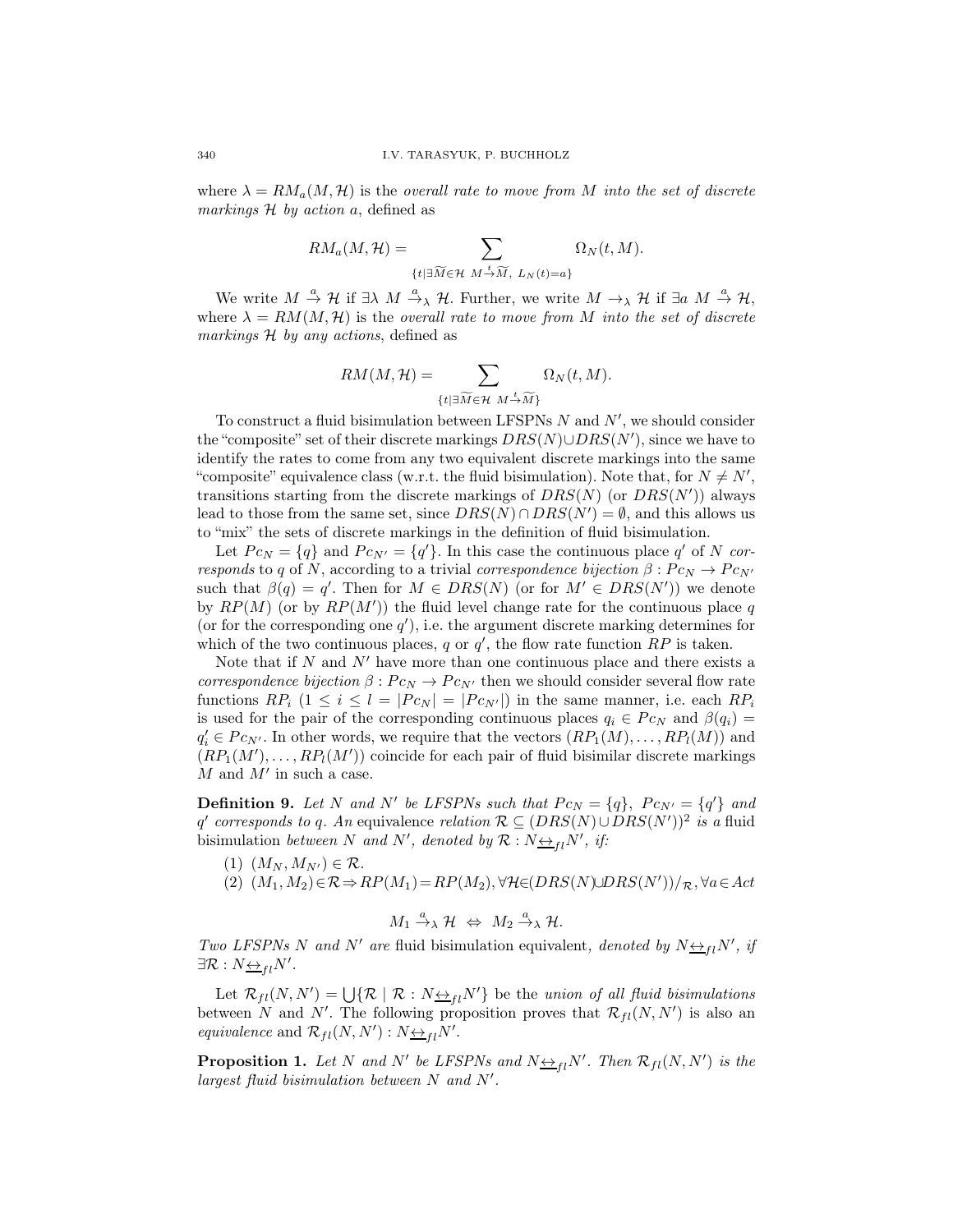where $\lambda = RM_a(M, \mathcal{H})$ is the *overall rate to move from $M$ into the set of discrete markings $\mathcal{H}$ by action $a$*, defined as

$$RM_a(M, \mathcal{H}) = \sum_{\{t \mid \exists \widetilde{M} \in \mathcal{H} \ M \xrightarrow{t} \widetilde{M}, \ L_N(t) = a\}} \Omega_N(t, M).$$

We write $M \xrightarrow{a} \mathcal{H}$ if $\exists \lambda \ M \xrightarrow{a}_\lambda \mathcal{H}$. Further, we write $M \rightarrow_\lambda \mathcal{H}$ if $\exists a \ M \xrightarrow{a} \mathcal{H}$, where $\lambda = RM(M, \mathcal{H})$ is the *overall rate to move from $M$ into the set of discrete markings $\mathcal{H}$ by any actions*, defined as

$$RM(M, \mathcal{H}) = \sum_{\{t \mid \exists \widetilde{M} \in \mathcal{H} \ M \xrightarrow{t} \widetilde{M}\}} \Omega_N(t, M).$$

To construct a fluid bisimulation between LFSPNs $N$ and $N'$, we should consider the "composite" set of their discrete markings $DRS(N) \cup DRS(N')$, since we have to identify the rates to come from any two equivalent discrete markings into the same "composite" equivalence class (w.r.t. the fluid bisimulation). Note that, for $N \neq N'$, transitions starting from the discrete markings of $DRS(N)$ (or $DRS(N')$) always lead to those from the same set, since $DRS(N) \cap DRS(N') = \emptyset$, and this allows us to "mix" the sets of discrete markings in the definition of fluid bisimulation.

Let $Pc_N = \{q\}$ and $Pc_{N'} = \{q'\}$. In this case the continuous place $q'$ of $N$ *corresponds* to $q$ of $N$, according to a trivial *correspondence bijection* $\beta : Pc_N \rightarrow Pc_{N'}$ such that $\beta(q) = q'$. Then for $M \in DRS(N)$ (or for $M' \in DRS(N')$) we denote by $RP(M)$ (or by $RP(M')$) the fluid level change rate for the continuous place $q$ (or for the corresponding one $q'$), i.e. the argument discrete marking determines for which of the two continuous places, $q$ or $q'$, the flow rate function $RP$ is taken.

Note that if $N$ and $N'$ have more than one continuous place and there exists a *correspondence bijection* $\beta : Pc_N \rightarrow Pc_{N'}$ then we should consider several flow rate functions $RP_i$ $(1 \leq i \leq l = |Pc_N| = |Pc_{N'}|)$ in the same manner, i.e. each $RP_i$ is used for the pair of the corresponding continuous places $q_i \in Pc_N$ and $\beta(q_i) = q_i' \in Pc_{N'}$. In other words, we require that the vectors $(RP_1(M), \ldots, RP_l(M))$ and $(RP_1(M'), \ldots, RP_l(M'))$ coincide for each pair of fluid bisimilar discrete markings $M$ and $M'$ in such a case.

**Definition 9.** *Let $N$ and $N'$ be LFSPNs such that $Pc_N = \{q\}$, $Pc_{N'} = \{q'\}$ and $q'$ corresponds to $q$. An* equivalence *relation $\mathcal{R} \subseteq (DRS(N) \cup DRS(N'))^2$ is a* fluid bisimulation *between $N$ and $N'$, denoted by $\mathcal{R} : N \underline{\leftrightarrow}_{fl} N'$, if:*

(1) $(M_N, M_{N'}) \in \mathcal{R}$.
(2) $(M_1, M_2) \in \mathcal{R} \Rightarrow RP(M_1) = RP(M_2), \forall \mathcal{H} \in (DRS(N) \cup DRS(N'))/_{\mathcal{R}}, \forall a \in Act$

$$M_1 \xrightarrow{a}_\lambda \mathcal{H} \ \Leftrightarrow \ M_2 \xrightarrow{a}_\lambda \mathcal{H}.$$

*Two LFSPNs $N$ and $N'$ are* fluid bisimulation equivalent*, denoted by $N \underline{\leftrightarrow}_{fl} N'$, if $\exists \mathcal{R} : N \underline{\leftrightarrow}_{fl} N'$.*

Let $\mathcal{R}_{fl}(N, N') = \bigcup\{\mathcal{R} \mid \mathcal{R} : N \underline{\leftrightarrow}_{fl} N'\}$ be the *union of all fluid bisimulations* between $N$ and $N'$. The following proposition proves that $\mathcal{R}_{fl}(N, N')$ is also an *equivalence* and $\mathcal{R}_{fl}(N, N') : N \underline{\leftrightarrow}_{fl} N'$.

**Proposition 1.** *Let $N$ and $N'$ be LFSPNs and $N \underline{\leftrightarrow}_{fl} N'$. Then $\mathcal{R}_{fl}(N, N')$ is the largest fluid bisimulation between $N$ and $N'$.*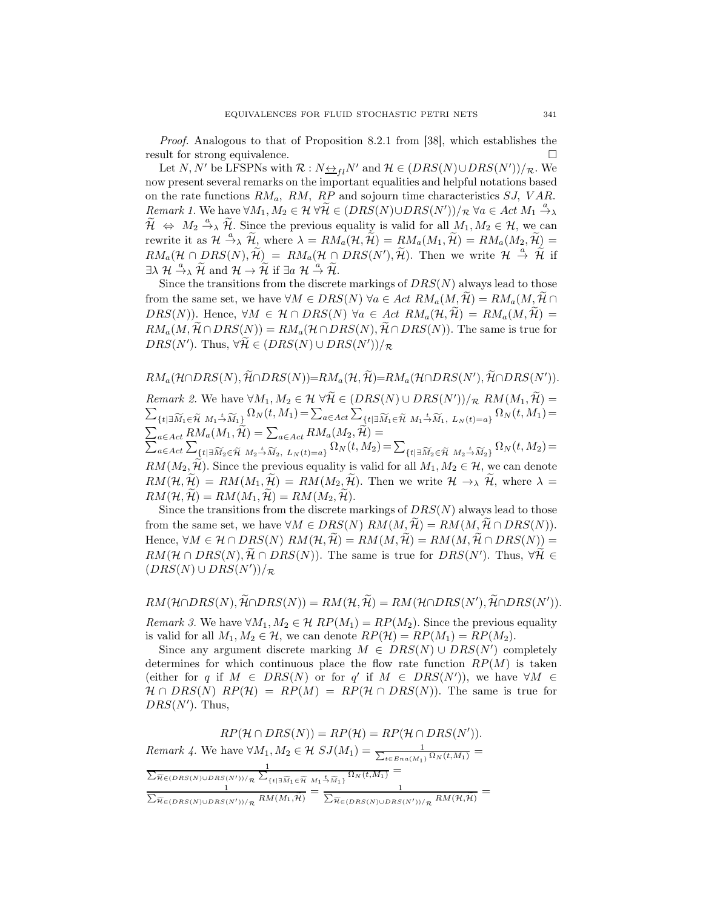*Proof.* Analogous to that of Proposition 8.2.1 from [38], which establishes the result for strong equivalence. □

Let $N, N'$ be LFSPNs with $\mathcal{R} : N\underline{\leftrightarrow}_{fl}N'$ and $\mathcal{H} \in (DRS(N)\cup DRS(N'))/_{\mathcal{R}}$. We now present several remarks on the important equalities and helpful notations based on the rate functions $RM_a$, $RM$, $RP$ and sojourn time characteristics $SJ$, $VAR$.

*Remark 1.* We have $\forall M_1, M_2 \in \mathcal{H}\ \forall \widetilde{\mathcal{H}} \in (DRS(N)\cup DRS(N'))/_{\mathcal{R}}\ \forall a \in Act\ M_1 \stackrel{a}{\to}_\lambda \widetilde{\mathcal{H}} \Leftrightarrow M_2 \stackrel{a}{\to}_\lambda \widetilde{\mathcal{H}}$. Since the previous equality is valid for all $M_1, M_2 \in \mathcal{H}$, we can rewrite it as $\mathcal{H} \stackrel{a}{\to}_\lambda \widetilde{\mathcal{H}}$, where $\lambda = RM_a(\mathcal{H}, \widetilde{\mathcal{H}}) = RM_a(M_1, \widetilde{\mathcal{H}}) = RM_a(M_2, \widetilde{\mathcal{H}}) = RM_a(\mathcal{H} \cap DRS(N), \widetilde{\mathcal{H}}) = RM_a(\mathcal{H} \cap DRS(N'), \widetilde{\mathcal{H}})$. Then we write $\mathcal{H} \stackrel{a}{\to} \widetilde{\mathcal{H}}$ if $\exists \lambda\ \mathcal{H} \stackrel{a}{\to}_\lambda \widetilde{\mathcal{H}}$ and $\mathcal{H} \to \widetilde{\mathcal{H}}$ if $\exists a\ \mathcal{H} \stackrel{a}{\to} \widetilde{\mathcal{H}}$.

Since the transitions from the discrete markings of $DRS(N)$ always lead to those from the same set, we have $\forall M \in DRS(N)\ \forall a \in Act\ RM_a(M, \widetilde{\mathcal{H}}) = RM_a(M, \widetilde{\mathcal{H}} \cap DRS(N))$. Hence, $\forall M \in \mathcal{H} \cap DRS(N)\ \forall a \in Act\ RM_a(\mathcal{H}, \widetilde{\mathcal{H}}) = RM_a(M, \widetilde{\mathcal{H}}) = RM_a(M, \widetilde{\mathcal{H}} \cap DRS(N)) = RM_a(\mathcal{H} \cap DRS(N), \widetilde{\mathcal{H}} \cap DRS(N))$. The same is true for $DRS(N')$. Thus, $\forall \widetilde{\mathcal{H}} \in (DRS(N) \cup DRS(N'))/_{\mathcal{R}}$

$$RM_a(\mathcal{H}\cap DRS(N), \widetilde{\mathcal{H}}\cap DRS(N)) = RM_a(\mathcal{H}, \widetilde{\mathcal{H}}) = RM_a(\mathcal{H}\cap DRS(N'), \widetilde{\mathcal{H}}\cap DRS(N')).$$

*Remark 2.* We have $\forall M_1, M_2 \in \mathcal{H}\ \forall \widetilde{\mathcal{H}} \in (DRS(N) \cup DRS(N'))/_{\mathcal{R}}\ RM(M_1, \widetilde{\mathcal{H}}) = \sum_{\{t \mid \exists \widetilde{M}_1 \in \widetilde{\mathcal{H}}\ M_1 \stackrel{t}{\to} \widetilde{M}_1\}} \Omega_N(t, M_1) = \sum_{a\in Act} \sum_{\{t \mid \exists \widetilde{M}_1 \in \widetilde{\mathcal{H}}\ M_1 \stackrel{t}{\to} \widetilde{M}_1,\ L_N(t)=a\}} \Omega_N(t, M_1) = \sum_{a\in Act} RM_a(M_1, \widetilde{\mathcal{H}}) = \sum_{a\in Act} RM_a(M_2, \widetilde{\mathcal{H}}) = \sum_{a\in Act} \sum_{\{t \mid \exists \widetilde{M}_2 \in \widetilde{\mathcal{H}}\ M_2 \stackrel{t}{\to} \widetilde{M}_2,\ L_N(t)=a\}} \Omega_N(t, M_2) = \sum_{\{t \mid \exists \widetilde{M}_2 \in \widetilde{\mathcal{H}}\ M_2 \stackrel{t}{\to} \widetilde{M}_2\}} \Omega_N(t, M_2) = RM(M_2, \widetilde{\mathcal{H}})$. Since the previous equality is valid for all $M_1, M_2 \in \mathcal{H}$, we can denote $RM(\mathcal{H}, \widetilde{\mathcal{H}}) = RM(M_1, \widetilde{\mathcal{H}}) = RM(M_2, \widetilde{\mathcal{H}})$. Then we write $\mathcal{H} \to_\lambda \widetilde{\mathcal{H}}$, where $\lambda = RM(\mathcal{H}, \widetilde{\mathcal{H}}) = RM(M_1, \widetilde{\mathcal{H}}) = RM(M_2, \widetilde{\mathcal{H}})$.

Since the transitions from the discrete markings of $DRS(N)$ always lead to those from the same set, we have $\forall M \in DRS(N)\ RM(M, \widetilde{\mathcal{H}}) = RM(M, \widetilde{\mathcal{H}} \cap DRS(N))$. Hence, $\forall M \in \mathcal{H} \cap DRS(N)\ RM(\mathcal{H}, \widetilde{\mathcal{H}}) = RM(M, \widetilde{\mathcal{H}}) = RM(M, \widetilde{\mathcal{H}} \cap DRS(N)) = RM(\mathcal{H} \cap DRS(N), \widetilde{\mathcal{H}} \cap DRS(N))$. The same is true for $DRS(N')$. Thus, $\forall \widetilde{\mathcal{H}} \in (DRS(N) \cup DRS(N'))/_{\mathcal{R}}$

$$RM(\mathcal{H}\cap DRS(N), \widetilde{\mathcal{H}}\cap DRS(N)) = RM(\mathcal{H}, \widetilde{\mathcal{H}}) = RM(\mathcal{H}\cap DRS(N'), \widetilde{\mathcal{H}}\cap DRS(N')).$$

*Remark 3.* We have $\forall M_1, M_2 \in \mathcal{H}\ RP(M_1) = RP(M_2)$. Since the previous equality is valid for all $M_1, M_2 \in \mathcal{H}$, we can denote $RP(\mathcal{H}) = RP(M_1) = RP(M_2)$.

Since any argument discrete marking $M \in DRS(N) \cup DRS(N')$ completely determines for which continuous place the flow rate function $RP(M)$ is taken (either for $q$ if $M \in DRS(N)$ or for $q'$ if $M \in DRS(N')$), we have $\forall M \in \mathcal{H} \cap DRS(N)\ RP(\mathcal{H}) = RP(M) = RP(\mathcal{H} \cap DRS(N))$. The same is true for $DRS(N')$. Thus,

$$RP(\mathcal{H} \cap DRS(N)) = RP(\mathcal{H}) = RP(\mathcal{H} \cap DRS(N')).$$

*Remark 4.* We have $\forall M_1, M_2 \in \mathcal{H}\ SJ(M_1) = \frac{1}{\sum_{t\in Ena(M_1)} \Omega_N(t, M_1)} = \frac{1}{\sum_{\widetilde{\mathcal{H}}\in(DRS(N)\cup DRS(N'))/_{\mathcal{R}}} \sum_{\{t \mid \exists \widetilde{M}_1 \in \widetilde{\mathcal{H}}\ M_1 \stackrel{t}{\to} \widetilde{M}_1\}} \Omega_N(t, M_1)} = \frac{1}{\sum_{\widetilde{\mathcal{H}}\in(DRS(N)\cup DRS(N'))/_{\mathcal{R}}} RM(M_1, \widetilde{\mathcal{H}})} = \frac{1}{\sum_{\widetilde{\mathcal{H}}\in(DRS(N)\cup DRS(N'))/_{\mathcal{R}}} RM(\mathcal{H}, \widetilde{\mathcal{H}})} =$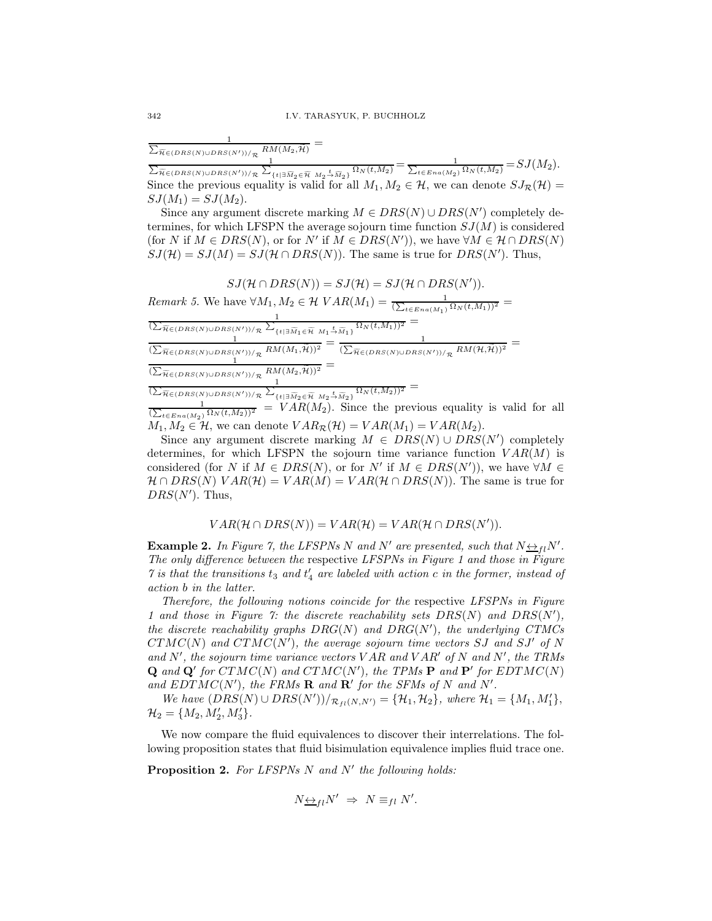$\frac{1}{\sum_{\widetilde{\mathcal{H}}\in(DRS(N)\cup DRS(N'))/_{\mathcal{R}}} RM(M_2,\widetilde{\mathcal{H}})} =$

$\frac{1}{\sum_{\widetilde{\mathcal{H}}\in(DRS(N)\cup DRS(N'))/_{\mathcal{R}}} \sum_{\{t\mid\exists\widetilde{M}_2\in\widetilde{\mathcal{H}}\ M_2\xrightarrow{t}\widetilde{M}_2\}} \Omega_N(t,M_2)} = \frac{1}{\sum_{t\in Ena(M_2)} \Omega_N(t,M_2)} = SJ(M_2).$

Since the previous equality is valid for all $M_1, M_2 \in \mathcal{H}$, we can denote $SJ_{\mathcal{R}}(\mathcal{H}) = SJ(M_1) = SJ(M_2)$.

Since any argument discrete marking $M \in DRS(N) \cup DRS(N')$ completely determines, for which LFSPN the average sojourn time function $SJ(M)$ is considered (for $N$ if $M \in DRS(N)$, or for $N'$ if $M \in DRS(N')$), we have $\forall M \in \mathcal{H} \cap DRS(N)$ $SJ(\mathcal{H}) = SJ(M) = SJ(\mathcal{H} \cap DRS(N))$. The same is true for $DRS(N')$. Thus,

$$SJ(\mathcal{H} \cap DRS(N)) = SJ(\mathcal{H}) = SJ(\mathcal{H} \cap DRS(N')).$$

*Remark 5.* We have $\forall M_1, M_2 \in \mathcal{H}$ $VAR(M_1) = \frac{1}{(\sum_{t\in Ena(M_1)} \Omega_N(t,M_1))^2} =$

$\frac{1}{(\sum_{\widetilde{\mathcal{H}}\in(DRS(N)\cup DRS(N'))/_{\mathcal{R}}} \sum_{\{t\mid\exists\widetilde{M}_1\in\widetilde{\mathcal{H}}\ M_1\xrightarrow{t}\widetilde{M}_1\}} \Omega_N(t,M_1))^2} =$

$\frac{1}{(\sum_{\widetilde{\mathcal{H}}\in(DRS(N)\cup DRS(N'))/_{\mathcal{R}}} RM(M_1,\widetilde{\mathcal{H}}))^2} = \frac{1}{(\sum_{\widetilde{\mathcal{H}}\in(DRS(N)\cup DRS(N'))/_{\mathcal{R}}} RM(\mathcal{H},\widetilde{\mathcal{H}}))^2} =$

$\frac{1}{(\sum_{\widetilde{\mathcal{H}}\in(DRS(N)\cup DRS(N'))/_{\mathcal{R}}} RM(M_2,\widetilde{\mathcal{H}}))^2} =$

$\frac{1}{(\sum_{\widetilde{\mathcal{H}}\in(DRS(N)\cup DRS(N'))/_{\mathcal{R}}} \sum_{\{t\mid\exists\widetilde{M}_2\in\widetilde{\mathcal{H}}\ M_2\xrightarrow{t}\widetilde{M}_2\}} \Omega_N(t,M_2))^2} =$

$\frac{1}{(\sum_{t\in Ena(M_2)} \Omega_N(t,M_2))^2} = VAR(M_2)$. Since the previous equality is valid for all $M_1, M_2 \in \mathcal{H}$, we can denote $VAR_{\mathcal{R}}(\mathcal{H}) = VAR(M_1) = VAR(M_2)$.

Since any argument discrete marking $M \in DRS(N) \cup DRS(N')$ completely determines, for which LFSPN the sojourn time variance function $VAR(M)$ is considered (for $N$ if $M \in DRS(N)$, or for $N'$ if $M \in DRS(N')$), we have $\forall M \in \mathcal{H} \cap DRS(N)$ $VAR(\mathcal{H}) = VAR(M) = VAR(\mathcal{H} \cap DRS(N))$. The same is true for $DRS(N')$. Thus,

$$VAR(\mathcal{H} \cap DRS(N)) = VAR(\mathcal{H}) = VAR(\mathcal{H} \cap DRS(N')).$$

**Example 2.** *In Figure 7, the LFSPNs $N$ and $N'$ are presented, such that $N \underline{\leftrightarrow}_{fl} N'$. The only difference between the* respective *LFSPNs in Figure 1 and those in Figure 7 is that the transitions $t_3$ and $t'_4$ are labeled with action $c$ in the former, instead of action $b$ in the latter.*

*Therefore, the following notions coincide for the* respective *LFSPNs in Figure 1 and those in Figure 7: the discrete reachability sets $DRS(N)$ and $DRS(N')$, the discrete reachability graphs $DRG(N)$ and $DRG(N')$, the underlying CTMCs $CTMC(N)$ and $CTMC(N')$, the average sojourn time vectors $SJ$ and $SJ'$ of $N$ and $N'$, the sojourn time variance vectors $VAR$ and $VAR'$ of $N$ and $N'$, the TRMs $\mathbf{Q}$ and $\mathbf{Q}'$ for $CTMC(N)$ and $CTMC(N')$, the TPMs $\mathbf{P}$ and $\mathbf{P}'$ for $EDTMC(N)$ and $EDTMC(N')$, the FRMs $\mathbf{R}$ and $\mathbf{R}'$ for the SFMs of $N$ and $N'$.*

*We have $(DRS(N) \cup DRS(N'))/_{\mathcal{R}_{fl}(N,N')} = \{\mathcal{H}_1, \mathcal{H}_2\}$, where $\mathcal{H}_1 = \{M_1, M'_1\}$, $\mathcal{H}_2 = \{M_2, M'_2, M'_3\}$.*

We now compare the fluid equivalences to discover their interrelations. The following proposition states that fluid bisimulation equivalence implies fluid trace one.

**Proposition 2.** *For LFSPNs $N$ and $N'$ the following holds:*

$$N \underline{\leftrightarrow}_{fl} N' \ \Rightarrow\ N \equiv_{fl} N'.$$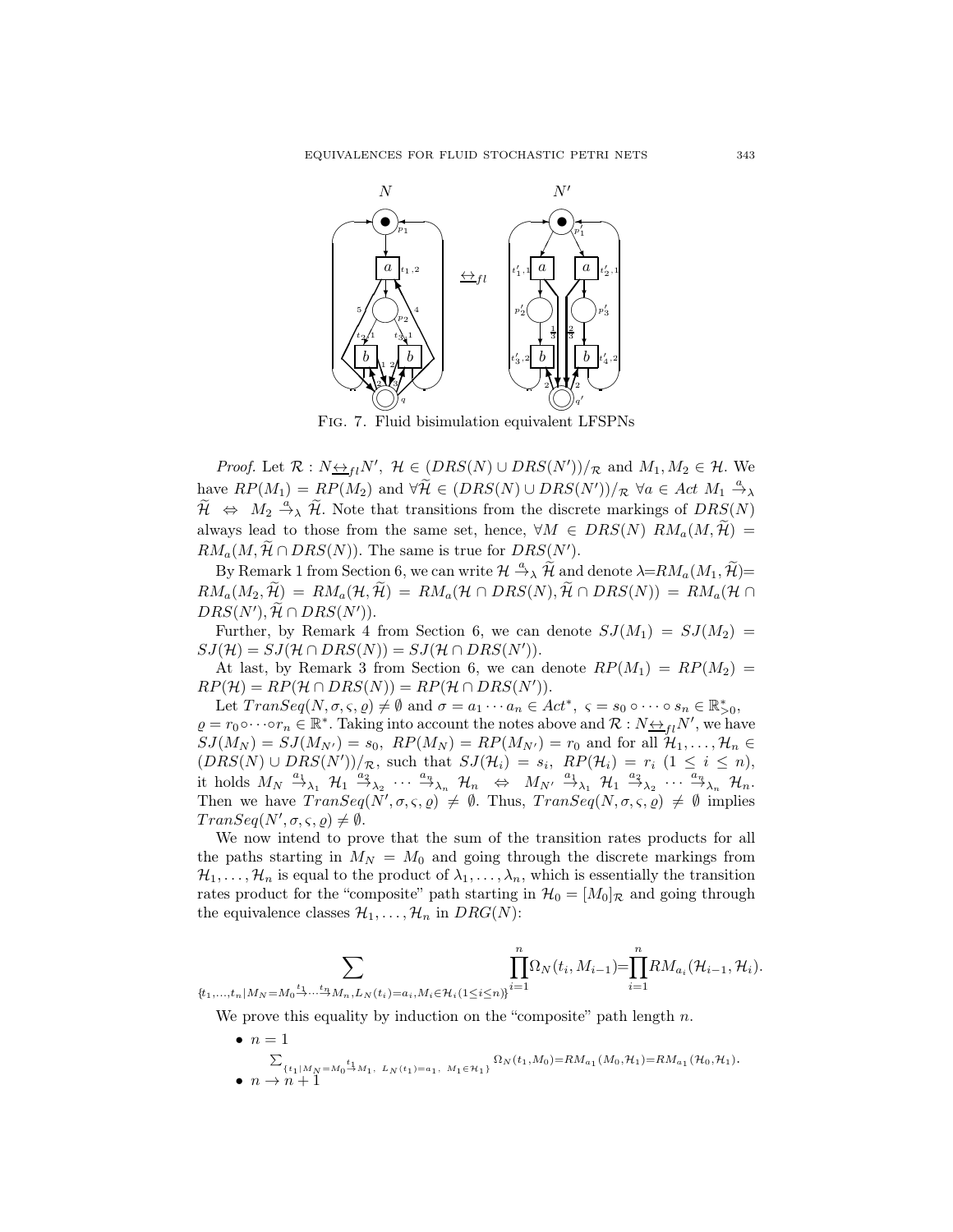FIG. 7. Fluid bisimulation equivalent LFSPNs

*Proof.* Let $\mathcal{R} : N \underline{\leftrightarrow}_{fl} N'$, $\mathcal{H} \in (DRS(N) \cup DRS(N'))/_{\mathcal{R}}$ and $M_1, M_2 \in \mathcal{H}$. We have $RP(M_1) = RP(M_2)$ and $\forall \widetilde{\mathcal{H}} \in (DRS(N) \cup DRS(N'))/_{\mathcal{R}}$ $\forall a \in Act$ $M_1 \xrightarrow{a}_{\lambda} \widetilde{\mathcal{H}} \Leftrightarrow M_2 \xrightarrow{a}_{\lambda} \widetilde{\mathcal{H}}$. Note that transitions from the discrete markings of $DRS(N)$ always lead to those from the same set, hence, $\forall M \in DRS(N)$ $RM_a(M, \widetilde{\mathcal{H}}) = RM_a(M, \widetilde{\mathcal{H}} \cap DRS(N))$. The same is true for $DRS(N')$.

By Remark 1 from Section 6, we can write $\mathcal{H} \xrightarrow{a}_{\lambda} \widetilde{\mathcal{H}}$ and denote $\lambda = RM_a(M_1, \widetilde{\mathcal{H}}) = RM_a(M_2, \widetilde{\mathcal{H}}) = RM_a(\mathcal{H}, \widetilde{\mathcal{H}}) = RM_a(\mathcal{H} \cap DRS(N), \widetilde{\mathcal{H}} \cap DRS(N)) = RM_a(\mathcal{H} \cap DRS(N'), \widetilde{\mathcal{H}} \cap DRS(N'))$.

Further, by Remark 4 from Section 6, we can denote $SJ(M_1) = SJ(M_2) = SJ(\mathcal{H}) = SJ(\mathcal{H} \cap DRS(N)) = SJ(\mathcal{H} \cap DRS(N'))$.

At last, by Remark 3 from Section 6, we can denote $RP(M_1) = RP(M_2) = RP(\mathcal{H}) = RP(\mathcal{H} \cap DRS(N)) = RP(\mathcal{H} \cap DRS(N'))$.

Let $TranSeq(N, \sigma, \varsigma, \varrho) \neq \emptyset$ and $\sigma = a_1 \cdots a_n \in Act^*$, $\varsigma = s_0 \circ \cdots \circ s_n \in \mathbb{R}^*_{>0}$, $\varrho = r_0 \circ \cdots \circ r_n \in \mathbb{R}^*$. Taking into account the notes above and $\mathcal{R} : N \underline{\leftrightarrow}_{fl} N'$, we have $SJ(M_N) = SJ(M_{N'}) = s_0$, $RP(M_N) = RP(M_{N'}) = r_0$ and for all $\mathcal{H}_1, \ldots, \mathcal{H}_n \in (DRS(N) \cup DRS(N'))/_{\mathcal{R}}$, such that $SJ(\mathcal{H}_i) = s_i$, $RP(\mathcal{H}_i) = r_i$ $(1 \leq i \leq n)$, it holds $M_N \xrightarrow{a_1}_{\lambda_1} \mathcal{H}_1 \xrightarrow{a_2}_{\lambda_2} \cdots \xrightarrow{a_n}_{\lambda_n} \mathcal{H}_n \Leftrightarrow M_{N'} \xrightarrow{a_1}_{\lambda_1} \mathcal{H}_1 \xrightarrow{a_2}_{\lambda_2} \cdots \xrightarrow{a_n}_{\lambda_n} \mathcal{H}_n$. Then we have $TranSeq(N', \sigma, \varsigma, \varrho) \neq \emptyset$. Thus, $TranSeq(N, \sigma, \varsigma, \varrho) \neq \emptyset$ implies $TranSeq(N', \sigma, \varsigma, \varrho) \neq \emptyset$.

We now intend to prove that the sum of the transition rates products for all the paths starting in $M_N = M_0$ and going through the discrete markings from $\mathcal{H}_1, \ldots, \mathcal{H}_n$ is equal to the product of $\lambda_1, \ldots, \lambda_n$, which is essentially the transition rates product for the "composite" path starting in $\mathcal{H}_0 = [M_0]_{\mathcal{R}}$ and going through the equivalence classes $\mathcal{H}_1, \ldots, \mathcal{H}_n$ in $DRG(N)$:

$$\sum_{\{t_1,\ldots,t_n | M_N = M_0 \xrightarrow{t_1} \cdots \xrightarrow{t_n} M_n, L_N(t_i) = a_i, M_i \in \mathcal{H}_i (1 \leq i \leq n)\}} \prod_{i=1}^{n} \Omega_N(t_i, M_{i-1}) = \prod_{i=1}^{n} RM_{a_i}(\mathcal{H}_{i-1}, \mathcal{H}_i).$$

We prove this equality by induction on the "composite" path length $n$.

- $n = 1$

  $\sum_{\{t_1 | M_N = M_0 \xrightarrow{t_1} M_1,\ L_N(t_1) = a_1,\ M_1 \in \mathcal{H}_1\}} \Omega_N(t_1, M_0) = RM_{a_1}(M_0, \mathcal{H}_1) = RM_{a_1}(\mathcal{H}_0, \mathcal{H}_1).$
- $n \to n + 1$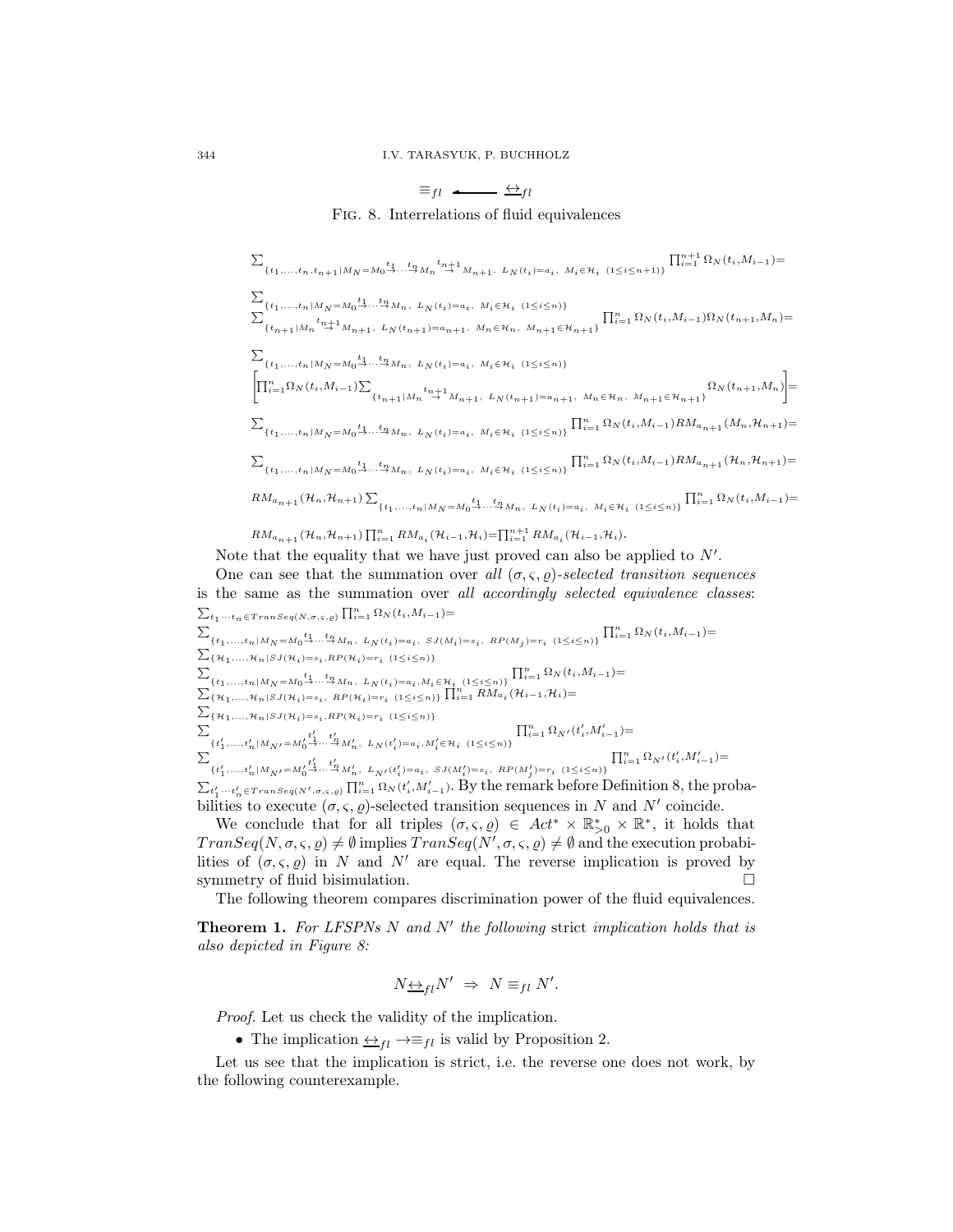$$\equiv_{fl} \longleftarrow \underline{\leftrightarrow}_{fl}$$

Fig. 8. Interrelations of fluid equivalences

$$\sum_{\{t_1,\ldots,t_n,t_{n+1}\mid M_N=M_0\stackrel{t_1}{\to}\cdots\stackrel{t_n}{\to}M_n\stackrel{t_{n+1}}{\to}M_{n+1},\ L_N(t_i)=a_i,\ M_i\in\mathcal{H}_i\ (1\le i\le n+1)\}}\prod_{i=1}^{n+1}\Omega_N(t_i,M_{i-1})=$$

$$\sum_{\{t_1,\ldots,t_n\mid M_N=M_0\stackrel{t_1}{\to}\cdots\stackrel{t_n}{\to}M_n,\ L_N(t_i)=a_i,\ M_i\in\mathcal{H}_i\ (1\le i\le n)\}}$$
$$\sum_{\{t_{n+1}\mid M_n\stackrel{t_{n+1}}{\to}M_{n+1},\ L_N(t_{n+1})=a_{n+1},\ M_n\in\mathcal{H}_n,\ M_{n+1}\in\mathcal{H}_{n+1}\}}\prod_{i=1}^{n}\Omega_N(t_i,M_{i-1})\Omega_N(t_{n+1},M_n)=$$

$$\sum_{\{t_1,\ldots,t_n\mid M_N=M_0\stackrel{t_1}{\to}\cdots\stackrel{t_n}{\to}M_n,\ L_N(t_i)=a_i,\ M_i\in\mathcal{H}_i\ (1\le i\le n)\}}$$
$$\left[\prod_{i=1}^{n}\Omega_N(t_i,M_{i-1})\sum_{\{t_{n+1}\mid M_n\stackrel{t_{n+1}}{\to}M_{n+1},\ L_N(t_{n+1})=a_{n+1},\ M_n\in\mathcal{H}_n,\ M_{n+1}\in\mathcal{H}_{n+1}\}}\Omega_N(t_{n+1},M_n)\right]=$$

$$\sum_{\{t_1,\ldots,t_n\mid M_N=M_0\stackrel{t_1}{\to}\cdots\stackrel{t_n}{\to}M_n,\ L_N(t_i)=a_i,\ M_i\in\mathcal{H}_i\ (1\le i\le n)\}}\prod_{i=1}^{n}\Omega_N(t_i,M_{i-1})RM_{a_{n+1}}(M_n,\mathcal{H}_{n+1})=$$

$$\sum_{\{t_1,\ldots,t_n\mid M_N=M_0\stackrel{t_1}{\to}\cdots\stackrel{t_n}{\to}M_n,\ L_N(t_i)=a_i,\ M_i\in\mathcal{H}_i\ (1\le i\le n)\}}\prod_{i=1}^{n}\Omega_N(t_i,M_{i-1})RM_{a_{n+1}}(\mathcal{H}_n,\mathcal{H}_{n+1})=$$

$$RM_{a_{n+1}}(\mathcal{H}_n,\mathcal{H}_{n+1})\sum_{\{t_1,\ldots,t_n\mid M_N=M_0\stackrel{t_1}{\to}\cdots\stackrel{t_n}{\to}M_n,\ L_N(t_i)=a_i,\ M_i\in\mathcal{H}_i\ (1\le i\le n)\}}\prod_{i=1}^{n}\Omega_N(t_i,M_{i-1})=$$

$$RM_{a_{n+1}}(\mathcal{H}_n,\mathcal{H}_{n+1})\prod_{i=1}^{n}RM_{a_i}(\mathcal{H}_{i-1},\mathcal{H}_i)=\prod_{i=1}^{n+1}RM_{a_i}(\mathcal{H}_{i-1},\mathcal{H}_i).$$

Note that the equality that we have just proved can also be applied to $N'$.

One can see that the summation over *all $(\sigma,\varsigma,\varrho)$-selected transition sequences* is the same as the summation over *all accordingly selected equivalence classes*:

$$\sum_{t_1\cdots t_n\in TranSeq(N,\sigma,\varsigma,\varrho)}\prod_{i=1}^{n}\Omega_N(t_i,M_{i-1})=$$
$$\sum_{\{t_1,\ldots,t_n\mid M_N=M_0\stackrel{t_1}{\to}\cdots\stackrel{t_n}{\to}M_n,\ L_N(t_i)=a_i,\ SJ(M_i)=s_i,\ RP(M_j)=r_i\ (1\le i\le n)\}}\prod_{i=1}^{n}\Omega_N(t_i,M_{i-1})=$$
$$\sum_{\{\mathcal{H}_1,\ldots,\mathcal{H}_n\mid SJ(\mathcal{H}_i)=s_i,RP(\mathcal{H}_i)=r_i\ (1\le i\le n)\}}$$
$$\sum_{\{t_1,\ldots,t_n\mid M_N=M_0\stackrel{t_1}{\to}\cdots\stackrel{t_n}{\to}M_n,\ L_N(t_i)=a_i,M_i\in\mathcal{H}_i\ (1\le i\le n)\}}\prod_{i=1}^{n}\Omega_N(t_i,M_{i-1})=$$
$$\sum_{\{\mathcal{H}_1,\ldots,\mathcal{H}_n\mid SJ(\mathcal{H}_i)=s_i,\ RP(\mathcal{H}_i)=r_i\ (1\le i\le n)\}}\prod_{i=1}^{n}RM_{a_i}(\mathcal{H}_{i-1},\mathcal{H}_i)=$$
$$\sum_{\{\mathcal{H}_1,\ldots,\mathcal{H}_n\mid SJ(\mathcal{H}_i)=s_i,RP(\mathcal{H}_i)=r_i\ (1\le i\le n)\}}$$
$$\sum_{\{t'_1,\ldots,t'_n\mid M_{N'}=M'_0\stackrel{t'_1}{\to}\cdots\stackrel{t'_n}{\to}M'_n,\ L_N(t'_i)=a_i,M'_i\in\mathcal{H}_i\ (1\le i\le n)\}}\prod_{i=1}^{n}\Omega_{N'}(t'_i,M'_{i-1})=$$
$$\sum_{\{t'_1,\ldots,t'_n\mid M_{N'}=M'_0\stackrel{t'_1}{\to}\cdots\stackrel{t'_n}{\to}M'_n,\ L_{N'}(t'_i)=a_i,\ SJ(M'_i)=s_i,\ RP(M'_j)=r_i\ (1\le i\le n)\}}\prod_{i=1}^{n}\Omega_{N'}(t'_i,M'_{i-1})=$$

$\sum_{t'_1\cdots t'_n\in TranSeq(N',\sigma,\varsigma,\varrho)}\prod_{i=1}^{n}\Omega_N(t'_i,M'_{i-1})$. By the remark before Definition 8, the probabilities to execute $(\sigma,\varsigma,\varrho)$-selected transition sequences in $N$ and $N'$ coincide.

We conclude that for all triples $(\sigma,\varsigma,\varrho)\in Act^*\times\mathbb{R}^*_{>0}\times\mathbb{R}^*$, it holds that $TranSeq(N,\sigma,\varsigma,\varrho)\neq\emptyset$ implies $TranSeq(N',\sigma,\varsigma,\varrho)\neq\emptyset$ and the execution probabilities of $(\sigma,\varsigma,\varrho)$ in $N$ and $N'$ are equal. The reverse implication is proved by symmetry of fluid bisimulation. $\square$

The following theorem compares discrimination power of the fluid equivalences.

**Theorem 1.** *For LFSPNs $N$ and $N'$ the following* strict *implication holds that is also depicted in Figure 8:*

$$N\underline{\leftrightarrow}_{fl}N'\ \Rightarrow\ N\equiv_{fl}N'.$$

*Proof.* Let us check the validity of the implication.

- The implication $\underline{\leftrightarrow}_{fl}\to\equiv_{fl}$ is valid by Proposition 2.

Let us see that the implication is strict, i.e. the reverse one does not work, by the following counterexample.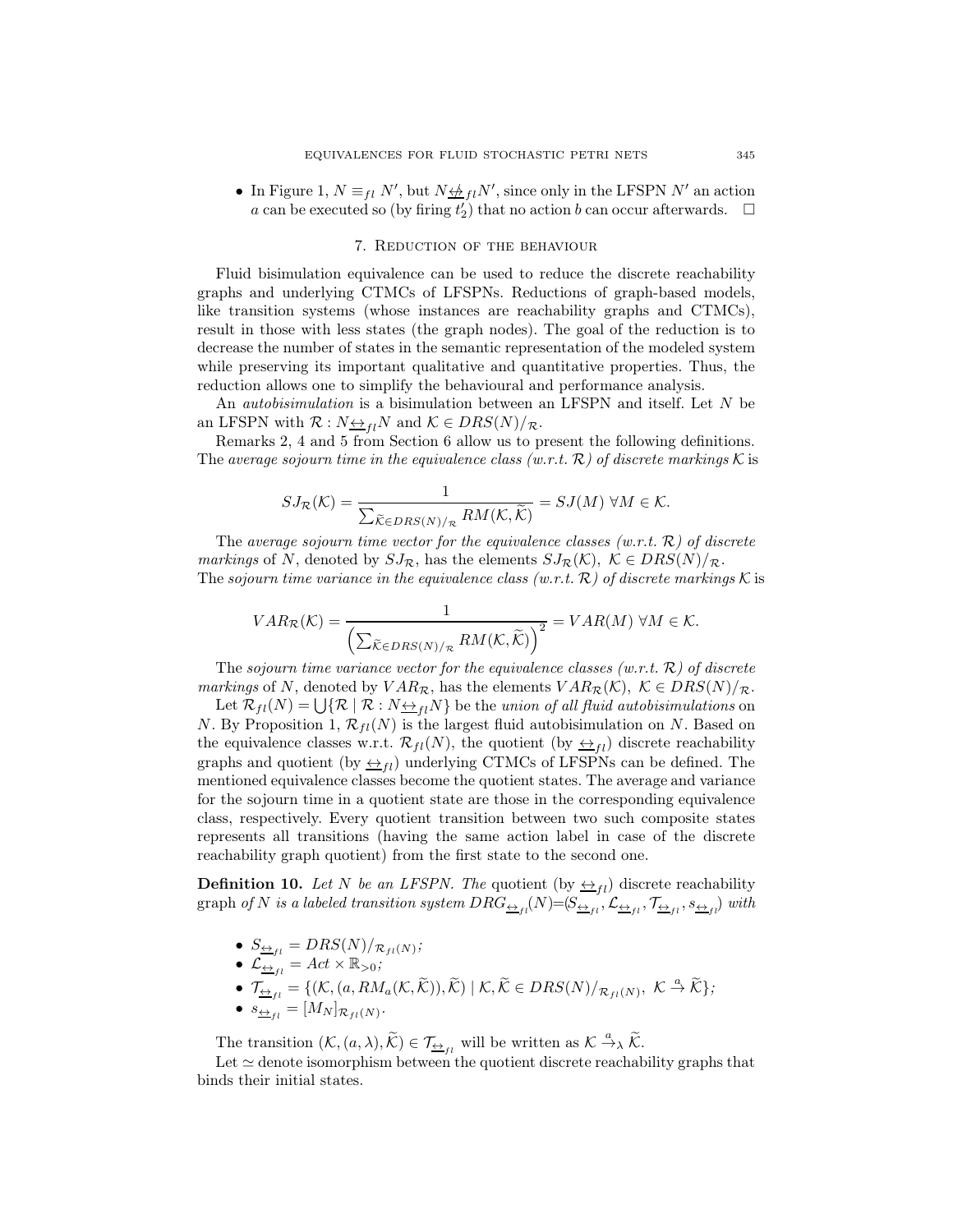- In Figure 1, $N \equiv_{fl} N'$, but $N \not\underline{\leftrightarrow}_{fl} N'$, since only in the LFSPN $N'$ an action $a$ can be executed so (by firing $t_2'$) that no action $b$ can occur afterwards. $\square$

## 7. Reduction of the behaviour

Fluid bisimulation equivalence can be used to reduce the discrete reachability graphs and underlying CTMCs of LFSPNs. Reductions of graph-based models, like transition systems (whose instances are reachability graphs and CTMCs), result in those with less states (the graph nodes). The goal of the reduction is to decrease the number of states in the semantic representation of the modeled system while preserving its important qualitative and quantitative properties. Thus, the reduction allows one to simplify the behavioural and performance analysis.

An *autobisimulation* is a bisimulation between an LFSPN and itself. Let $N$ be an LFSPN with $\mathcal{R} : N \underline{\leftrightarrow}_{fl} N$ and $\mathcal{K} \in DRS(N)/_{\mathcal{R}}$.

Remarks 2, 4 and 5 from Section 6 allow us to present the following definitions. The *average sojourn time in the equivalence class (w.r.t. $\mathcal{R}$) of discrete markings* $\mathcal{K}$ is

$$SJ_{\mathcal{R}}(\mathcal{K}) = \frac{1}{\sum_{\widetilde{\mathcal{K}} \in DRS(N)/_{\mathcal{R}}} RM(\mathcal{K}, \widetilde{\mathcal{K}})} = SJ(M) \ \forall M \in \mathcal{K}.$$

The *average sojourn time vector for the equivalence classes (w.r.t. $\mathcal{R}$) of discrete markings* of $N$, denoted by $SJ_{\mathcal{R}}$, has the elements $SJ_{\mathcal{R}}(\mathcal{K}),\ \mathcal{K} \in DRS(N)/_{\mathcal{R}}$.
The *sojourn time variance in the equivalence class (w.r.t. $\mathcal{R}$) of discrete markings* $\mathcal{K}$ is

$$VAR_{\mathcal{R}}(\mathcal{K}) = \frac{1}{\left(\sum_{\widetilde{\mathcal{K}} \in DRS(N)/_{\mathcal{R}}} RM(\mathcal{K}, \widetilde{\mathcal{K}})\right)^2} = VAR(M) \ \forall M \in \mathcal{K}.$$

The *sojourn time variance vector for the equivalence classes (w.r.t. $\mathcal{R}$) of discrete markings* of $N$, denoted by $VAR_{\mathcal{R}}$, has the elements $VAR_{\mathcal{R}}(\mathcal{K}),\ \mathcal{K} \in DRS(N)/_{\mathcal{R}}$.

Let $\mathcal{R}_{fl}(N) = \bigcup\{\mathcal{R} \mid \mathcal{R} : N \underline{\leftrightarrow}_{fl} N\}$ be the *union of all fluid autobisimulations* on $N$. By Proposition 1, $\mathcal{R}_{fl}(N)$ is the largest fluid autobisimulation on $N$. Based on the equivalence classes w.r.t. $\mathcal{R}_{fl}(N)$, the quotient (by $\underline{\leftrightarrow}_{fl}$) discrete reachability graphs and quotient (by $\underline{\leftrightarrow}_{fl}$) underlying CTMCs of LFSPNs can be defined. The mentioned equivalence classes become the quotient states. The average and variance for the sojourn time in a quotient state are those in the corresponding equivalence class, respectively. Every quotient transition between two such composite states represents all transitions (having the same action label in case of the discrete reachability graph quotient) from the first state to the second one.

**Definition 10.** *Let $N$ be an LFSPN. The* quotient (by $\underline{\leftrightarrow}_{fl}$) discrete reachability graph *of $N$ is a labeled transition system $DRG_{\underline{\leftrightarrow}_{fl}}(N) = (S_{\underline{\leftrightarrow}_{fl}}, \mathcal{L}_{\underline{\leftrightarrow}_{fl}}, \mathcal{T}_{\underline{\leftrightarrow}_{fl}}, s_{\underline{\leftrightarrow}_{fl}})$ with*

- $S_{\underline{\leftrightarrow}_{fl}} = DRS(N)/_{\mathcal{R}_{fl}(N)}$;
- $\mathcal{L}_{\underline{\leftrightarrow}_{fl}} = Act \times \mathbb{R}_{>0}$;
- $\mathcal{T}_{\underline{\leftrightarrow}_{fl}} = \{(\mathcal{K}, (a, RM_a(\mathcal{K}, \widetilde{\mathcal{K}})), \widetilde{\mathcal{K}}) \mid \mathcal{K}, \widetilde{\mathcal{K}} \in DRS(N)/_{\mathcal{R}_{fl}(N)},\ \mathcal{K} \xrightarrow{a} \widetilde{\mathcal{K}}\}$;
- $s_{\underline{\leftrightarrow}_{fl}} = [M_N]_{\mathcal{R}_{fl}(N)}$.

The transition $(\mathcal{K}, (a, \lambda), \widetilde{\mathcal{K}}) \in \mathcal{T}_{\underline{\leftrightarrow}_{fl}}$ will be written as $\mathcal{K} \xrightarrow{a}_{\lambda} \widetilde{\mathcal{K}}$.

Let $\simeq$ denote isomorphism between the quotient discrete reachability graphs that binds their initial states.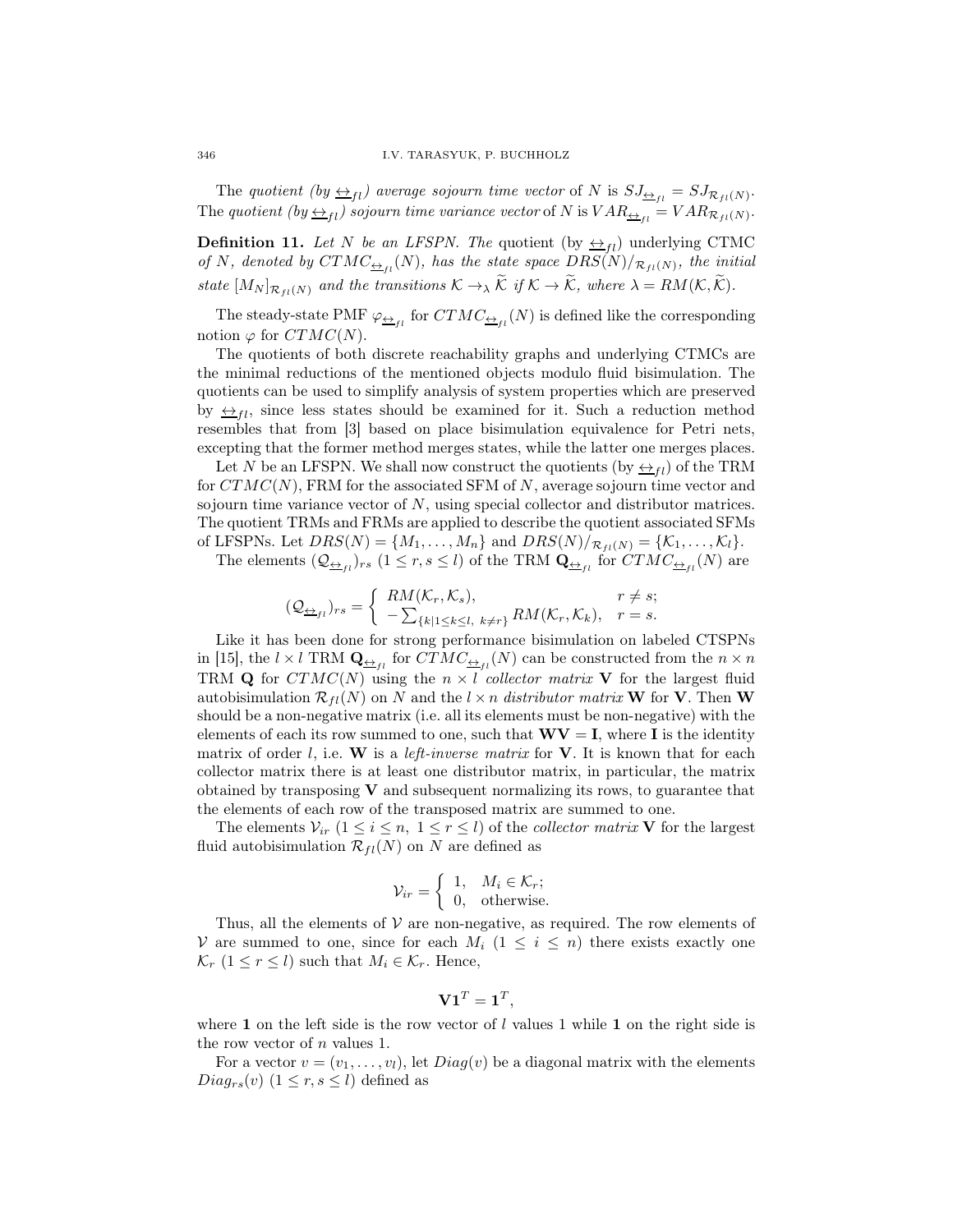The *quotient (by $\underline{\leftrightarrow}_{fl}$) average sojourn time vector* of $N$ is $SJ_{\underline{\leftrightarrow}_{fl}} = SJ_{\mathcal{R}_{fl}(N)}$. The *quotient (by $\underline{\leftrightarrow}_{fl}$) sojourn time variance vector* of $N$ is $VAR_{\underline{\leftrightarrow}_{fl}} = VAR_{\mathcal{R}_{fl}(N)}$.

**Definition 11.** *Let $N$ be an LFSPN. The* quotient (by $\underline{\leftrightarrow}_{fl}$) underlying CTMC *of $N$, denoted by $CTMC_{\underline{\leftrightarrow}_{fl}}(N)$, has the state space $DRS(N)/_{\mathcal{R}_{fl}(N)}$, the initial state $[M_N]_{\mathcal{R}_{fl}(N)}$ and the transitions $\mathcal{K} \to_\lambda \widetilde{\mathcal{K}}$ if $\mathcal{K} \to \widetilde{\mathcal{K}}$, where $\lambda = RM(\mathcal{K}, \widetilde{\mathcal{K}})$.*

The steady-state PMF $\varphi_{\underline{\leftrightarrow}_{fl}}$ for $CTMC_{\underline{\leftrightarrow}_{fl}}(N)$ is defined like the corresponding notion $\varphi$ for $CTMC(N)$.

The quotients of both discrete reachability graphs and underlying CTMCs are the minimal reductions of the mentioned objects modulo fluid bisimulation. The quotients can be used to simplify analysis of system properties which are preserved by $\underline{\leftrightarrow}_{fl}$, since less states should be examined for it. Such a reduction method resembles that from [3] based on place bisimulation equivalence for Petri nets, excepting that the former method merges states, while the latter one merges places.

Let $N$ be an LFSPN. We shall now construct the quotients (by $\underline{\leftrightarrow}_{fl}$) of the TRM for $CTMC(N)$, FRM for the associated SFM of $N$, average sojourn time vector and sojourn time variance vector of $N$, using special collector and distributor matrices. The quotient TRMs and FRMs are applied to describe the quotient associated SFMs of LFSPNs. Let $DRS(N) = \{M_1, \ldots, M_n\}$ and $DRS(N)/_{\mathcal{R}_{fl}(N)} = \{\mathcal{K}_1, \ldots, \mathcal{K}_l\}$.

The elements $(\mathcal{Q}_{\underline{\leftrightarrow}_{fl}})_{rs}$ $(1 \le r, s \le l)$ of the TRM $\mathbf{Q}_{\underline{\leftrightarrow}_{fl}}$ for $CTMC_{\underline{\leftrightarrow}_{fl}}(N)$ are

$$(\mathcal{Q}_{\underline{\leftrightarrow}_{fl}})_{rs} = \begin{cases} RM(\mathcal{K}_r, \mathcal{K}_s), & r \ne s; \\ -\sum_{\{k \mid 1 \le k \le l,\ k \ne r\}} RM(\mathcal{K}_r, \mathcal{K}_k), & r = s. \end{cases}$$

Like it has been done for strong performance bisimulation on labeled CTSPNs in [15], the $l \times l$ TRM $\mathbf{Q}_{\underline{\leftrightarrow}_{fl}}$ for $CTMC_{\underline{\leftrightarrow}_{fl}}(N)$ can be constructed from the $n \times n$ TRM $\mathbf{Q}$ for $CTMC(N)$ using the $n \times l$ *collector matrix* $\mathbf{V}$ for the largest fluid autobisimulation $\mathcal{R}_{fl}(N)$ on $N$ and the $l \times n$ *distributor matrix* $\mathbf{W}$ for $\mathbf{V}$. Then $\mathbf{W}$ should be a non-negative matrix (i.e. all its elements must be non-negative) with the elements of each its row summed to one, such that $\mathbf{WV} = \mathbf{I}$, where $\mathbf{I}$ is the identity matrix of order $l$, i.e. $\mathbf{W}$ is a *left-inverse matrix* for $\mathbf{V}$. It is known that for each collector matrix there is at least one distributor matrix, in particular, the matrix obtained by transposing $\mathbf{V}$ and subsequent normalizing its rows, to guarantee that the elements of each row of the transposed matrix are summed to one.

The elements $\mathcal{V}_{ir}$ $(1 \le i \le n,\ 1 \le r \le l)$ of the *collector matrix* $\mathbf{V}$ for the largest fluid autobisimulation $\mathcal{R}_{fl}(N)$ on $N$ are defined as

$$\mathcal{V}_{ir} = \begin{cases} 1, & M_i \in \mathcal{K}_r; \\ 0, & \text{otherwise.} \end{cases}$$

Thus, all the elements of $\mathcal{V}$ are non-negative, as required. The row elements of $\mathcal{V}$ are summed to one, since for each $M_i$ $(1 \le i \le n)$ there exists exactly one $\mathcal{K}_r$ $(1 \le r \le l)$ such that $M_i \in \mathcal{K}_r$. Hence,

$$\mathbf{V}\mathbf{1}^T = \mathbf{1}^T,$$

where $\mathbf{1}$ on the left side is the row vector of $l$ values 1 while $\mathbf{1}$ on the right side is the row vector of $n$ values 1.

For a vector $v = (v_1, \ldots, v_l)$, let $Diag(v)$ be a diagonal matrix with the elements $Diag_{rs}(v)$ $(1 \le r, s \le l)$ defined as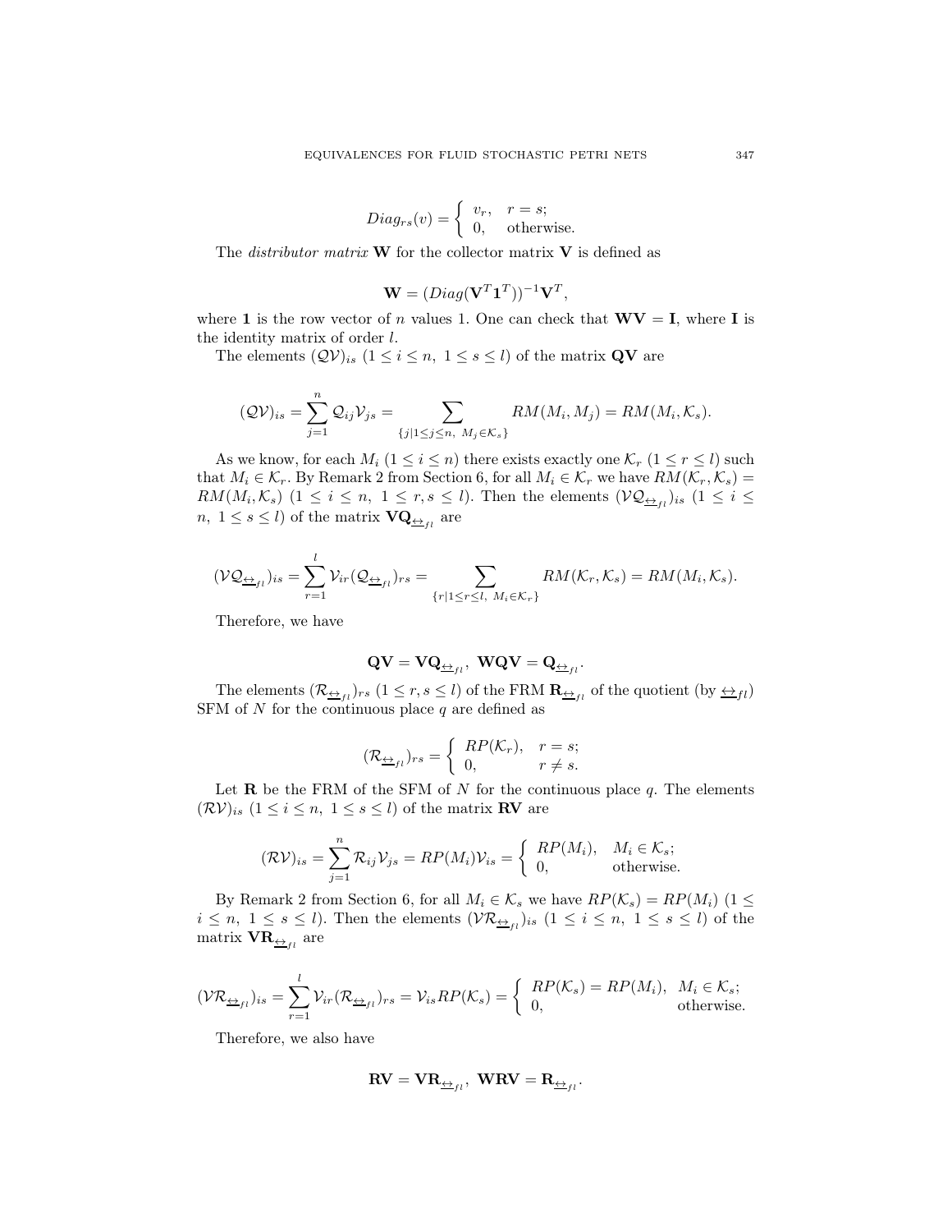$$Diag_{rs}(v) = \begin{cases} v_r, & r = s; \\ 0, & \text{otherwise.} \end{cases}$$

The *distributor matrix* $\mathbf{W}$ for the collector matrix $\mathbf{V}$ is defined as

$$\mathbf{W} = (Diag(\mathbf{V}^T \mathbf{1}^T))^{-1} \mathbf{V}^T,$$

where $\mathbf{1}$ is the row vector of $n$ values 1. One can check that $\mathbf{WV} = \mathbf{I}$, where $\mathbf{I}$ is the identity matrix of order $l$.

The elements $(\mathcal{QV})_{is}$ $(1 \le i \le n,\ 1 \le s \le l)$ of the matrix $\mathbf{QV}$ are

$$(\mathcal{QV})_{is} = \sum_{j=1}^{n} \mathcal{Q}_{ij} \mathcal{V}_{js} = \sum_{\{j \mid 1 \le j \le n,\ M_j \in \mathcal{K}_s\}} RM(M_i, M_j) = RM(M_i, \mathcal{K}_s).$$

As we know, for each $M_i$ $(1 \le i \le n)$ there exists exactly one $\mathcal{K}_r$ $(1 \le r \le l)$ such that $M_i \in \mathcal{K}_r$. By Remark 2 from Section 6, for all $M_i \in \mathcal{K}_r$ we have $RM(\mathcal{K}_r, \mathcal{K}_s) = RM(M_i, \mathcal{K}_s)$ $(1 \le i \le n,\ 1 \le r, s \le l)$. Then the elements $(\mathcal{VQ}_{\underline{\leftrightarrow}_{fl}})_{is}$ $(1 \le i \le n,\ 1 \le s \le l)$ of the matrix $\mathbf{VQ}_{\underline{\leftrightarrow}_{fl}}$ are

$$(\mathcal{VQ}_{\underline{\leftrightarrow}_{fl}})_{is} = \sum_{r=1}^{l} \mathcal{V}_{ir} (\mathcal{Q}_{\underline{\leftrightarrow}_{fl}})_{rs} = \sum_{\{r \mid 1 \le r \le l,\ M_i \in \mathcal{K}_r\}} RM(\mathcal{K}_r, \mathcal{K}_s) = RM(M_i, \mathcal{K}_s).$$

Therefore, we have

$$\mathbf{QV} = \mathbf{VQ}_{\underline{\leftrightarrow}_{fl}},\ \ \mathbf{WQV} = \mathbf{Q}_{\underline{\leftrightarrow}_{fl}}.$$

The elements $(\mathcal{R}_{\underline{\leftrightarrow}_{fl}})_{rs}$ $(1 \le r, s \le l)$ of the FRM $\mathbf{R}_{\underline{\leftrightarrow}_{fl}}$ of the quotient (by $\underline{\leftrightarrow}_{fl}$) SFM of $N$ for the continuous place $q$ are defined as

$$(\mathcal{R}_{\underline{\leftrightarrow}_{fl}})_{rs} = \begin{cases} RP(\mathcal{K}_r), & r = s; \\ 0, & r \ne s. \end{cases}$$

Let $\mathbf{R}$ be the FRM of the SFM of $N$ for the continuous place $q$. The elements $(\mathcal{RV})_{is}$ $(1 \le i \le n,\ 1 \le s \le l)$ of the matrix $\mathbf{RV}$ are

$$(\mathcal{RV})_{is} = \sum_{j=1}^{n} \mathcal{R}_{ij} \mathcal{V}_{js} = RP(M_i) \mathcal{V}_{is} = \begin{cases} RP(M_i), & M_i \in \mathcal{K}_s; \\ 0, & \text{otherwise.} \end{cases}$$

By Remark 2 from Section 6, for all $M_i \in \mathcal{K}_s$ we have $RP(\mathcal{K}_s) = RP(M_i)$ $(1 \le i \le n,\ 1 \le s \le l)$. Then the elements $(\mathcal{VR}_{\underline{\leftrightarrow}_{fl}})_{is}$ $(1 \le i \le n,\ 1 \le s \le l)$ of the matrix $\mathbf{VR}_{\underline{\leftrightarrow}_{fl}}$ are

$$(\mathcal{VR}_{\underline{\leftrightarrow}_{fl}})_{is} = \sum_{r=1}^{l} \mathcal{V}_{ir} (\mathcal{R}_{\underline{\leftrightarrow}_{fl}})_{rs} = \mathcal{V}_{is} RP(\mathcal{K}_s) = \begin{cases} RP(\mathcal{K}_s) = RP(M_i), & M_i \in \mathcal{K}_s; \\ 0, & \text{otherwise.} \end{cases}$$

Therefore, we also have

$$\mathbf{RV} = \mathbf{VR}_{\underline{\leftrightarrow}_{fl}},\ \ \mathbf{WRV} = \mathbf{R}_{\underline{\leftrightarrow}_{fl}}.$$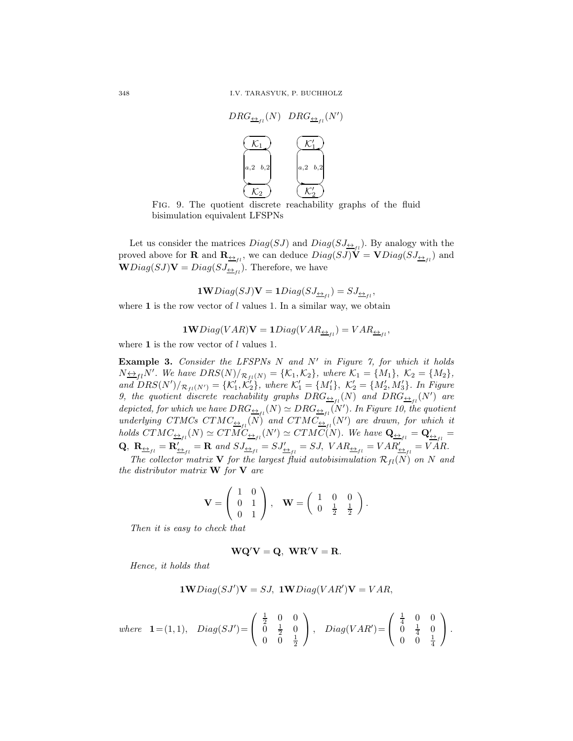$DRG_{\underline{\leftrightarrow}_{fl}}(N)$ $DRG_{\underline{\leftrightarrow}_{fl}}(N')$

$\mathcal{K}_1$ $\mathcal{K}'_1$

$a,2$ $b,2$ $a,2$ $b,2$

$\mathcal{K}_2$ $\mathcal{K}'_2$

FIG. 9. The quotient discrete reachability graphs of the fluid bisimulation equivalent LFSPNs

Let us consider the matrices $Diag(SJ)$ and $Diag(SJ_{\underline{\leftrightarrow}_{fl}})$. By analogy with the proved above for $\mathbf{R}$ and $\mathbf{R}_{\underline{\leftrightarrow}_{fl}}$, we can deduce $Diag(SJ)\mathbf{V} = \mathbf{V}Diag(SJ_{\underline{\leftrightarrow}_{fl}})$ and $\mathbf{W}Diag(SJ)\mathbf{V} = Diag(SJ_{\underline{\leftrightarrow}_{fl}})$. Therefore, we have

$$\mathbf{1W}Diag(SJ)\mathbf{V} = \mathbf{1}Diag(SJ_{\underline{\leftrightarrow}_{fl}}) = SJ_{\underline{\leftrightarrow}_{fl}},$$

where $\mathbf{1}$ is the row vector of $l$ values 1. In a similar way, we obtain

$$\mathbf{1W}Diag(VAR)\mathbf{V} = \mathbf{1}Diag(VAR_{\underline{\leftrightarrow}_{fl}}) = VAR_{\underline{\leftrightarrow}_{fl}},$$

where $\mathbf{1}$ is the row vector of $l$ values 1.

**Example 3.** *Consider the LFSPNs $N$ and $N'$ in Figure 7, for which it holds $N\underline{\leftrightarrow}_{fl}N'$. We have $DRS(N)/_{\mathcal{R}_{fl}(N)} = \{\mathcal{K}_1, \mathcal{K}_2\}$, where $\mathcal{K}_1 = \{M_1\}$, $\mathcal{K}_2 = \{M_2\}$, and $DRS(N')/_{\mathcal{R}_{fl}(N')} = \{\mathcal{K}'_1, \mathcal{K}'_2\}$, where $\mathcal{K}'_1 = \{M'_1\}$, $\mathcal{K}'_2 = \{M'_2, M'_3\}$. In Figure 9, the quotient discrete reachability graphs $DRG_{\underline{\leftrightarrow}_{fl}}(N)$ and $DRG_{\underline{\leftrightarrow}_{fl}}(N')$ are depicted, for which we have $DRG_{\underline{\leftrightarrow}_{fl}}(N) \simeq DRG_{\underline{\leftrightarrow}_{fl}}(N')$. In Figure 10, the quotient underlying CTMCs $CTMC_{\underline{\leftrightarrow}_{fl}}(N)$ and $CTMC_{\underline{\leftrightarrow}_{fl}}(N')$ are drawn, for which it holds $CTMC_{\underline{\leftrightarrow}_{fl}}(N) \simeq CTMC_{\underline{\leftrightarrow}_{fl}}(N') \simeq CTMC(N)$. We have $\mathbf{Q}_{\underline{\leftrightarrow}_{fl}} = \mathbf{Q}'_{\underline{\leftrightarrow}_{fl}} = \mathbf{Q}$, $\mathbf{R}_{\underline{\leftrightarrow}_{fl}} = \mathbf{R}'_{\underline{\leftrightarrow}_{fl}} = \mathbf{R}$ and $SJ_{\underline{\leftrightarrow}_{fl}} = SJ'_{\underline{\leftrightarrow}_{fl}} = SJ$, $VAR_{\underline{\leftrightarrow}_{fl}} = VAR'_{\underline{\leftrightarrow}_{fl}} = VAR$.*

*The collector matrix $\mathbf{V}$ for the largest fluid autobisimulation $\mathcal{R}_{fl}(N)$ on $N$ and the distributor matrix $\mathbf{W}$ for $\mathbf{V}$ are*

$$\mathbf{V} = \begin{pmatrix} 1 & 0 \\ 0 & 1 \\ 0 & 1 \end{pmatrix}, \quad \mathbf{W} = \begin{pmatrix} 1 & 0 & 0 \\ 0 & \frac{1}{2} & \frac{1}{2} \end{pmatrix}.$$

*Then it is easy to check that*

$$\mathbf{WQ'V} = \mathbf{Q}, \ \mathbf{WR'V} = \mathbf{R}.$$

*Hence, it holds that*

$$\mathbf{1W}Diag(SJ')\mathbf{V} = SJ, \ \mathbf{1W}Diag(VAR')\mathbf{V} = VAR,$$

*where* $\mathbf{1} = (1, 1)$, $Diag(SJ') = \begin{pmatrix} \frac{1}{2} & 0 & 0 \\ 0 & \frac{1}{2} & 0 \\ 0 & 0 & \frac{1}{2} \end{pmatrix}$, $Diag(VAR') = \begin{pmatrix} \frac{1}{4} & 0 & 0 \\ 0 & \frac{1}{4} & 0 \\ 0 & 0 & \frac{1}{4} \end{pmatrix}$.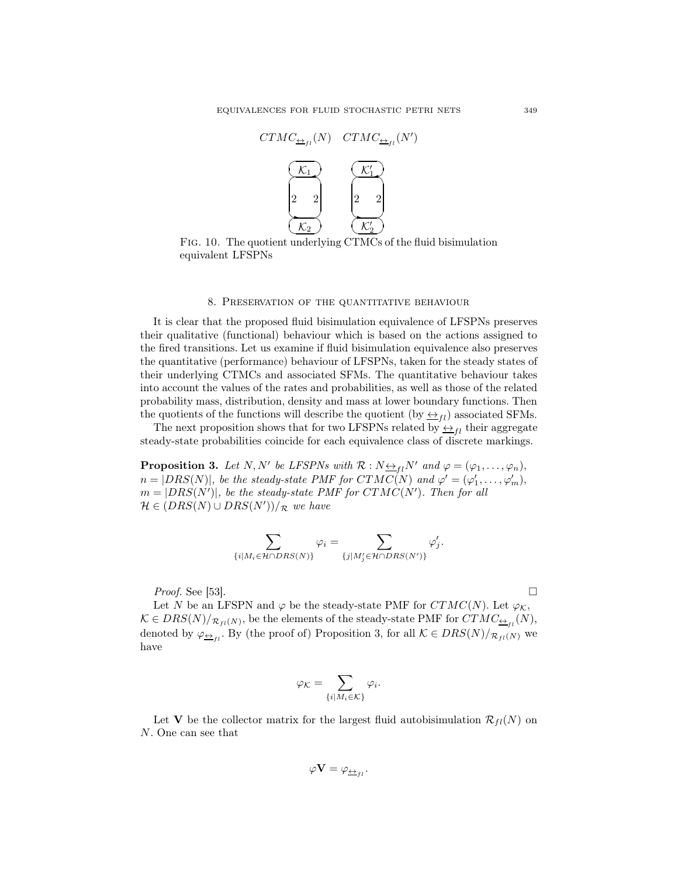$CTMC_{\underline{\leftrightarrow}_{fl}}(N)$ $CTMC_{\underline{\leftrightarrow}_{fl}}(N')$

Fig. 10. The quotient underlying CTMCs of the fluid bisimulation equivalent LFSPNs

## 8. Preservation of the quantitative behaviour

It is clear that the proposed fluid bisimulation equivalence of LFSPNs preserves their qualitative (functional) behaviour which is based on the actions assigned to the fired transitions. Let us examine if fluid bisimulation equivalence also preserves the quantitative (performance) behaviour of LFSPNs, taken for the steady states of their underlying CTMCs and associated SFMs. The quantitative behaviour takes into account the values of the rates and probabilities, as well as those of the related probability mass, distribution, density and mass at lower boundary functions. Then the quotients of the functions will describe the quotient (by $\underline{\leftrightarrow}_{fl}$) associated SFMs.

The next proposition shows that for two LFSPNs related by $\underline{\leftrightarrow}_{fl}$ their aggregate steady-state probabilities coincide for each equivalence class of discrete markings.

**Proposition 3.** *Let $N, N'$ be LFSPNs with $\mathcal{R} : N\underline{\leftrightarrow}_{fl}N'$ and $\varphi = (\varphi_1, \ldots, \varphi_n)$, $n = |DRS(N)|$, be the steady-state PMF for $CTMC(N)$ and $\varphi' = (\varphi'_1, \ldots, \varphi'_m)$, $m = |DRS(N')|$, be the steady-state PMF for $CTMC(N')$. Then for all $\mathcal{H} \in (DRS(N) \cup DRS(N'))/_{\mathcal{R}}$ we have*

$$\sum_{\{i|M_i\in\mathcal{H}\cap DRS(N)\}} \varphi_i = \sum_{\{j|M'_j\in\mathcal{H}\cap DRS(N')\}} \varphi'_j.$$

*Proof.* See [53]. □

Let $N$ be an LFSPN and $\varphi$ be the steady-state PMF for $CTMC(N)$. Let $\varphi_{\mathcal{K}}$, $\mathcal{K} \in DRS(N)/_{\mathcal{R}_{fl}(N)}$, be the elements of the steady-state PMF for $CTMC_{\underline{\leftrightarrow}_{fl}}(N)$, denoted by $\varphi_{\underline{\leftrightarrow}_{fl}}$. By (the proof of) Proposition 3, for all $\mathcal{K} \in DRS(N)/_{\mathcal{R}_{fl}(N)}$ we have

$$\varphi_{\mathcal{K}} = \sum_{\{i|M_i\in\mathcal{K}\}} \varphi_i.$$

Let $\mathbf{V}$ be the collector matrix for the largest fluid autobisimulation $\mathcal{R}_{fl}(N)$ on $N$. One can see that

$$\varphi\mathbf{V} = \varphi_{\underline{\leftrightarrow}_{fl}}.$$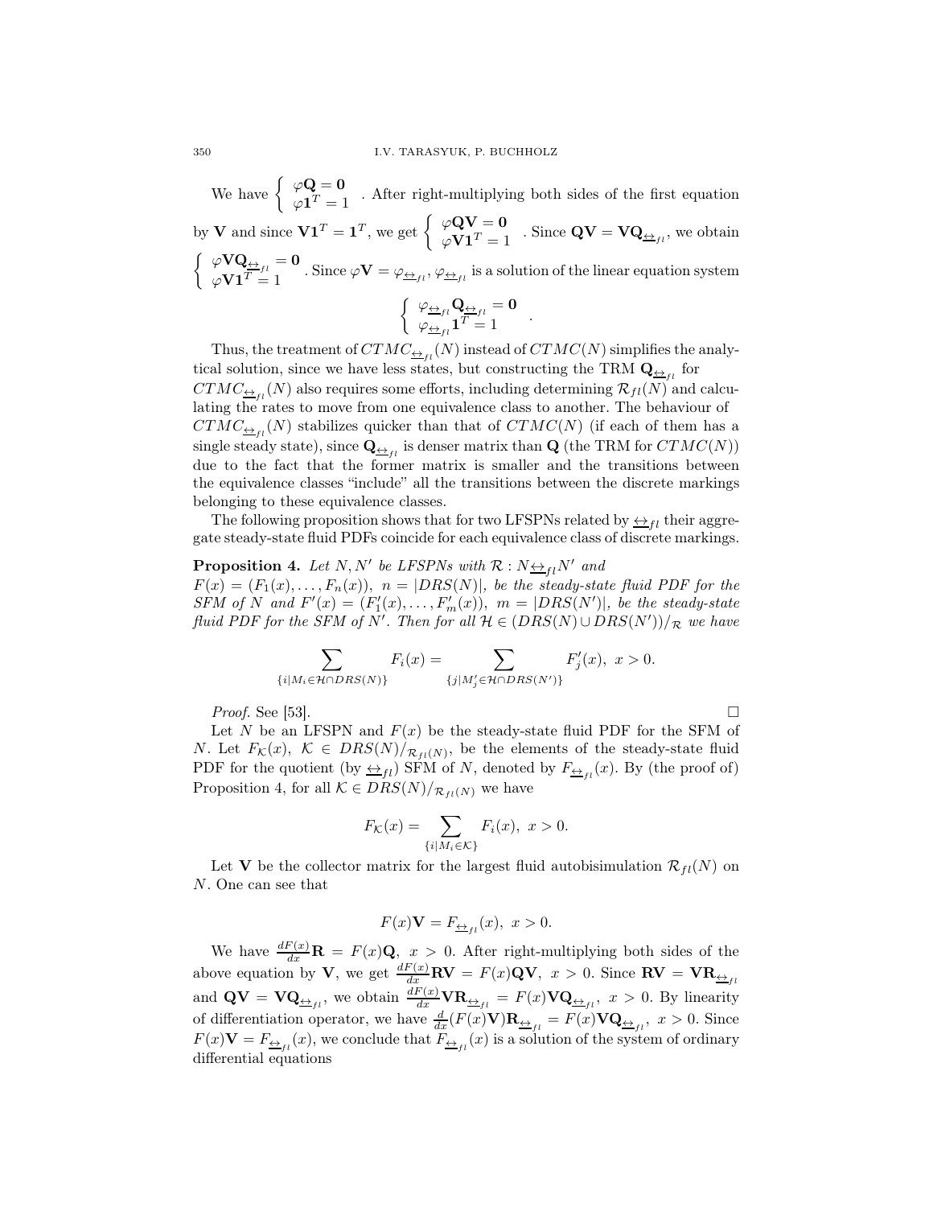We have $\begin{cases} \varphi\mathbf{Q} = \mathbf{0} \\ \varphi\mathbf{1}^T = 1 \end{cases}$. After right-multiplying both sides of the first equation by $\mathbf{V}$ and since $\mathbf{V}\mathbf{1}^T = \mathbf{1}^T$, we get $\begin{cases} \varphi\mathbf{Q}\mathbf{V} = \mathbf{0} \\ \varphi\mathbf{V}\mathbf{1}^T = 1 \end{cases}$. Since $\mathbf{Q}\mathbf{V} = \mathbf{V}\mathbf{Q}_{\underline{\leftrightarrow}_{fl}}$, we obtain $\begin{cases} \varphi\mathbf{V}\mathbf{Q}_{\underline{\leftrightarrow}_{fl}} = \mathbf{0} \\ \varphi\mathbf{V}\mathbf{1}^T = 1 \end{cases}$. Since $\varphi\mathbf{V} = \varphi_{\underline{\leftrightarrow}_{fl}}$, $\varphi_{\underline{\leftrightarrow}_{fl}}$ is a solution of the linear equation system

$$\begin{cases} \varphi_{\underline{\leftrightarrow}_{fl}}\mathbf{Q}_{\underline{\leftrightarrow}_{fl}} = \mathbf{0} \\ \varphi_{\underline{\leftrightarrow}_{fl}}\mathbf{1}^T = 1 \end{cases}.$$

Thus, the treatment of $CTMC_{\underline{\leftrightarrow}_{fl}}(N)$ instead of $CTMC(N)$ simplifies the analytical solution, since we have less states, but constructing the TRM $\mathbf{Q}_{\underline{\leftrightarrow}_{fl}}$ for $CTMC_{\underline{\leftrightarrow}_{fl}}(N)$ also requires some efforts, including determining $\mathcal{R}_{fl}(N)$ and calculating the rates to move from one equivalence class to another. The behaviour of $CTMC_{\underline{\leftrightarrow}_{fl}}(N)$ stabilizes quicker than that of $CTMC(N)$ (if each of them has a single steady state), since $\mathbf{Q}_{\underline{\leftrightarrow}_{fl}}$ is denser matrix than $\mathbf{Q}$ (the TRM for $CTMC(N)$) due to the fact that the former matrix is smaller and the transitions between the equivalence classes "include" all the transitions between the discrete markings belonging to these equivalence classes.

The following proposition shows that for two LFSPNs related by $\underline{\leftrightarrow}_{fl}$ their aggregate steady-state fluid PDFs coincide for each equivalence class of discrete markings.

**Proposition 4.** *Let $N, N'$ be LFSPNs with $\mathcal{R} : N\underline{\leftrightarrow}_{fl}N'$ and $F(x) = (F_1(x), \ldots, F_n(x))$, $n = |DRS(N)|$, be the steady-state fluid PDF for the SFM of $N$ and $F'(x) = (F'_1(x), \ldots, F'_m(x))$, $m = |DRS(N')|$, be the steady-state fluid PDF for the SFM of $N'$. Then for all $\mathcal{H} \in (DRS(N) \cup DRS(N'))/_{\mathcal{R}}$ we have*

$$\sum_{\{i|M_i\in\mathcal{H}\cap DRS(N)\}} F_i(x) = \sum_{\{j|M'_j\in\mathcal{H}\cap DRS(N')\}} F'_j(x),\ x > 0.$$

*Proof.* See [53]. □

Let $N$ be an LFSPN and $F(x)$ be the steady-state fluid PDF for the SFM of $N$. Let $F_{\mathcal{K}}(x)$, $\mathcal{K} \in DRS(N)/_{\mathcal{R}_{fl}(N)}$, be the elements of the steady-state fluid PDF for the quotient (by $\underline{\leftrightarrow}_{fl}$) SFM of $N$, denoted by $F_{\underline{\leftrightarrow}_{fl}}(x)$. By (the proof of) Proposition 4, for all $\mathcal{K} \in DRS(N)/_{\mathcal{R}_{fl}(N)}$ we have

$$F_{\mathcal{K}}(x) = \sum_{\{i|M_i\in\mathcal{K}\}} F_i(x),\ x > 0.$$

Let $\mathbf{V}$ be the collector matrix for the largest fluid autobisimulation $\mathcal{R}_{fl}(N)$ on $N$. One can see that

$$F(x)\mathbf{V} = F_{\underline{\leftrightarrow}_{fl}}(x),\ x > 0.$$

We have $\frac{dF(x)}{dx}\mathbf{R} = F(x)\mathbf{Q},\ x > 0$. After right-multiplying both sides of the above equation by $\mathbf{V}$, we get $\frac{dF(x)}{dx}\mathbf{R}\mathbf{V} = F(x)\mathbf{Q}\mathbf{V},\ x > 0$. Since $\mathbf{R}\mathbf{V} = \mathbf{V}\mathbf{R}_{\underline{\leftrightarrow}_{fl}}$ and $\mathbf{Q}\mathbf{V} = \mathbf{V}\mathbf{Q}_{\underline{\leftrightarrow}_{fl}}$, we obtain $\frac{dF(x)}{dx}\mathbf{V}\mathbf{R}_{\underline{\leftrightarrow}_{fl}} = F(x)\mathbf{V}\mathbf{Q}_{\underline{\leftrightarrow}_{fl}},\ x > 0$. By linearity of differentiation operator, we have $\frac{d}{dx}(F(x)\mathbf{V})\mathbf{R}_{\underline{\leftrightarrow}_{fl}} = F(x)\mathbf{V}\mathbf{Q}_{\underline{\leftrightarrow}_{fl}},\ x > 0$. Since $F(x)\mathbf{V} = F_{\underline{\leftrightarrow}_{fl}}(x)$, we conclude that $F_{\underline{\leftrightarrow}_{fl}}(x)$ is a solution of the system of ordinary differential equations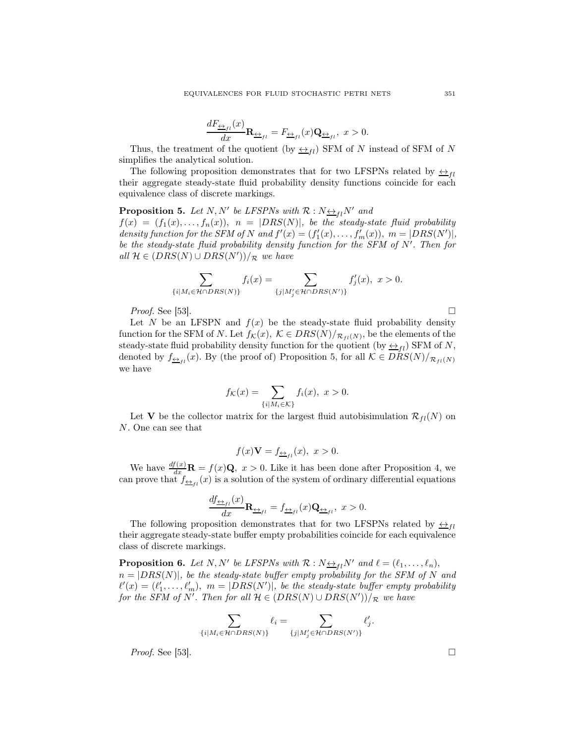$$\frac{dF_{\underline{\leftrightarrow}_{fl}}(x)}{dx}\mathbf{R}_{\underline{\leftrightarrow}_{fl}} = F_{\underline{\leftrightarrow}_{fl}}(x)\mathbf{Q}_{\underline{\leftrightarrow}_{fl}},\ x > 0.$$

Thus, the treatment of the quotient (by $\underline{\leftrightarrow}_{fl}$) SFM of $N$ instead of SFM of $N$ simplifies the analytical solution.

The following proposition demonstrates that for two LFSPNs related by $\underline{\leftrightarrow}_{fl}$ their aggregate steady-state fluid probability density functions coincide for each equivalence class of discrete markings.

**Proposition 5.** *Let $N, N'$ be LFSPNs with $\mathcal{R} : N\underline{\leftrightarrow}_{fl}N'$ and $f(x) = (f_1(x), \ldots, f_n(x)),\ n = |DRS(N)|$, be the steady-state fluid probability density function for the SFM of $N$ and $f'(x) = (f'_1(x), \ldots, f'_m(x)),\ m = |DRS(N')|$, be the steady-state fluid probability density function for the SFM of $N'$. Then for all $\mathcal{H} \in (DRS(N) \cup DRS(N'))/_{\mathcal{R}}$ we have*

$$\sum_{\{i \mid M_i \in \mathcal{H} \cap DRS(N)\}} f_i(x) = \sum_{\{j \mid M'_j \in \mathcal{H} \cap DRS(N')\}} f'_j(x),\ x > 0.$$

*Proof.* See [53]. □

Let $N$ be an LFSPN and $f(x)$ be the steady-state fluid probability density function for the SFM of $N$. Let $f_{\mathcal{K}}(x),\ \mathcal{K} \in DRS(N)/_{\mathcal{R}_{fl}(N)}$, be the elements of the steady-state fluid probability density function for the quotient (by $\underline{\leftrightarrow}_{fl}$) SFM of $N$, denoted by $f_{\underline{\leftrightarrow}_{fl}}(x)$. By (the proof of) Proposition 5, for all $\mathcal{K} \in DRS(N)/_{\mathcal{R}_{fl}(N)}$ we have

$$f_{\mathcal{K}}(x) = \sum_{\{i \mid M_i \in \mathcal{K}\}} f_i(x),\ x > 0.$$

Let $\mathbf{V}$ be the collector matrix for the largest fluid autobisimulation $\mathcal{R}_{fl}(N)$ on $N$. One can see that

$$f(x)\mathbf{V} = f_{\underline{\leftrightarrow}_{fl}}(x),\ x > 0.$$

We have $\frac{df(x)}{dx}\mathbf{R} = f(x)\mathbf{Q},\ x > 0$. Like it has been done after Proposition 4, we can prove that $f_{\underline{\leftrightarrow}_{fl}}(x)$ is a solution of the system of ordinary differential equations

$$\frac{df_{\underline{\leftrightarrow}_{fl}}(x)}{dx}\mathbf{R}_{\underline{\leftrightarrow}_{fl}} = f_{\underline{\leftrightarrow}_{fl}}(x)\mathbf{Q}_{\underline{\leftrightarrow}_{fl}},\ x > 0.$$

The following proposition demonstrates that for two LFSPNs related by $\underline{\leftrightarrow}_{fl}$ their aggregate steady-state buffer empty probabilities coincide for each equivalence class of discrete markings.

**Proposition 6.** *Let $N, N'$ be LFSPNs with $\mathcal{R} : N\underline{\leftrightarrow}_{fl}N'$ and $\ell = (\ell_1, \ldots, \ell_n)$, $n = |DRS(N)|$, be the steady-state buffer empty probability for the SFM of $N$ and $\ell'(x) = (\ell'_1, \ldots, \ell'_m),\ m = |DRS(N')|$, be the steady-state buffer empty probability for the SFM of $N'$. Then for all $\mathcal{H} \in (DRS(N) \cup DRS(N'))/_{\mathcal{R}}$ we have*

$$\sum_{\{i \mid M_i \in \mathcal{H} \cap DRS(N)\}} \ell_i = \sum_{\{j \mid M'_j \in \mathcal{H} \cap DRS(N')\}} \ell'_j.$$

*Proof.* See [53]. □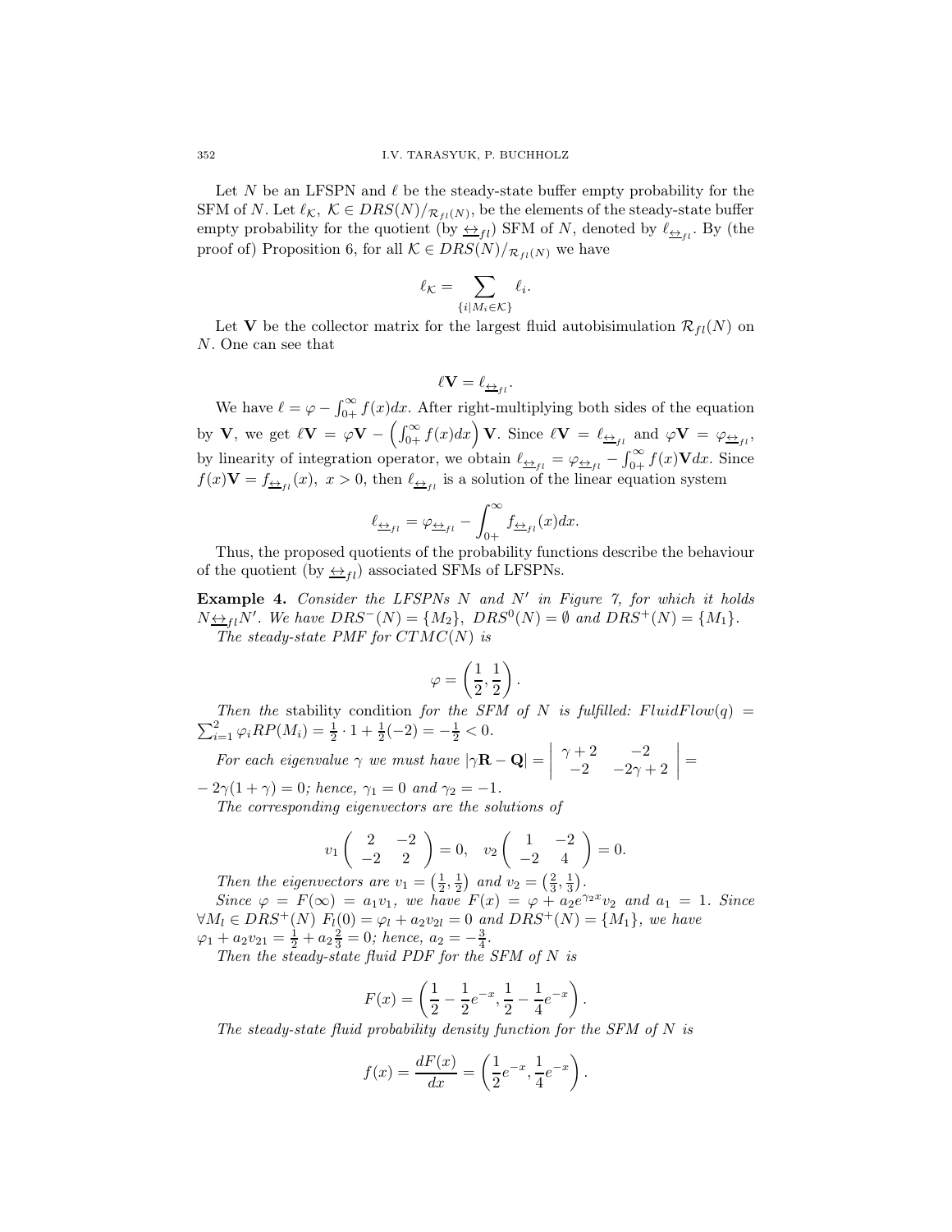Let $N$ be an LFSPN and $\ell$ be the steady-state buffer empty probability for the SFM of $N$. Let $\ell_{\mathcal{K}},\ \mathcal{K} \in DRS(N)/_{\mathcal{R}_{fl}(N)}$, be the elements of the steady-state buffer empty probability for the quotient (by $\underline{\leftrightarrow}_{fl}$) SFM of $N$, denoted by $\ell_{\underline{\leftrightarrow}_{fl}}$. By (the proof of) Proposition 6, for all $\mathcal{K} \in DRS(N)/_{\mathcal{R}_{fl}(N)}$ we have

$$\ell_{\mathcal{K}} = \sum_{\{i \mid M_i \in \mathcal{K}\}} \ell_i.$$

Let $\mathbf{V}$ be the collector matrix for the largest fluid autobisimulation $\mathcal{R}_{fl}(N)$ on $N$. One can see that

$$\ell \mathbf{V} = \ell_{\underline{\leftrightarrow}_{fl}}.$$

We have $\ell = \varphi - \int_{0+}^{\infty} f(x)dx$. After right-multiplying both sides of the equation by $\mathbf{V}$, we get $\ell\mathbf{V} = \varphi\mathbf{V} - \left(\int_{0+}^{\infty} f(x)dx\right)\mathbf{V}$. Since $\ell\mathbf{V} = \ell_{\underline{\leftrightarrow}_{fl}}$ and $\varphi\mathbf{V} = \varphi_{\underline{\leftrightarrow}_{fl}}$, by linearity of integration operator, we obtain $\ell_{\underline{\leftrightarrow}_{fl}} = \varphi_{\underline{\leftrightarrow}_{fl}} - \int_{0+}^{\infty} f(x)\mathbf{V}dx$. Since $f(x)\mathbf{V} = f_{\underline{\leftrightarrow}_{fl}}(x),\ x > 0$, then $\ell_{\underline{\leftrightarrow}_{fl}}$ is a solution of the linear equation system

$$\ell_{\underline{\leftrightarrow}_{fl}} = \varphi_{\underline{\leftrightarrow}_{fl}} - \int_{0+}^{\infty} f_{\underline{\leftrightarrow}_{fl}}(x)dx.$$

Thus, the proposed quotients of the probability functions describe the behaviour of the quotient (by $\underline{\leftrightarrow}_{fl}$) associated SFMs of LFSPNs.

**Example 4.** *Consider the LFSPNs $N$ and $N'$ in Figure 7, for which it holds $N \underline{\leftrightarrow}_{fl} N'$. We have $DRS^{-}(N) = \{M_2\}$, $DRS^{0}(N) = \emptyset$ and $DRS^{+}(N) = \{M_1\}$.*

*The steady-state PMF for $CTMC(N)$ is*

$$\varphi = \left(\frac{1}{2}, \frac{1}{2}\right).$$

*Then the* stability condition *for the SFM of $N$ is fulfilled: $FluidFlow(q) = \sum_{i=1}^{2} \varphi_i RP(M_i) = \frac{1}{2}\cdot 1 + \frac{1}{2}(-2) = -\frac{1}{2} < 0$.*

*For each eigenvalue $\gamma$ we must have $|\gamma\mathbf{R} - \mathbf{Q}| = \begin{vmatrix} \gamma + 2 & -2 \\ -2 & -2\gamma + 2 \end{vmatrix} = -2\gamma(1+\gamma) = 0$; hence, $\gamma_1 = 0$ and $\gamma_2 = -1$.*

*The corresponding eigenvectors are the solutions of*

$$v_1 \begin{pmatrix} 2 & -2 \\ -2 & 2 \end{pmatrix} = 0, \quad v_2 \begin{pmatrix} 1 & -2 \\ -2 & 4 \end{pmatrix} = 0.$$

*Then the eigenvectors are $v_1 = \left(\frac{1}{2}, \frac{1}{2}\right)$ and $v_2 = \left(\frac{2}{3}, \frac{1}{3}\right)$.*

*Since $\varphi = F(\infty) = a_1 v_1$, we have $F(x) = \varphi + a_2 e^{\gamma_2 x} v_2$ and $a_1 = 1$. Since $\forall M_l \in DRS^{+}(N)\ F_l(0) = \varphi_l + a_2 v_{2l} = 0$ and $DRS^{+}(N) = \{M_1\}$, we have $\varphi_1 + a_2 v_{21} = \frac{1}{2} + a_2\frac{2}{3} = 0$; hence, $a_2 = -\frac{3}{4}$.*

*Then the steady-state fluid PDF for the SFM of $N$ is*

$$F(x) = \left(\frac{1}{2} - \frac{1}{2}e^{-x}, \frac{1}{2} - \frac{1}{4}e^{-x}\right).$$

*The steady-state fluid probability density function for the SFM of $N$ is*

$$f(x) = \frac{dF(x)}{dx} = \left(\frac{1}{2}e^{-x}, \frac{1}{4}e^{-x}\right).$$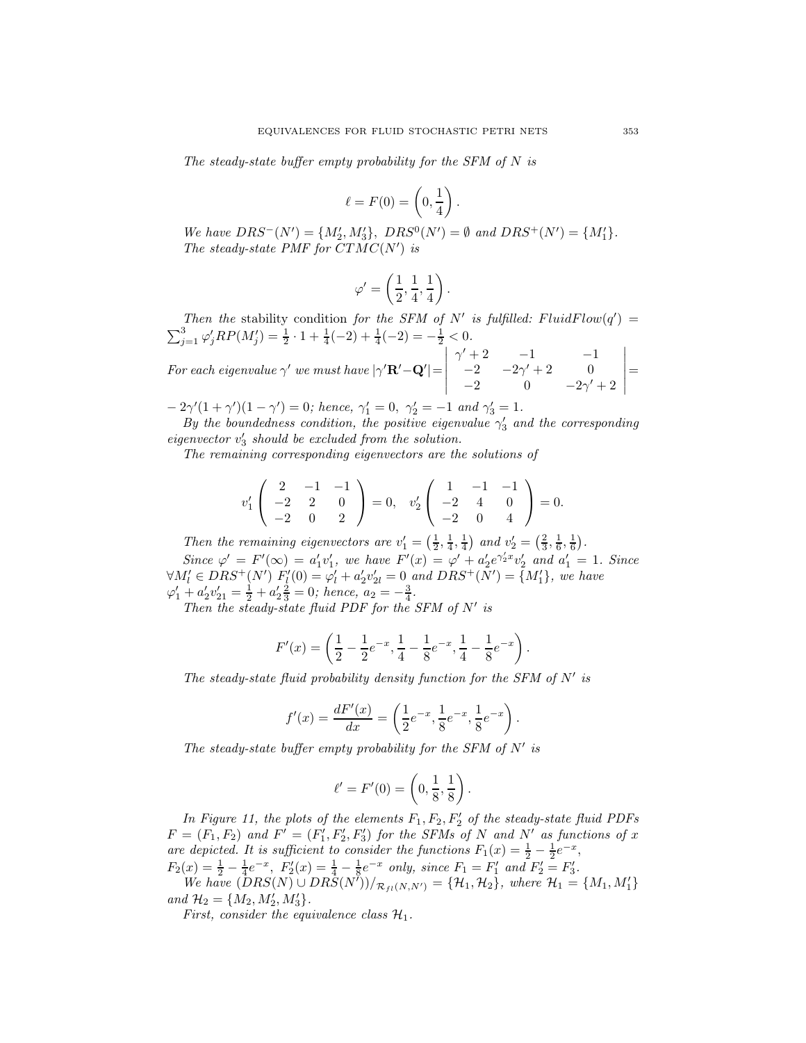*The steady-state buffer empty probability for the SFM of $N$ is*

$$\ell = F(0) = \left(0, \frac{1}{4}\right).$$

*We have $DRS^-(N') = \{M'_2, M'_3\}$, $DRS^0(N') = \emptyset$ and $DRS^+(N') = \{M'_1\}$. The steady-state PMF for $CTMC(N')$ is*

$$\varphi' = \left(\frac{1}{2}, \frac{1}{4}, \frac{1}{4}\right).$$

*Then the* stability condition *for the SFM of $N'$ is fulfilled: $FluidFlow(q') = \sum_{j=1}^{3} \varphi'_j RP(M'_j) = \frac{1}{2} \cdot 1 + \frac{1}{4}(-2) + \frac{1}{4}(-2) = -\frac{1}{2} < 0$.*

*For each eigenvalue $\gamma'$ we must have* $|\gamma'\mathbf{R}' - \mathbf{Q}'| = \begin{vmatrix} \gamma' + 2 & -1 & -1 \\ -2 & -2\gamma' + 2 & 0 \\ -2 & 0 & -2\gamma' + 2 \end{vmatrix} = -2\gamma'(1+\gamma')(1-\gamma') = 0$*; hence, $\gamma'_1 = 0$, $\gamma'_2 = -1$ and $\gamma'_3 = 1$.*

*By the boundedness condition, the positive eigenvalue $\gamma'_3$ and the corresponding eigenvector $v'_3$ should be excluded from the solution.*

*The remaining corresponding eigenvectors are the solutions of*

$$v'_1 \begin{pmatrix} 2 & -1 & -1 \\ -2 & 2 & 0 \\ -2 & 0 & 2 \end{pmatrix} = 0, \quad v'_2 \begin{pmatrix} 1 & -1 & -1 \\ -2 & 4 & 0 \\ -2 & 0 & 4 \end{pmatrix} = 0.$$

*Then the remaining eigenvectors are $v'_1 = \left(\frac{1}{2}, \frac{1}{4}, \frac{1}{4}\right)$ and $v'_2 = \left(\frac{2}{3}, \frac{1}{6}, \frac{1}{6}\right)$.*

*Since $\varphi' = F'(\infty) = a'_1 v'_1$, we have $F'(x) = \varphi' + a'_2 e^{\gamma'_2 x} v'_2$ and $a'_1 = 1$. Since $\forall M'_l \in DRS^+(N')\ F'_l(0) = \varphi'_l + a'_2 v'_{2l} = 0$ and $DRS^+(N') = \{M'_1\}$, we have $\varphi'_1 + a'_2 v'_{21} = \frac{1}{2} + a'_2 \frac{2}{3} = 0$; hence, $a_2 = -\frac{3}{4}$.*

*Then the steady-state fluid PDF for the SFM of $N'$ is*

$$F'(x) = \left(\frac{1}{2} - \frac{1}{2}e^{-x}, \frac{1}{4} - \frac{1}{8}e^{-x}, \frac{1}{4} - \frac{1}{8}e^{-x}\right).$$

*The steady-state fluid probability density function for the SFM of $N'$ is*

$$f'(x) = \frac{dF'(x)}{dx} = \left(\frac{1}{2}e^{-x}, \frac{1}{8}e^{-x}, \frac{1}{8}e^{-x}\right).$$

*The steady-state buffer empty probability for the SFM of $N'$ is*

$$\ell' = F'(0) = \left(0, \frac{1}{8}, \frac{1}{8}\right).$$

*In Figure 11, the plots of the elements $F_1, F_2, F'_2$ of the steady-state fluid PDFs $F = (F_1, F_2)$ and $F' = (F'_1, F'_2, F'_3)$ for the SFMs of $N$ and $N'$ as functions of $x$ are depicted. It is sufficient to consider the functions $F_1(x) = \frac{1}{2} - \frac{1}{2}e^{-x}$, $F_2(x) = \frac{1}{2} - \frac{1}{4}e^{-x}$, $F'_2(x) = \frac{1}{4} - \frac{1}{8}e^{-x}$ only, since $F_1 = F'_1$ and $F'_2 = F'_3$.*

*We have $(DRS(N) \cup DRS(N'))/_{\mathcal{R}_{fl}(N,N')} = \{\mathcal{H}_1, \mathcal{H}_2\}$, where $\mathcal{H}_1 = \{M_1, M'_1\}$ and $\mathcal{H}_2 = \{M_2, M'_2, M'_3\}$.*

*First, consider the equivalence class $\mathcal{H}_1$.*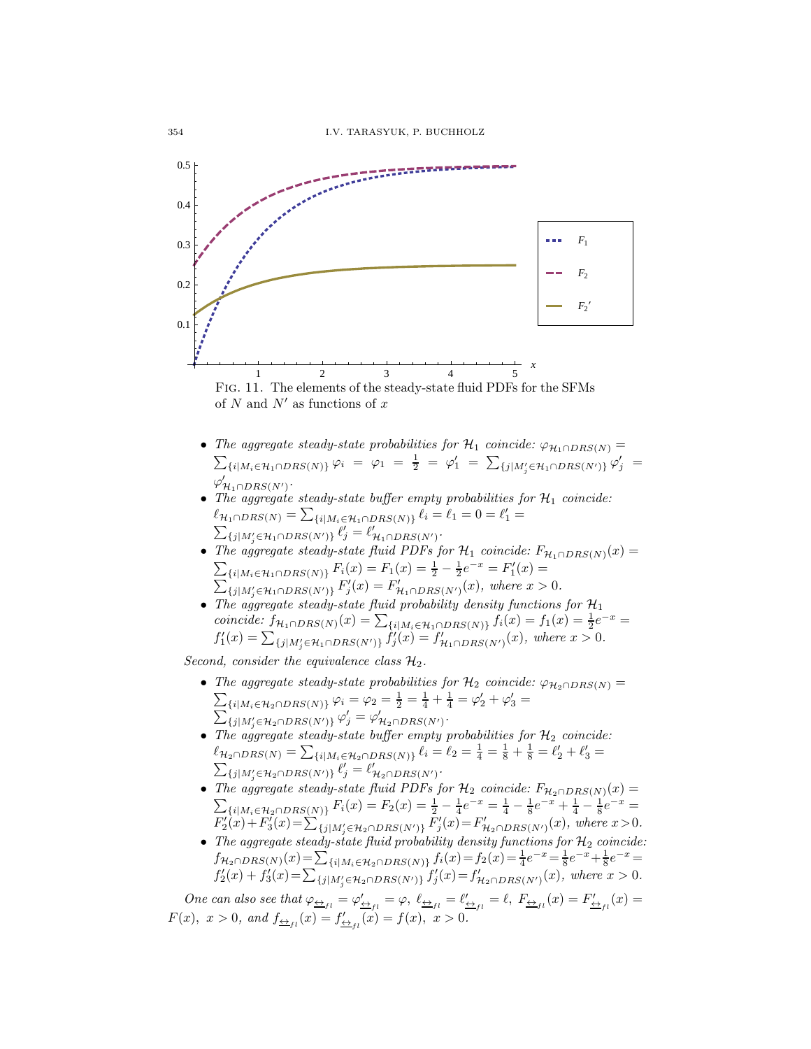Fig. 11. The elements of the steady-state fluid PDFs for the SFMs of $N$ and $N'$ as functions of $x$

- *The aggregate steady-state probabilities for $\mathcal{H}_1$ coincide:* $\varphi_{\mathcal{H}_1\cap DRS(N)} = \sum_{\{i|M_i\in\mathcal{H}_1\cap DRS(N)\}}\varphi_i = \varphi_1 = \frac{1}{2} = \varphi'_1 = \sum_{\{j|M'_j\in\mathcal{H}_1\cap DRS(N')\}}\varphi'_j = \varphi'_{\mathcal{H}_1\cap DRS(N')}$.
- *The aggregate steady-state buffer empty probabilities for $\mathcal{H}_1$ coincide:* $\ell_{\mathcal{H}_1\cap DRS(N)} = \sum_{\{i|M_i\in\mathcal{H}_1\cap DRS(N)\}}\ell_i = \ell_1 = 0 = \ell'_1 = \sum_{\{j|M'_j\in\mathcal{H}_1\cap DRS(N')\}}\ell'_j = \ell'_{\mathcal{H}_1\cap DRS(N')}$.
- *The aggregate steady-state fluid PDFs for $\mathcal{H}_1$ coincide:* $F_{\mathcal{H}_1\cap DRS(N)}(x) = \sum_{\{i|M_i\in\mathcal{H}_1\cap DRS(N)\}}F_i(x) = F_1(x) = \frac{1}{2} - \frac{1}{2}e^{-x} = F'_1(x) = \sum_{\{j|M'_j\in\mathcal{H}_1\cap DRS(N')\}}F'_j(x) = F'_{\mathcal{H}_1\cap DRS(N')}(x)$*, where* $x > 0$.
- *The aggregate steady-state fluid probability density functions for $\mathcal{H}_1$ coincide:* $f_{\mathcal{H}_1\cap DRS(N)}(x) = \sum_{\{i|M_i\in\mathcal{H}_1\cap DRS(N)\}}f_i(x) = f_1(x) = \frac{1}{2}e^{-x} = f'_1(x) = \sum_{\{j|M'_j\in\mathcal{H}_1\cap DRS(N')\}}f'_j(x) = f'_{\mathcal{H}_1\cap DRS(N')}(x)$*, where* $x > 0$.

*Second, consider the equivalence class $\mathcal{H}_2$.*

- *The aggregate steady-state probabilities for $\mathcal{H}_2$ coincide:* $\varphi_{\mathcal{H}_2\cap DRS(N)} = \sum_{\{i|M_i\in\mathcal{H}_2\cap DRS(N)\}}\varphi_i = \varphi_2 = \frac{1}{2} = \frac{1}{4} + \frac{1}{4} = \varphi'_2 + \varphi'_3 = \sum_{\{j|M'_j\in\mathcal{H}_2\cap DRS(N')\}}\varphi'_j = \varphi'_{\mathcal{H}_2\cap DRS(N')}$.
- *The aggregate steady-state buffer empty probabilities for $\mathcal{H}_2$ coincide:* $\ell_{\mathcal{H}_2\cap DRS(N)} = \sum_{\{i|M_i\in\mathcal{H}_2\cap DRS(N)\}}\ell_i = \ell_2 = \frac{1}{4} = \frac{1}{8} + \frac{1}{8} = \ell'_2 + \ell'_3 = \sum_{\{j|M'_j\in\mathcal{H}_2\cap DRS(N')\}}\ell'_j = \ell'_{\mathcal{H}_2\cap DRS(N')}$.
- *The aggregate steady-state fluid PDFs for $\mathcal{H}_2$ coincide:* $F_{\mathcal{H}_2\cap DRS(N)}(x) = \sum_{\{i|M_i\in\mathcal{H}_2\cap DRS(N)\}}F_i(x) = F_2(x) = \frac{1}{2} - \frac{1}{4}e^{-x} = \frac{1}{4} - \frac{1}{8}e^{-x} + \frac{1}{4} - \frac{1}{8}e^{-x} = F'_2(x) + F'_3(x) = \sum_{\{j|M'_j\in\mathcal{H}_2\cap DRS(N')\}}F'_j(x) = F'_{\mathcal{H}_2\cap DRS(N')}(x)$*, where* $x>0$.
- *The aggregate steady-state fluid probability density functions for $\mathcal{H}_2$ coincide:* $f_{\mathcal{H}_2\cap DRS(N)}(x) = \sum_{\{i|M_i\in\mathcal{H}_2\cap DRS(N)\}}f_i(x) = f_2(x) = \frac{1}{4}e^{-x} = \frac{1}{8}e^{-x} + \frac{1}{8}e^{-x} = f'_2(x) + f'_3(x) = \sum_{\{j|M'_j\in\mathcal{H}_2\cap DRS(N')\}}f'_j(x) = f'_{\mathcal{H}_2\cap DRS(N')}(x)$*, where* $x > 0$.

*One can also see that* $\varphi_{\underline{\leftrightarrow}_{fl}} = \varphi'_{\underline{\leftrightarrow}_{fl}} = \varphi$, $\ell_{\underline{\leftrightarrow}_{fl}} = \ell'_{\underline{\leftrightarrow}_{fl}} = \ell$, $F_{\underline{\leftrightarrow}_{fl}}(x) = F'_{\underline{\leftrightarrow}_{fl}}(x) = F(x)$, $x > 0$*, and* $f_{\underline{\leftrightarrow}_{fl}}(x) = f'_{\underline{\leftrightarrow}_{fl}}(x) = f(x)$, $x > 0$.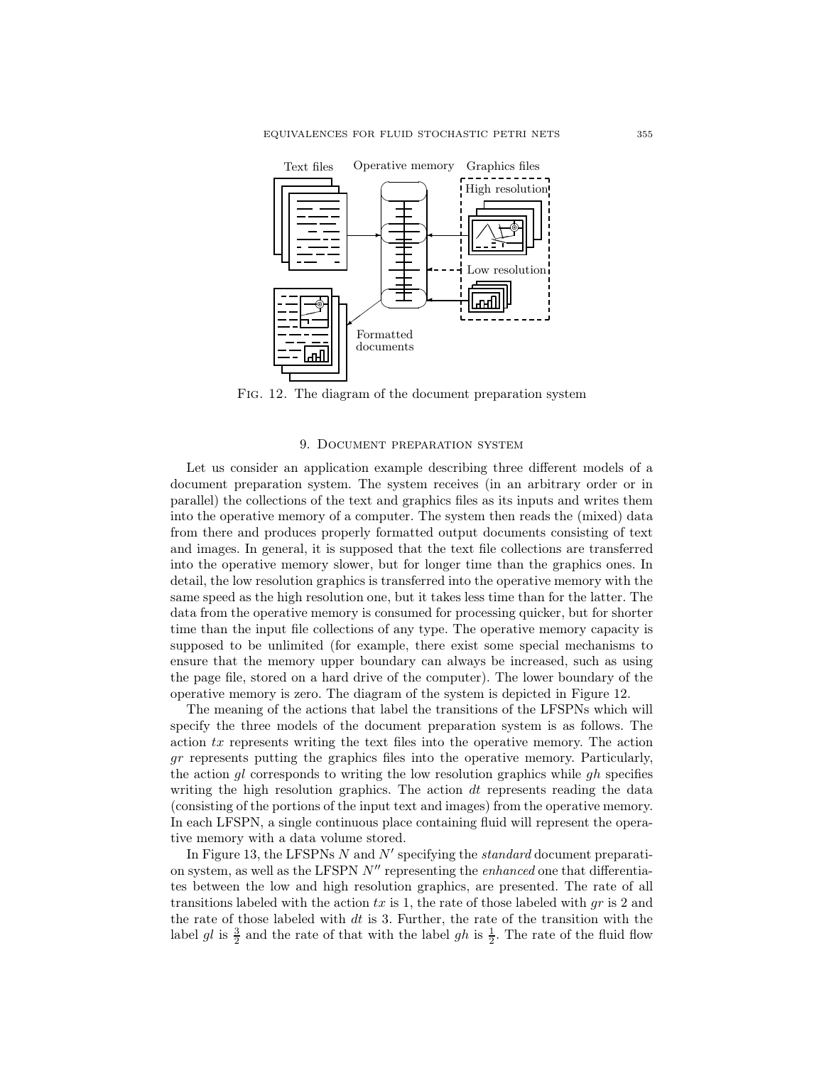Fig. 12. The diagram of the document preparation system

## 9. Document preparation system

Let us consider an application example describing three different models of a document preparation system. The system receives (in an arbitrary order or in parallel) the collections of the text and graphics files as its inputs and writes them into the operative memory of a computer. The system then reads the (mixed) data from there and produces properly formatted output documents consisting of text and images. In general, it is supposed that the text file collections are transferred into the operative memory slower, but for longer time than the graphics ones. In detail, the low resolution graphics is transferred into the operative memory with the same speed as the high resolution one, but it takes less time than for the latter. The data from the operative memory is consumed for processing quicker, but for shorter time than the input file collections of any type. The operative memory capacity is supposed to be unlimited (for example, there exist some special mechanisms to ensure that the memory upper boundary can always be increased, such as using the page file, stored on a hard drive of the computer). The lower boundary of the operative memory is zero. The diagram of the system is depicted in Figure 12.

The meaning of the actions that label the transitions of the LFSPNs which will specify the three models of the document preparation system is as follows. The action $tx$ represents writing the text files into the operative memory. The action $gr$ represents putting the graphics files into the operative memory. Particularly, the action $gl$ corresponds to writing the low resolution graphics while $gh$ specifies writing the high resolution graphics. The action $dt$ represents reading the data (consisting of the portions of the input text and images) from the operative memory. In each LFSPN, a single continuous place containing fluid will represent the operative memory with a data volume stored.

In Figure 13, the LFSPNs $N$ and $N'$ specifying the *standard* document preparation system, as well as the LFSPN $N''$ representing the *enhanced* one that differentiates between the low and high resolution graphics, are presented. The rate of all transitions labeled with the action $tx$ is 1, the rate of those labeled with $gr$ is 2 and the rate of those labeled with $dt$ is 3. Further, the rate of the transition with the label $gl$ is $\frac{3}{2}$ and the rate of that with the label $gh$ is $\frac{1}{2}$. The rate of the fluid flow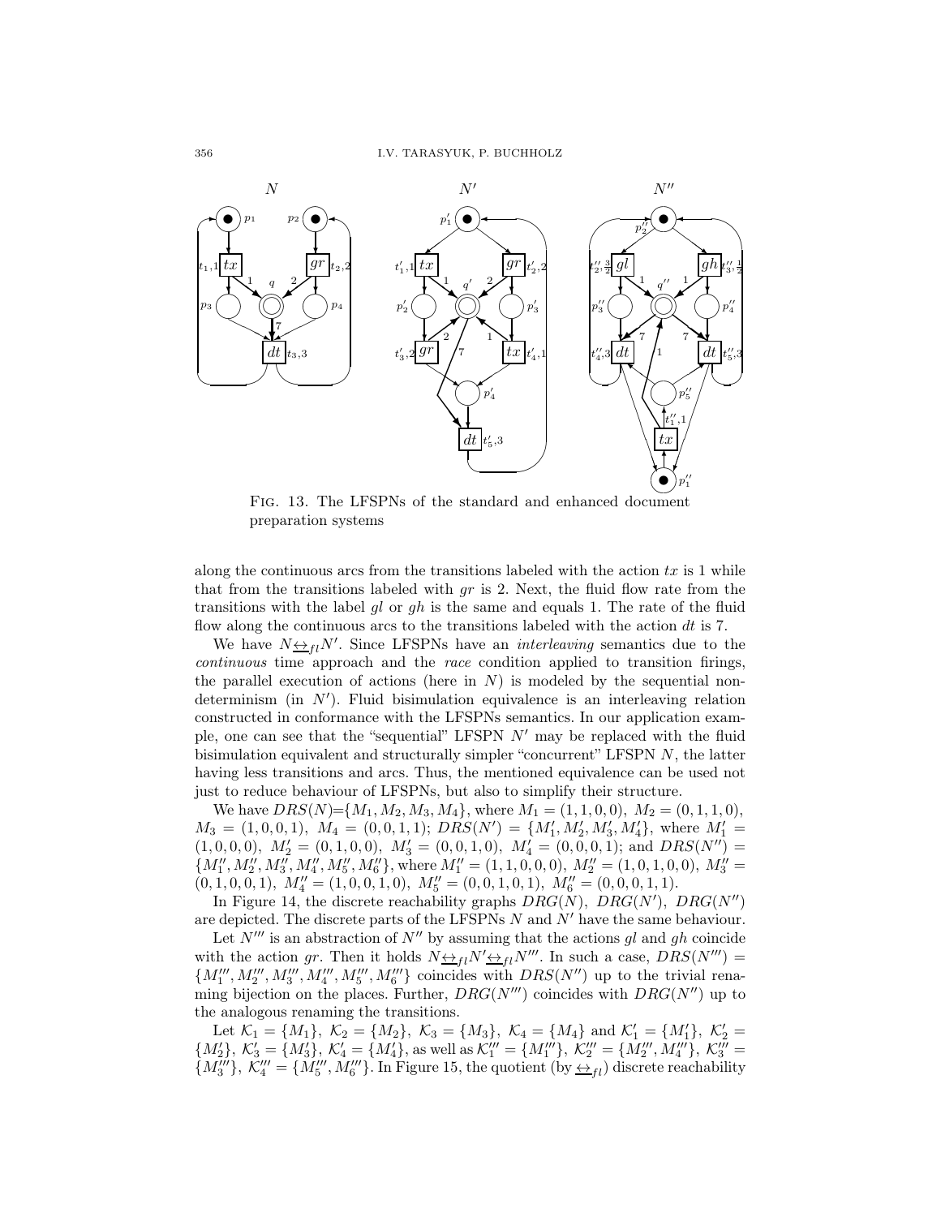Fig. 13. The LFSPNs of the standard and enhanced document preparation systems

along the continuous arcs from the transitions labeled with the action $tx$ is 1 while that from the transitions labeled with $gr$ is 2. Next, the fluid flow rate from the transitions with the label $gl$ or $gh$ is the same and equals 1. The rate of the fluid flow along the continuous arcs to the transitions labeled with the action $dt$ is 7.

We have $N \underline{\leftrightarrow}_{fl} N'$. Since LFSPNs have an *interleaving* semantics due to the *continuous* time approach and the *race* condition applied to transition firings, the parallel execution of actions (here in $N$) is modeled by the sequential nondeterminism (in $N'$). Fluid bisimulation equivalence is an interleaving relation constructed in conformance with the LFSPNs semantics. In our application example, one can see that the "sequential" LFSPN $N'$ may be replaced with the fluid bisimulation equivalent and structurally simpler "concurrent" LFSPN $N$, the latter having less transitions and arcs. Thus, the mentioned equivalence can be used not just to reduce behaviour of LFSPNs, but also to simplify their structure.

We have $DRS(N)=\{M_1, M_2, M_3, M_4\}$, where $M_1 = (1, 1, 0, 0)$, $M_2 = (0, 1, 1, 0)$, $M_3 = (1, 0, 0, 1)$, $M_4 = (0, 0, 1, 1)$; $DRS(N') = \{M'_1, M'_2, M'_3, M'_4\}$, where $M'_1 = (1, 0, 0, 0)$, $M'_2 = (0, 1, 0, 0)$, $M'_3 = (0, 0, 1, 0)$, $M'_4 = (0, 0, 0, 1)$; and $DRS(N'') = \{M''_1, M''_2, M''_3, M''_4, M''_5, M''_6\}$, where $M''_1 = (1, 1, 0, 0, 0)$, $M''_2 = (1, 0, 1, 0, 0)$, $M''_3 = (0, 1, 0, 0, 1)$, $M''_4 = (1, 0, 0, 1, 0)$, $M''_5 = (0, 0, 1, 0, 1)$, $M''_6 = (0, 0, 0, 1, 1)$.

In Figure 14, the discrete reachability graphs $DRG(N)$, $DRG(N')$, $DRG(N'')$ are depicted. The discrete parts of the LFSPNs $N$ and $N'$ have the same behaviour.

Let $N'''$ is an abstraction of $N''$ by assuming that the actions $gl$ and $gh$ coincide with the action $gr$. Then it holds $N \underline{\leftrightarrow}_{fl} N' \underline{\leftrightarrow}_{fl} N'''$. In such a case, $DRS(N''') = \{M'''_1, M'''_2, M'''_3, M'''_4, M'''_5, M'''_6\}$ coincides with $DRS(N'')$ up to the trivial renaming bijection on the places. Further, $DRG(N''')$ coincides with $DRG(N'')$ up to the analogous renaming the transitions.

Let $\mathcal{K}_1 = \{M_1\}$, $\mathcal{K}_2 = \{M_2\}$, $\mathcal{K}_3 = \{M_3\}$, $\mathcal{K}_4 = \{M_4\}$ and $\mathcal{K}'_1 = \{M'_1\}$, $\mathcal{K}'_2 = \{M'_2\}$, $\mathcal{K}'_3 = \{M'_3\}$, $\mathcal{K}'_4 = \{M'_4\}$, as well as $\mathcal{K}'''_1 = \{M'''_1\}$, $\mathcal{K}'''_2 = \{M'''_2, M'''_4\}$, $\mathcal{K}'''_3 = \{M'''_3\}$, $\mathcal{K}'''_4 = \{M'''_5, M'''_6\}$. In Figure 15, the quotient (by $\underline{\leftrightarrow}_{fl}$) discrete reachability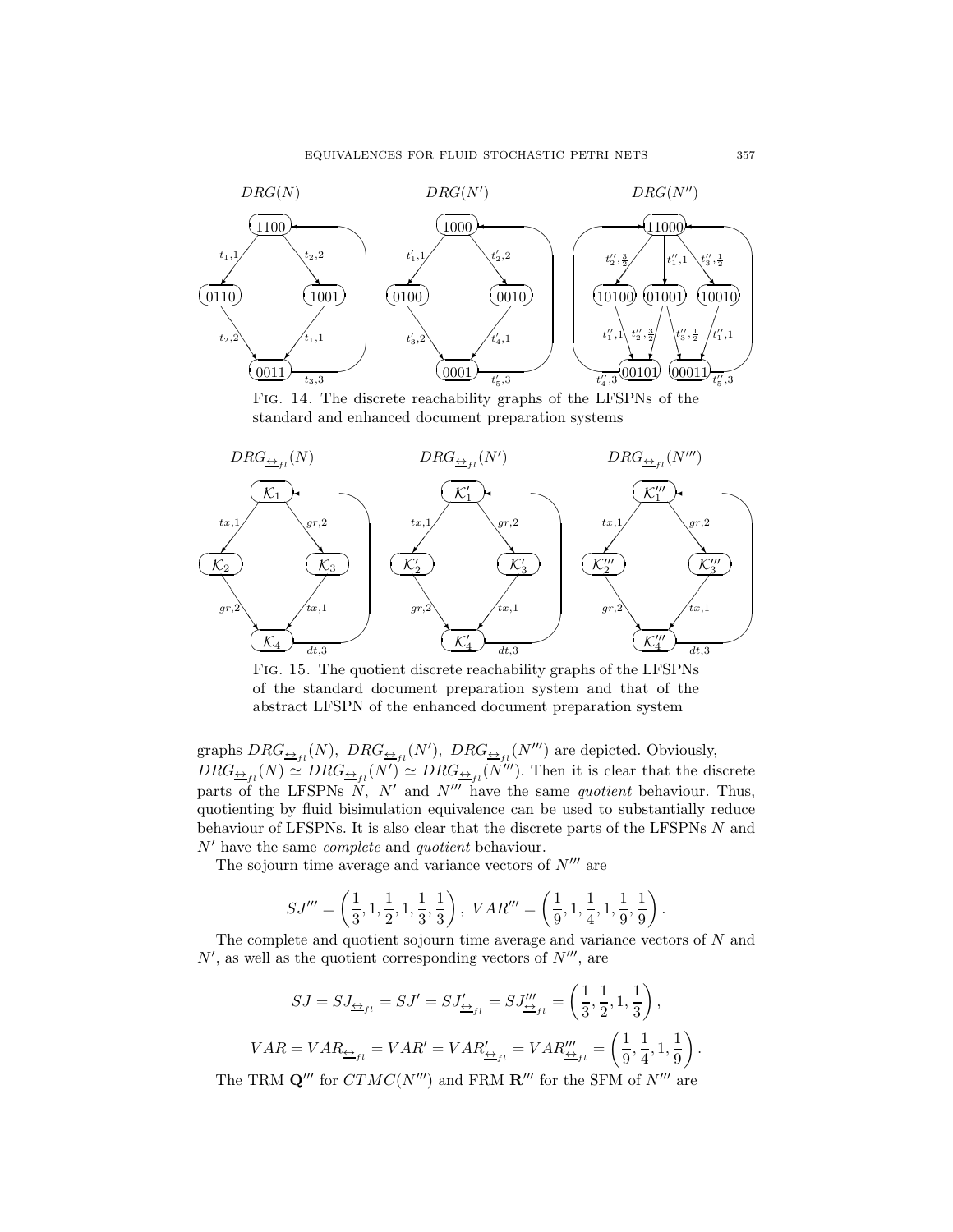FIG. 14. The discrete reachability graphs of the LFSPNs of the standard and enhanced document preparation systems

FIG. 15. The quotient discrete reachability graphs of the LFSPNs of the standard document preparation system and that of the abstract LFSPN of the enhanced document preparation system

graphs $DRG_{\underline{\leftrightarrow}_{fl}}(N)$, $DRG_{\underline{\leftrightarrow}_{fl}}(N')$, $DRG_{\underline{\leftrightarrow}_{fl}}(N''')$ are depicted. Obviously, $DRG_{\underline{\leftrightarrow}_{fl}}(N) \simeq DRG_{\underline{\leftrightarrow}_{fl}}(N') \simeq DRG_{\underline{\leftrightarrow}_{fl}}(N''')$. Then it is clear that the discrete parts of the LFSPNs $N$, $N'$ and $N'''$ have the same *quotient* behaviour. Thus, quotienting by fluid bisimulation equivalence can be used to substantially reduce behaviour of LFSPNs. It is also clear that the discrete parts of the LFSPNs $N$ and $N'$ have the same *complete* and *quotient* behaviour.

The sojourn time average and variance vectors of $N'''$ are

$$SJ''' = \left(\frac{1}{3}, 1, \frac{1}{2}, 1, \frac{1}{3}, \frac{1}{3}\right),\ VAR''' = \left(\frac{1}{9}, 1, \frac{1}{4}, 1, \frac{1}{9}, \frac{1}{9}\right).$$

The complete and quotient sojourn time average and variance vectors of $N$ and $N'$, as well as the quotient corresponding vectors of $N'''$, are

$$SJ = SJ_{\underline{\leftrightarrow}_{fl}} = SJ' = SJ'_{\underline{\leftrightarrow}_{fl}} = SJ'''_{\underline{\leftrightarrow}_{fl}} = \left(\frac{1}{3}, \frac{1}{2}, 1, \frac{1}{3}\right),$$

$$VAR = VAR_{\underline{\leftrightarrow}_{fl}} = VAR' = VAR'_{\underline{\leftrightarrow}_{fl}} = VAR'''_{\underline{\leftrightarrow}_{fl}} = \left(\frac{1}{9}, \frac{1}{4}, 1, \frac{1}{9}\right).$$

The TRM $\mathbf{Q}'''$ for $CTMC(N''')$ and FRM $\mathbf{R}'''$ for the SFM of $N'''$ are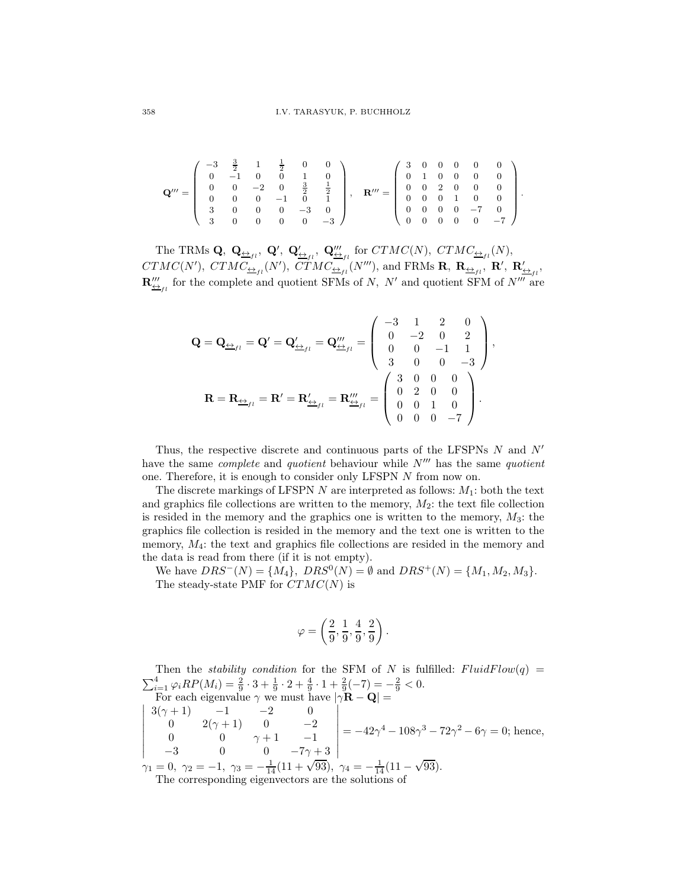$$\mathbf{Q}''' = \begin{pmatrix} -3 & \frac{3}{2} & 1 & \frac{1}{2} & 0 & 0 \\ 0 & -1 & 0 & 0 & 1 & 0 \\ 0 & 0 & -2 & 0 & \frac{3}{2} & \frac{1}{2} \\ 0 & 0 & 0 & -1 & 0 & 1 \\ 3 & 0 & 0 & 0 & -3 & 0 \\ 3 & 0 & 0 & 0 & 0 & -3 \end{pmatrix}, \quad \mathbf{R}''' = \begin{pmatrix} 3 & 0 & 0 & 0 & 0 & 0 \\ 0 & 1 & 0 & 0 & 0 & 0 \\ 0 & 0 & 2 & 0 & 0 & 0 \\ 0 & 0 & 0 & 1 & 0 & 0 \\ 0 & 0 & 0 & 0 & -7 & 0 \\ 0 & 0 & 0 & 0 & 0 & -7 \end{pmatrix}.$$

The TRMs $\mathbf{Q},\ \mathbf{Q}_{\underline{\leftrightarrow}_{fl}},\ \mathbf{Q}',\ \mathbf{Q}'_{\underline{\leftrightarrow}_{fl}},\ \mathbf{Q}'''_{\underline{\leftrightarrow}_{fl}}$ for $CTMC(N),\ CTMC_{\underline{\leftrightarrow}_{fl}}(N),$ $CTMC(N'),\ CTMC_{\underline{\leftrightarrow}_{fl}}(N'),\ CTMC_{\underline{\leftrightarrow}_{fl}}(N''')$, and FRMs $\mathbf{R},\ \mathbf{R}_{\underline{\leftrightarrow}_{fl}},\ \mathbf{R}',\ \mathbf{R}'_{\underline{\leftrightarrow}_{fl}},$ $\mathbf{R}'''_{\underline{\leftrightarrow}_{fl}}$ for the complete and quotient SFMs of $N,\ N'$ and quotient SFM of $N'''$ are

$$\mathbf{Q} = \mathbf{Q}_{\underline{\leftrightarrow}_{fl}} = \mathbf{Q}' = \mathbf{Q}'_{\underline{\leftrightarrow}_{fl}} = \mathbf{Q}'''_{\underline{\leftrightarrow}_{fl}} = \begin{pmatrix} -3 & 1 & 2 & 0 \\ 0 & -2 & 0 & 2 \\ 0 & 0 & -1 & 1 \\ 3 & 0 & 0 & -3 \end{pmatrix},$$

$$\mathbf{R} = \mathbf{R}_{\underline{\leftrightarrow}_{fl}} = \mathbf{R}' = \mathbf{R}'_{\underline{\leftrightarrow}_{fl}} = \mathbf{R}'''_{\underline{\leftrightarrow}_{fl}} = \begin{pmatrix} 3 & 0 & 0 & 0 \\ 0 & 2 & 0 & 0 \\ 0 & 0 & 1 & 0 \\ 0 & 0 & 0 & -7 \end{pmatrix}.$$

Thus, the respective discrete and continuous parts of the LFSPNs $N$ and $N'$ have the same *complete* and *quotient* behaviour while $N'''$ has the same *quotient* one. Therefore, it is enough to consider only LFSPN $N$ from now on.

The discrete markings of LFSPN $N$ are interpreted as follows: $M_1$: both the text and graphics file collections are written to the memory, $M_2$: the text file collection is resided in the memory and the graphics one is written to the memory, $M_3$: the graphics file collection is resided in the memory and the text one is written to the memory, $M_4$: the text and graphics file collections are resided in the memory and the data is read from there (if it is not empty).

We have $DRS^{-}(N) = \{M_4\},\ DRS^{0}(N) = \emptyset$ and $DRS^{+}(N) = \{M_1, M_2, M_3\}$.

The steady-state PMF for $CTMC(N)$ is

$$\varphi = \left(\frac{2}{9}, \frac{1}{9}, \frac{4}{9}, \frac{2}{9}\right).$$

Then the *stability condition* for the SFM of $N$ is fulfilled: $FluidFlow(q) = \sum_{i=1}^{4} \varphi_i RP(M_i) = \frac{2}{9}\cdot 3 + \frac{1}{9}\cdot 2 + \frac{4}{9}\cdot 1 + \frac{2}{9}(-7) = -\frac{2}{9} < 0$.

For each eigenvalue $\gamma$ we must have $|\gamma\mathbf{R} - \mathbf{Q}| =$
$\begin{vmatrix} 3(\gamma+1) & -1 & -2 & 0 \\ 0 & 2(\gamma+1) & 0 & -2 \\ 0 & 0 & \gamma+1 & -1 \\ -3 & 0 & 0 & -7\gamma+3 \end{vmatrix} = -42\gamma^4 - 108\gamma^3 - 72\gamma^2 - 6\gamma = 0$; hence,
$\gamma_1 = 0,\ \gamma_2 = -1,\ \gamma_3 = -\frac{1}{14}(11+\sqrt{93}),\ \gamma_4 = -\frac{1}{14}(11-\sqrt{93})$.

The corresponding eigenvectors are the solutions of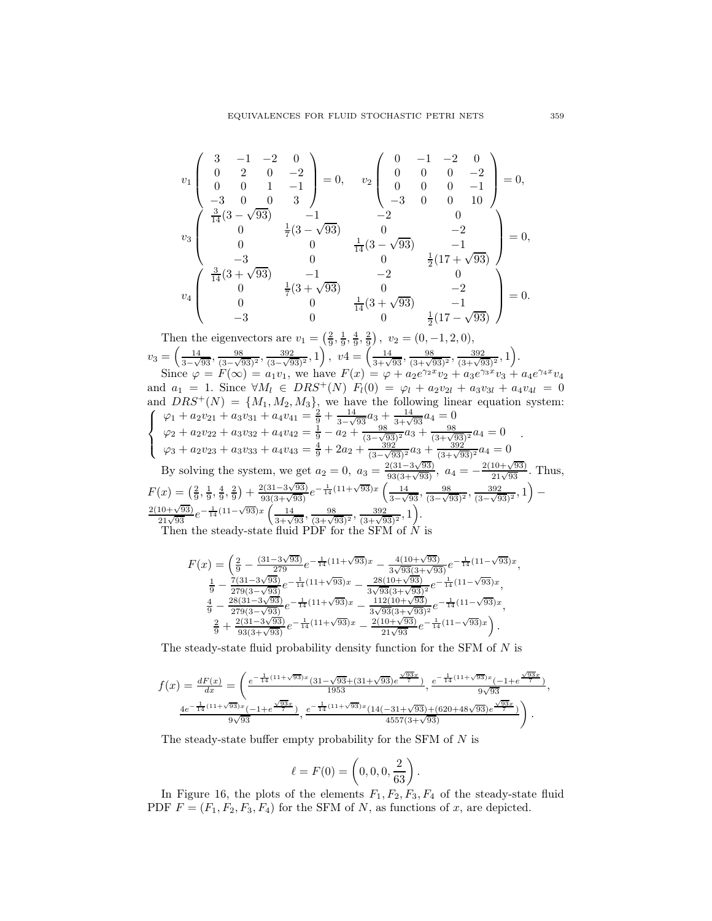$$v_1 \begin{pmatrix} 3 & -1 & -2 & 0 \\ 0 & 2 & 0 & -2 \\ 0 & 0 & 1 & -1 \\ -3 & 0 & 0 & 3 \end{pmatrix} = 0, \quad v_2 \begin{pmatrix} 0 & -1 & -2 & 0 \\ 0 & 0 & 0 & -2 \\ 0 & 0 & 0 & -1 \\ -3 & 0 & 0 & 10 \end{pmatrix} = 0,$$

$$v_3 \begin{pmatrix} \frac{3}{14}(3-\sqrt{93}) & -1 & -2 & 0 \\ 0 & \frac{1}{7}(3-\sqrt{93}) & 0 & -2 \\ 0 & 0 & \frac{1}{14}(3-\sqrt{93}) & -1 \\ -3 & 0 & 0 & \frac{1}{2}(17+\sqrt{93}) \end{pmatrix} = 0,$$

$$v_4 \begin{pmatrix} \frac{3}{14}(3+\sqrt{93}) & -1 & -2 & 0 \\ 0 & \frac{1}{7}(3+\sqrt{93}) & 0 & -2 \\ 0 & 0 & \frac{1}{14}(3+\sqrt{93}) & -1 \\ -3 & 0 & 0 & \frac{1}{2}(17-\sqrt{93}) \end{pmatrix} = 0.$$

Then the eigenvectors are $v_1 = \left(\frac{2}{9}, \frac{1}{9}, \frac{4}{9}, \frac{2}{9}\right)$, $v_2 = (0, -1, 2, 0)$, $v_3 = \left(\frac{14}{3-\sqrt{93}}, \frac{98}{(3-\sqrt{93})^2}, \frac{392}{(3-\sqrt{93})^2}, 1\right)$, $v4 = \left(\frac{14}{3+\sqrt{93}}, \frac{98}{(3+\sqrt{93})^2}, \frac{392}{(3+\sqrt{93})^2}, 1\right)$.

Since $\varphi = F(\infty) = a_1 v_1$, we have $F(x) = \varphi + a_2 e^{\gamma_2 x} v_2 + a_3 e^{\gamma_3 x} v_3 + a_4 e^{\gamma_4 x} v_4$ and $a_1 = 1$. Since $\forall M_l \in DRS^+(N)\ F_l(0) = \varphi_l + a_2 v_{2l} + a_3 v_{3l} + a_4 v_{4l} = 0$ and $DRS^+(N) = \{M_1, M_2, M_3\}$, we have the following linear equation system:

$$\begin{cases} \varphi_1 + a_2 v_{21} + a_3 v_{31} + a_4 v_{41} = \frac{2}{9} + \frac{14}{3-\sqrt{93}} a_3 + \frac{14}{3+\sqrt{93}} a_4 = 0 \\ \varphi_2 + a_2 v_{22} + a_3 v_{32} + a_4 v_{42} = \frac{1}{9} - a_2 + \frac{98}{(3-\sqrt{93})^2} a_3 + \frac{98}{(3+\sqrt{93})^2} a_4 = 0 \\ \varphi_3 + a_2 v_{23} + a_3 v_{33} + a_4 v_{43} = \frac{4}{9} + 2a_2 + \frac{392}{(3-\sqrt{93})^2} a_3 + \frac{392}{(3+\sqrt{93})^2} a_4 = 0 \end{cases}.$$

By solving the system, we get $a_2 = 0,\ a_3 = \frac{2(31-3\sqrt{93})}{93(3+\sqrt{93})},\ a_4 = -\frac{2(10+\sqrt{93})}{21\sqrt{93}}$. Thus, $F(x) = \left(\frac{2}{9}, \frac{1}{9}, \frac{4}{9}, \frac{2}{9}\right) + \frac{2(31-3\sqrt{93})}{93(3+\sqrt{93})} e^{-\frac{1}{14}(11+\sqrt{93})x} \left(\frac{14}{3-\sqrt{93}}, \frac{98}{(3-\sqrt{93})^2}, \frac{392}{(3-\sqrt{93})^2}, 1\right) - \frac{2(10+\sqrt{93})}{21\sqrt{93}} e^{-\frac{1}{14}(11-\sqrt{93})x} \left(\frac{14}{3+\sqrt{93}}, \frac{98}{(3+\sqrt{93})^2}, \frac{392}{(3+\sqrt{93})^2}, 1\right)$.

Then the steady-state fluid PDF for the SFM of $N$ is

$$F(x) = \Big(\tfrac{2}{9} - \tfrac{(31-3\sqrt{93})}{279} e^{-\frac{1}{14}(11+\sqrt{93})x} - \tfrac{4(10+\sqrt{93})}{3\sqrt{93}(3+\sqrt{93})} e^{-\frac{1}{14}(11-\sqrt{93})x},$$
$$\tfrac{1}{9} - \tfrac{7(31-3\sqrt{93})}{279(3-\sqrt{93})} e^{-\frac{1}{14}(11+\sqrt{93})x} - \tfrac{28(10+\sqrt{93})}{3\sqrt{93}(3+\sqrt{93})^2} e^{-\frac{1}{14}(11-\sqrt{93})x},$$
$$\tfrac{4}{9} - \tfrac{28(31-3\sqrt{93})}{279(3-\sqrt{93})} e^{-\frac{1}{14}(11+\sqrt{93})x} - \tfrac{112(10+\sqrt{93})}{3\sqrt{93}(3+\sqrt{93})^2} e^{-\frac{1}{14}(11-\sqrt{93})x},$$
$$\tfrac{2}{9} + \tfrac{2(31-3\sqrt{93})}{93(3+\sqrt{93})} e^{-\frac{1}{14}(11+\sqrt{93})x} - \tfrac{2(10+\sqrt{93})}{21\sqrt{93}} e^{-\frac{1}{14}(11-\sqrt{93})x}\Big).$$

The steady-state fluid probability density function for the SFM of $N$ is

$$f(x) = \frac{dF(x)}{dx} = \Bigg( \frac{e^{-\frac{1}{14}(11+\sqrt{93})x}(31-\sqrt{93}+(31+\sqrt{93})e^{\frac{\sqrt{93}x}{7}})}{1953}, \frac{e^{-\frac{1}{14}(11+\sqrt{93})x}(-1+e^{\frac{\sqrt{93}x}{7}})}{9\sqrt{93}},$$
$$\frac{4e^{-\frac{1}{14}(11+\sqrt{93})x}(-1+e^{\frac{\sqrt{93}x}{7}})}{9\sqrt{93}}, \frac{e^{-\frac{1}{14}(11+\sqrt{93})x}(14(-31+\sqrt{93})+(620+48\sqrt{93})e^{\frac{\sqrt{93}x}{7}})}{4557(3+\sqrt{93})} \Bigg).$$

The steady-state buffer empty probability for the SFM of $N$ is

$$\ell = F(0) = \left(0, 0, 0, \frac{2}{63}\right).$$

In Figure 16, the plots of the elements $F_1, F_2, F_3, F_4$ of the steady-state fluid PDF $F = (F_1, F_2, F_3, F_4)$ for the SFM of $N$, as functions of $x$, are depicted.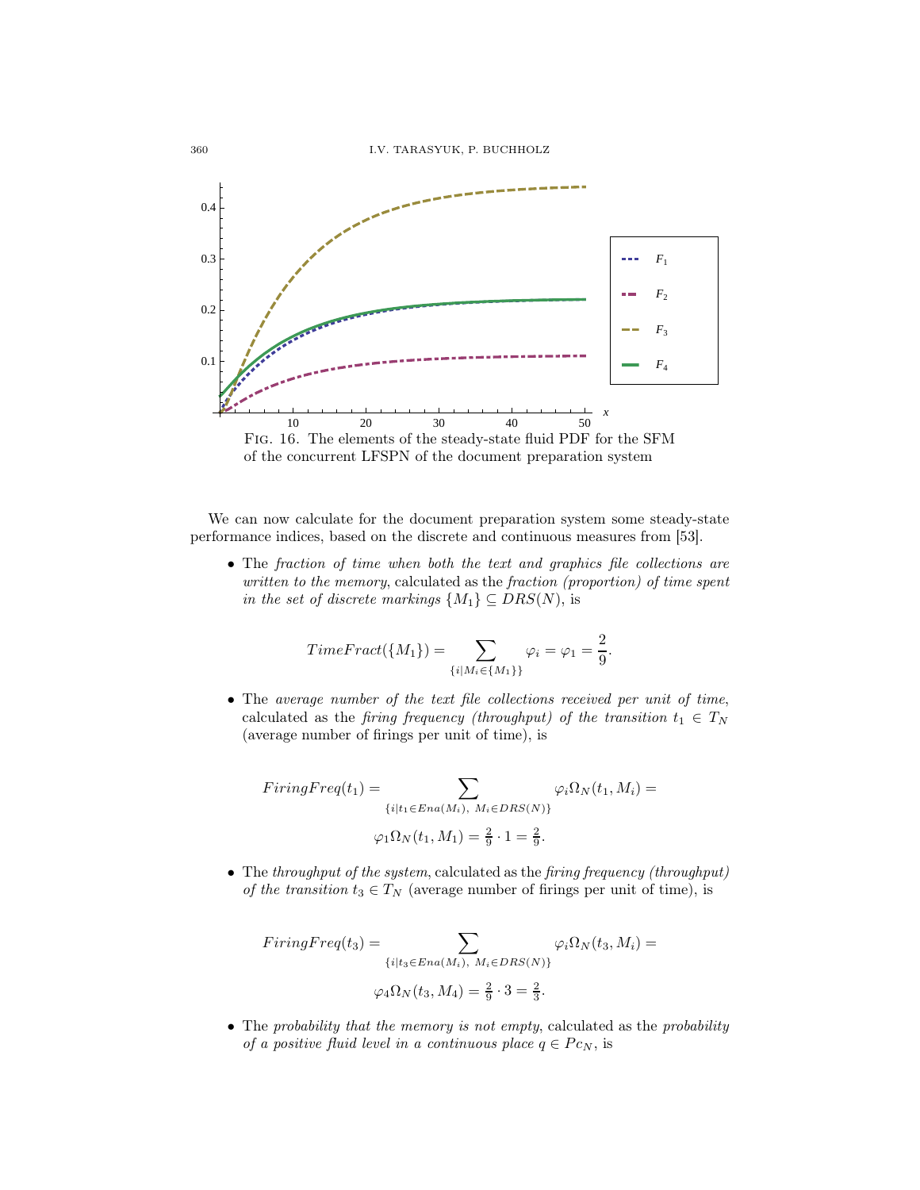Fig. 16. The elements of the steady-state fluid PDF for the SFM of the concurrent LFSPN of the document preparation system

We can now calculate for the document preparation system some steady-state performance indices, based on the discrete and continuous measures from [53].

- The *fraction of time when both the text and graphics file collections are written to the memory*, calculated as the *fraction (proportion) of time spent in the set of discrete markings* $\{M_1\} \subseteq DRS(N)$, is

$$TimeFract(\{M_1\}) = \sum_{\{i \mid M_i \in \{M_1\}\}} \varphi_i = \varphi_1 = \frac{2}{9}.$$

- The *average number of the text file collections received per unit of time*, calculated as the *firing frequency (throughput) of the transition* $t_1 \in T_N$ (average number of firings per unit of time), is

$$FiringFreq(t_1) = \sum_{\{i \mid t_1 \in Ena(M_i),\ M_i \in DRS(N)\}} \varphi_i \Omega_N(t_1, M_i) =$$

$$\varphi_1 \Omega_N(t_1, M_1) = \tfrac{2}{9} \cdot 1 = \tfrac{2}{9}.$$

- The *throughput of the system*, calculated as the *firing frequency (throughput) of the transition* $t_3 \in T_N$ (average number of firings per unit of time), is

$$FiringFreq(t_3) = \sum_{\{i \mid t_3 \in Ena(M_i),\ M_i \in DRS(N)\}} \varphi_i \Omega_N(t_3, M_i) =$$

$$\varphi_4 \Omega_N(t_3, M_4) = \tfrac{2}{9} \cdot 3 = \tfrac{2}{3}.$$

- The *probability that the memory is not empty*, calculated as the *probability of a positive fluid level in a continuous place* $q \in Pc_N$, is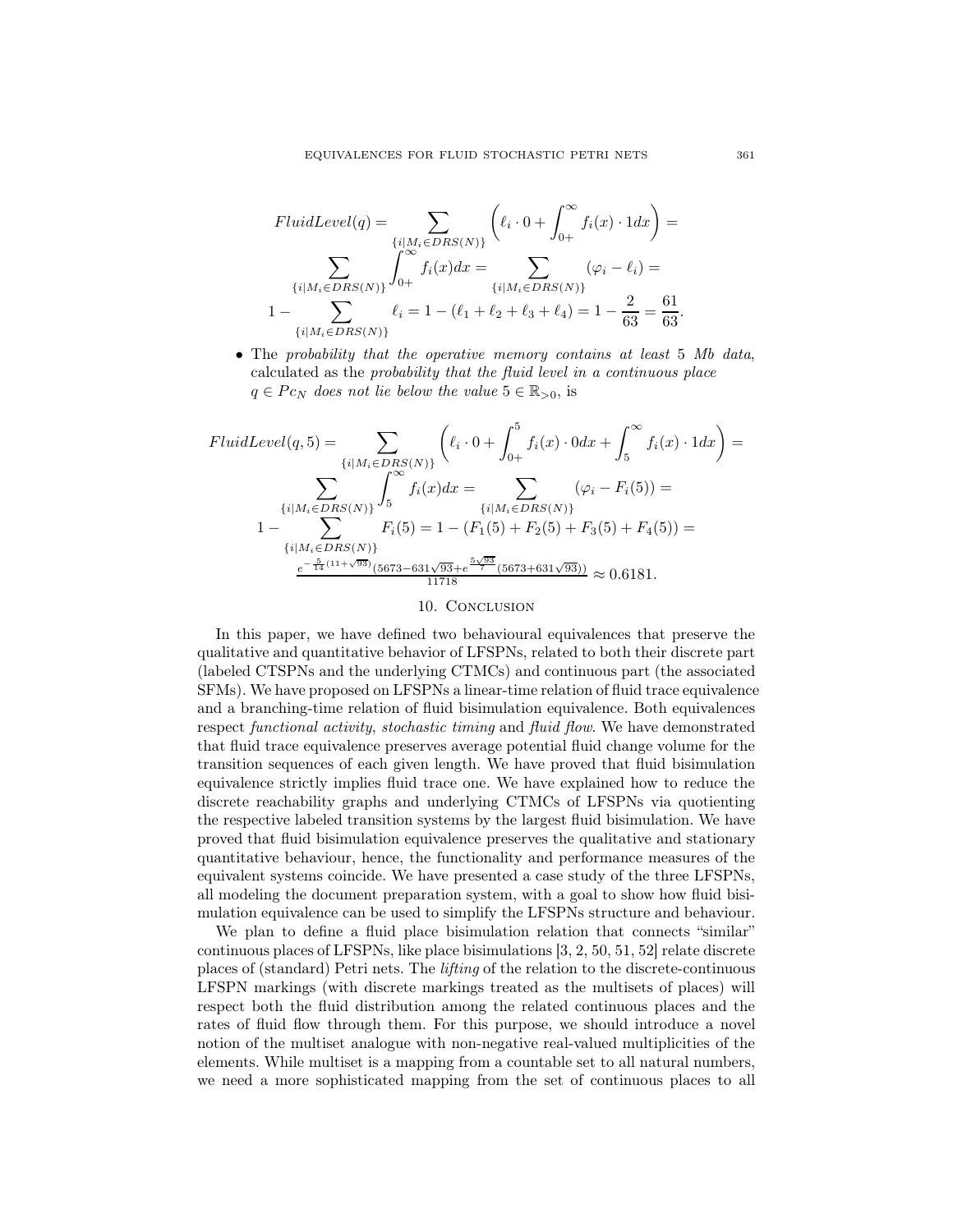$$FluidLevel(q) = \sum_{\{i|M_i\in DRS(N)\}} \left(\ell_i \cdot 0 + \int_{0+}^{\infty} f_i(x)\cdot 1dx\right) = \sum_{\{i|M_i\in DRS(N)\}} \int_{0+}^{\infty} f_i(x)dx = \sum_{\{i|M_i\in DRS(N)\}} (\varphi_i - \ell_i) = 1 - \sum_{\{i|M_i\in DRS(N)\}} \ell_i = 1 - (\ell_1 + \ell_2 + \ell_3 + \ell_4) = 1 - \frac{2}{63} = \frac{61}{63}.$$

- The *probability that the operative memory contains at least* 5 *Mb data*, calculated as the *probability that the fluid level in a continuous place* $q \in Pc_N$ *does not lie below the value* $5 \in \mathbb{R}_{>0}$, is

$$FluidLevel(q,5) = \sum_{\{i|M_i\in DRS(N)\}} \left(\ell_i \cdot 0 + \int_{0+}^{5} f_i(x)\cdot 0dx + \int_{5}^{\infty} f_i(x)\cdot 1dx\right) = \sum_{\{i|M_i\in DRS(N)\}} \int_{5}^{\infty} f_i(x)dx = \sum_{\{i|M_i\in DRS(N)\}} (\varphi_i - F_i(5)) = 1 - \sum_{\{i|M_i\in DRS(N)\}} F_i(5) = 1 - (F_1(5) + F_2(5) + F_3(5) + F_4(5)) = \frac{e^{-\frac{5}{14}(11+\sqrt{93})}(5673 - 631\sqrt{93} + e^{\frac{5\sqrt{93}}{7}}(5673 + 631\sqrt{93}))}{11718} \approx 0.6181.$$

## 10. Conclusion

In this paper, we have defined two behavioural equivalences that preserve the qualitative and quantitative behavior of LFSPNs, related to both their discrete part (labeled CTSPNs and the underlying CTMCs) and continuous part (the associated SFMs). We have proposed on LFSPNs a linear-time relation of fluid trace equivalence and a branching-time relation of fluid bisimulation equivalence. Both equivalences respect *functional activity*, *stochastic timing* and *fluid flow*. We have demonstrated that fluid trace equivalence preserves average potential fluid change volume for the transition sequences of each given length. We have proved that fluid bisimulation equivalence strictly implies fluid trace one. We have explained how to reduce the discrete reachability graphs and underlying CTMCs of LFSPNs via quotienting the respective labeled transition systems by the largest fluid bisimulation. We have proved that fluid bisimulation equivalence preserves the qualitative and stationary quantitative behaviour, hence, the functionality and performance measures of the equivalent systems coincide. We have presented a case study of the three LFSPNs, all modeling the document preparation system, with a goal to show how fluid bisimulation equivalence can be used to simplify the LFSPNs structure and behaviour.

We plan to define a fluid place bisimulation relation that connects "similar" continuous places of LFSPNs, like place bisimulations [3, 2, 50, 51, 52] relate discrete places of (standard) Petri nets. The *lifting* of the relation to the discrete-continuous LFSPN markings (with discrete markings treated as the multisets of places) will respect both the fluid distribution among the related continuous places and the rates of fluid flow through them. For this purpose, we should introduce a novel notion of the multiset analogue with non-negative real-valued multiplicities of the elements. While multiset is a mapping from a countable set to all natural numbers, we need a more sophisticated mapping from the set of continuous places to all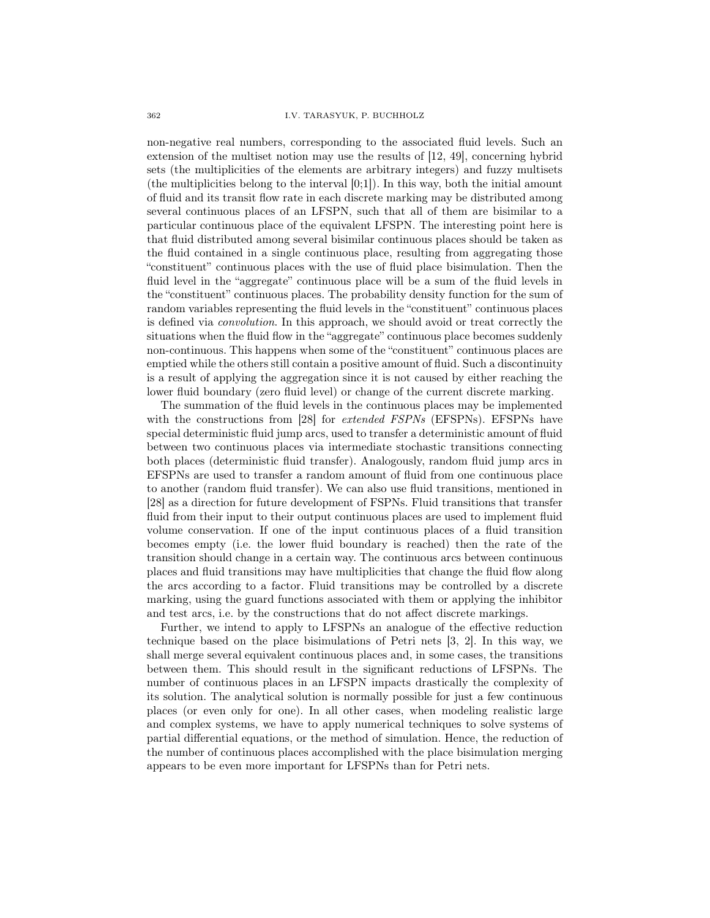non-negative real numbers, corresponding to the associated fluid levels. Such an extension of the multiset notion may use the results of [12, 49], concerning hybrid sets (the multiplicities of the elements are arbitrary integers) and fuzzy multisets (the multiplicities belong to the interval [0;1]). In this way, both the initial amount of fluid and its transit flow rate in each discrete marking may be distributed among several continuous places of an LFSPN, such that all of them are bisimilar to a particular continuous place of the equivalent LFSPN. The interesting point here is that fluid distributed among several bisimilar continuous places should be taken as the fluid contained in a single continuous place, resulting from aggregating those "constituent" continuous places with the use of fluid place bisimulation. Then the fluid level in the "aggregate" continuous place will be a sum of the fluid levels in the "constituent" continuous places. The probability density function for the sum of random variables representing the fluid levels in the "constituent" continuous places is defined via *convolution*. In this approach, we should avoid or treat correctly the situations when the fluid flow in the "aggregate" continuous place becomes suddenly non-continuous. This happens when some of the "constituent" continuous places are emptied while the others still contain a positive amount of fluid. Such a discontinuity is a result of applying the aggregation since it is not caused by either reaching the lower fluid boundary (zero fluid level) or change of the current discrete marking.

The summation of the fluid levels in the continuous places may be implemented with the constructions from [28] for *extended FSPNs* (EFSPNs). EFSPNs have special deterministic fluid jump arcs, used to transfer a deterministic amount of fluid between two continuous places via intermediate stochastic transitions connecting both places (deterministic fluid transfer). Analogously, random fluid jump arcs in EFSPNs are used to transfer a random amount of fluid from one continuous place to another (random fluid transfer). We can also use fluid transitions, mentioned in [28] as a direction for future development of FSPNs. Fluid transitions that transfer fluid from their input to their output continuous places are used to implement fluid volume conservation. If one of the input continuous places of a fluid transition becomes empty (i.e. the lower fluid boundary is reached) then the rate of the transition should change in a certain way. The continuous arcs between continuous places and fluid transitions may have multiplicities that change the fluid flow along the arcs according to a factor. Fluid transitions may be controlled by a discrete marking, using the guard functions associated with them or applying the inhibitor and test arcs, i.e. by the constructions that do not affect discrete markings.

Further, we intend to apply to LFSPNs an analogue of the effective reduction technique based on the place bisimulations of Petri nets [3, 2]. In this way, we shall merge several equivalent continuous places and, in some cases, the transitions between them. This should result in the significant reductions of LFSPNs. The number of continuous places in an LFSPN impacts drastically the complexity of its solution. The analytical solution is normally possible for just a few continuous places (or even only for one). In all other cases, when modeling realistic large and complex systems, we have to apply numerical techniques to solve systems of partial differential equations, or the method of simulation. Hence, the reduction of the number of continuous places accomplished with the place bisimulation merging appears to be even more important for LFSPNs than for Petri nets.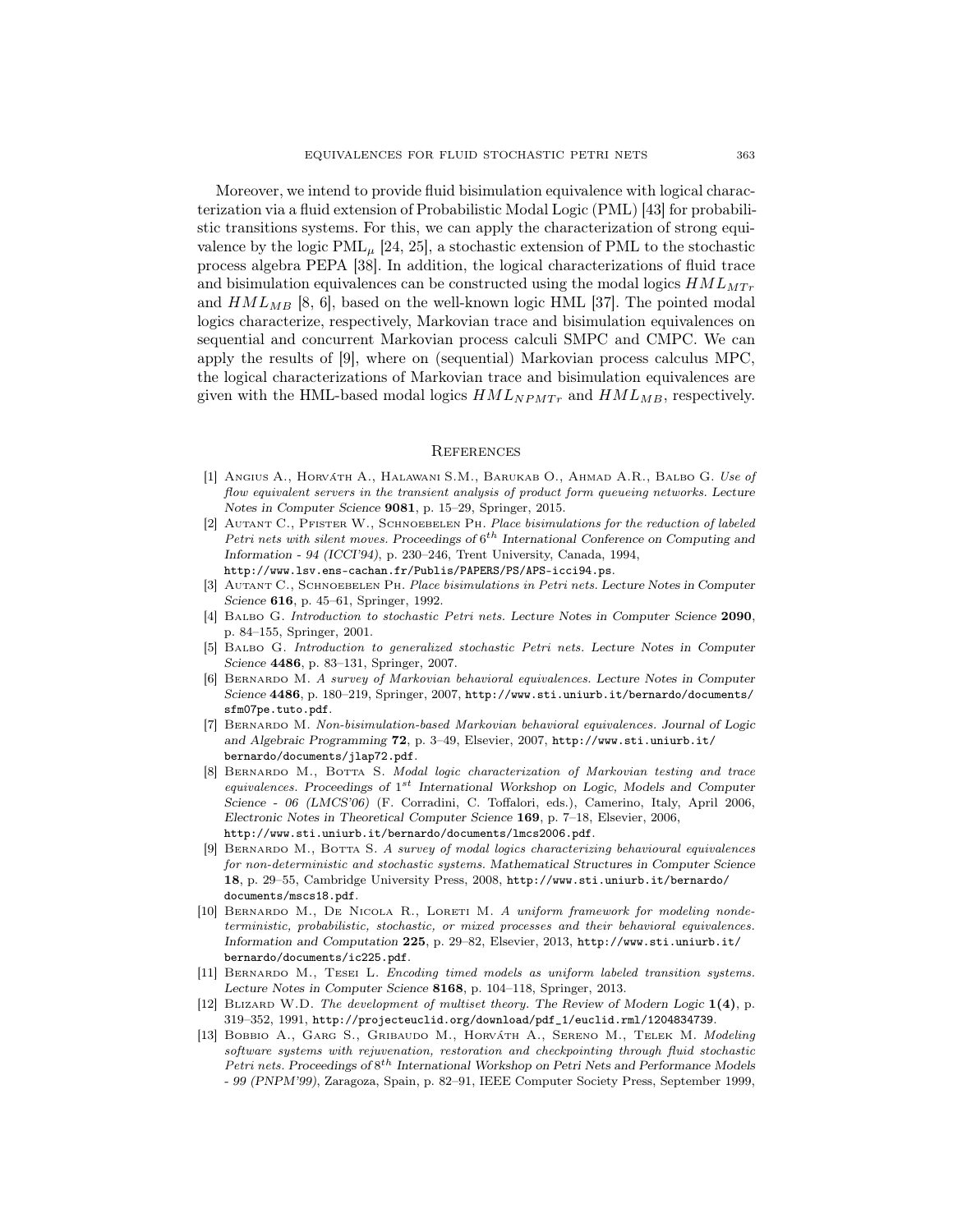Moreover, we intend to provide fluid bisimulation equivalence with logical characterization via a fluid extension of Probabilistic Modal Logic (PML) [43] for probabilistic transitions systems. For this, we can apply the characterization of strong equivalence by the logic $\mathrm{PML}_{\mu}$ [24, 25], a stochastic extension of PML to the stochastic process algebra PEPA [38]. In addition, the logical characterizations of fluid trace and bisimulation equivalences can be constructed using the modal logics $HML_{MTr}$ and $HML_{MB}$ [8, 6], based on the well-known logic HML [37]. The pointed modal logics characterize, respectively, Markovian trace and bisimulation equivalences on sequential and concurrent Markovian process calculi SMPC and CMPC. We can apply the results of [9], where on (sequential) Markovian process calculus MPC, the logical characterizations of Markovian trace and bisimulation equivalences are given with the HML-based modal logics $HML_{NPMTr}$ and $HML_{MB}$, respectively.

## References

[1] Angius A., Horváth A., Halawani S.M., Barukab O., Ahmad A.R., Balbo G. *Use of flow equivalent servers in the transient analysis of product form queueing networks.* Lecture Notes in Computer Science **9081**, p. 15–29, Springer, 2015.

[2] Autant C., Pfister W., Schnoebelen Ph. *Place bisimulations for the reduction of labeled Petri nets with silent moves.* Proceedings of $6^{th}$ International Conference on Computing and Information - 94 (ICCI'94), p. 230–246, Trent University, Canada, 1994, http://www.lsv.ens-cachan.fr/Publis/PAPERS/PS/APS-icci94.ps.

[3] Autant C., Schnoebelen Ph. *Place bisimulations in Petri nets.* Lecture Notes in Computer Science **616**, p. 45–61, Springer, 1992.

[4] Balbo G. *Introduction to stochastic Petri nets.* Lecture Notes in Computer Science **2090**, p. 84–155, Springer, 2001.

[5] Balbo G. *Introduction to generalized stochastic Petri nets.* Lecture Notes in Computer Science **4486**, p. 83–131, Springer, 2007.

[6] Bernardo M. *A survey of Markovian behavioral equivalences.* Lecture Notes in Computer Science **4486**, p. 180–219, Springer, 2007, http://www.sti.uniurb.it/bernardo/documents/sfm07pe.tuto.pdf.

[7] Bernardo M. *Non-bisimulation-based Markovian behavioral equivalences.* Journal of Logic and Algebraic Programming **72**, p. 3–49, Elsevier, 2007, http://www.sti.uniurb.it/bernardo/documents/jlap72.pdf.

[8] Bernardo M., Botta S. *Modal logic characterization of Markovian testing and trace equivalences.* Proceedings of $1^{st}$ International Workshop on Logic, Models and Computer Science - 06 (LMCS'06) (F. Corradini, C. Toffalori, eds.), Camerino, Italy, April 2006, Electronic Notes in Theoretical Computer Science **169**, p. 7–18, Elsevier, 2006, http://www.sti.uniurb.it/bernardo/documents/lmcs2006.pdf.

[9] Bernardo M., Botta S. *A survey of modal logics characterizing behavioural equivalences for non-deterministic and stochastic systems.* Mathematical Structures in Computer Science **18**, p. 29–55, Cambridge University Press, 2008, http://www.sti.uniurb.it/bernardo/documents/mscs18.pdf.

[10] Bernardo M., De Nicola R., Loreti M. *A uniform framework for modeling nondeterministic, probabilistic, stochastic, or mixed processes and their behavioral equivalences.* Information and Computation **225**, p. 29–82, Elsevier, 2013, http://www.sti.uniurb.it/bernardo/documents/ic225.pdf.

[11] Bernardo M., Tesei L. *Encoding timed models as uniform labeled transition systems.* Lecture Notes in Computer Science **8168**, p. 104–118, Springer, 2013.

[12] Blizard W.D. *The development of multiset theory.* The Review of Modern Logic **1(4)**, p. 319–352, 1991, http://projecteuclid.org/download/pdf_1/euclid.rml/1204834739.

[13] Bobbio A., Garg S., Gribaudo M., Horváth A., Sereno M., Telek M. *Modeling software systems with rejuvenation, restoration and checkpointing through fluid stochastic Petri nets.* Proceedings of $8^{th}$ International Workshop on Petri Nets and Performance Models - 99 (PNPM'99), Zaragoza, Spain, p. 82–91, IEEE Computer Society Press, September 1999,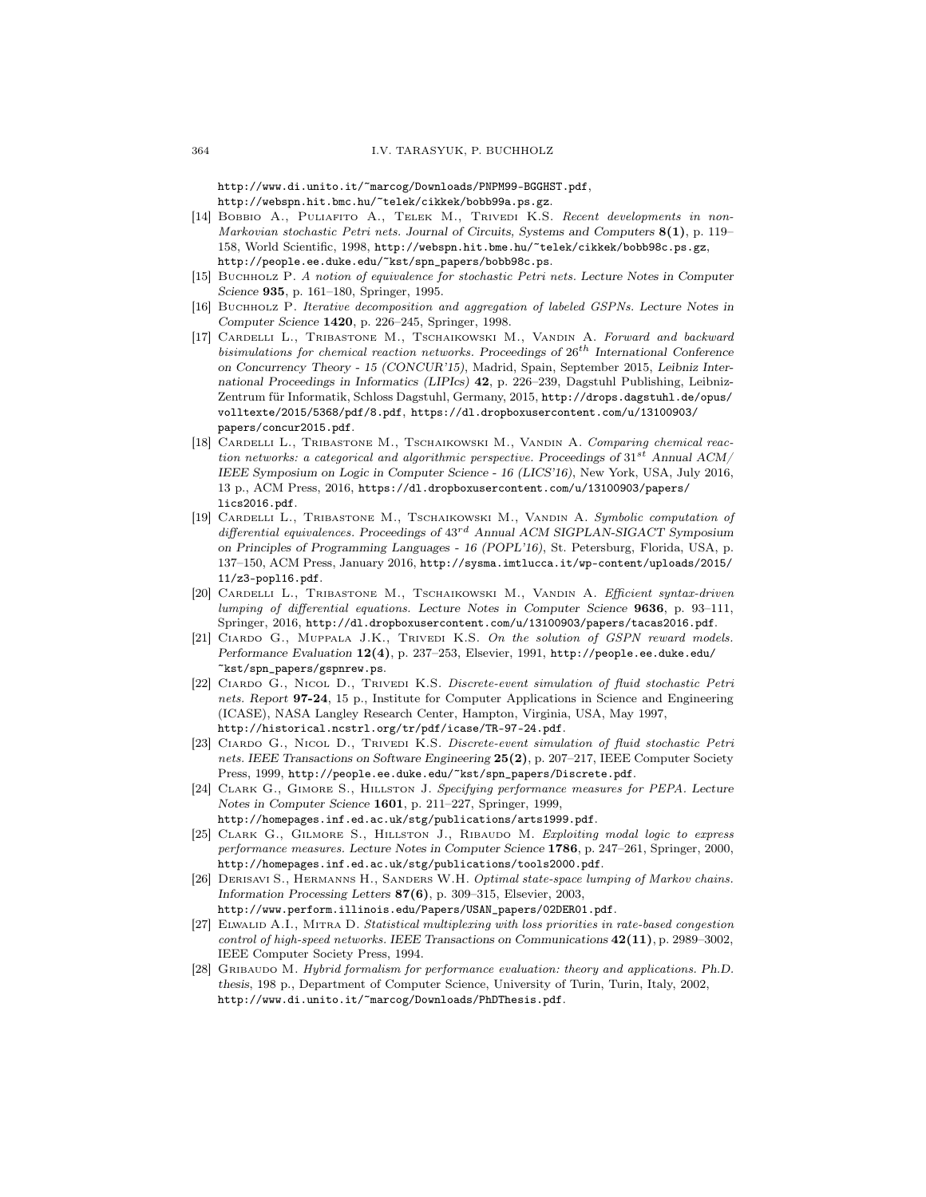http://www.di.unito.it/~marcog/Downloads/PNPM99-BGGHST.pdf, http://webspn.hit.bmc.hu/~telek/cikkek/bobb99a.ps.gz.

[14] Bobbio A., Puliafito A., Telek M., Trivedi K.S. *Recent developments in non-Markovian stochastic Petri nets.* Journal of Circuits, Systems and Computers **8(1)**, p. 119–158, World Scientific, 1998, http://webspn.hit.bme.hu/~telek/cikkek/bobb98c.ps.gz, http://people.ee.duke.edu/~kst/spn_papers/bobb98c.ps.

[15] Buchholz P. *A notion of equivalence for stochastic Petri nets.* Lecture Notes in Computer Science **935**, p. 161–180, Springer, 1995.

[16] Buchholz P. *Iterative decomposition and aggregation of labeled GSPNs.* Lecture Notes in Computer Science **1420**, p. 226–245, Springer, 1998.

[17] Cardelli L., Tribastone M., Tschaikowski M., Vandin A. *Forward and backward bisimulations for chemical reaction networks.* Proceedings of $26^{th}$ International Conference on Concurrency Theory - 15 (CONCUR'15), Madrid, Spain, September 2015, Leibniz International Proceedings in Informatics (LIPIcs) **42**, p. 226–239, Dagstuhl Publishing, Leibniz-Zentrum für Informatik, Schloss Dagstuhl, Germany, 2015, http://drops.dagstuhl.de/opus/volltexte/2015/5368/pdf/8.pdf, https://dl.dropboxusercontent.com/u/13100903/papers/concur2015.pdf.

[18] Cardelli L., Tribastone M., Tschaikowski M., Vandin A. *Comparing chemical reaction networks: a categorical and algorithmic perspective.* Proceedings of $31^{st}$ Annual ACM/IEEE Symposium on Logic in Computer Science - 16 (LICS'16), New York, USA, July 2016, 13 p., ACM Press, 2016, https://dl.dropboxusercontent.com/u/13100903/papers/lics2016.pdf.

[19] Cardelli L., Tribastone M., Tschaikowski M., Vandin A. *Symbolic computation of differential equivalences.* Proceedings of $43^{rd}$ Annual ACM SIGPLAN-SIGACT Symposium on Principles of Programming Languages - 16 (POPL'16), St. Petersburg, Florida, USA, p. 137–150, ACM Press, January 2016, http://sysma.imtlucca.it/wp-content/uploads/2015/11/z3-popl16.pdf.

[20] Cardelli L., Tribastone M., Tschaikowski M., Vandin A. *Efficient syntax-driven lumping of differential equations.* Lecture Notes in Computer Science **9636**, p. 93–111, Springer, 2016, http://dl.dropboxusercontent.com/u/13100903/papers/tacas2016.pdf.

[21] Ciardo G., Muppala J.K., Trivedi K.S. *On the solution of GSPN reward models.* Performance Evaluation **12(4)**, p. 237–253, Elsevier, 1991, http://people.ee.duke.edu/~kst/spn_papers/gspnrew.ps.

[22] Ciardo G., Nicol D., Trivedi K.S. *Discrete-event simulation of fluid stochastic Petri nets.* Report **97-24**, 15 p., Institute for Computer Applications in Science and Engineering (ICASE), NASA Langley Research Center, Hampton, Virginia, USA, May 1997, http://historical.ncstrl.org/tr/pdf/icase/TR-97-24.pdf.

[23] Ciardo G., Nicol D., Trivedi K.S. *Discrete-event simulation of fluid stochastic Petri nets.* IEEE Transactions on Software Engineering **25(2)**, p. 207–217, IEEE Computer Society Press, 1999, http://people.ee.duke.edu/~kst/spn_papers/Discrete.pdf.

[24] Clark G., Gimore S., Hillston J. *Specifying performance measures for PEPA.* Lecture Notes in Computer Science **1601**, p. 211–227, Springer, 1999, http://homepages.inf.ed.ac.uk/stg/publications/arts1999.pdf.

[25] Clark G., Gilmore S., Hillston J., Ribaudo M. *Exploiting modal logic to express performance measures.* Lecture Notes in Computer Science **1786**, p. 247–261, Springer, 2000, http://homepages.inf.ed.ac.uk/stg/publications/tools2000.pdf.

[26] Derisavi S., Hermanns H., Sanders W.H. *Optimal state-space lumping of Markov chains.* Information Processing Letters **87(6)**, p. 309–315, Elsevier, 2003, http://www.perform.illinois.edu/Papers/USAN_papers/02DER01.pdf.

[27] Elwalid A.I., Mitra D. *Statistical multiplexing with loss priorities in rate-based congestion control of high-speed networks.* IEEE Transactions on Communications **42(11)**, p. 2989–3002, IEEE Computer Society Press, 1994.

[28] Gribaudo M. *Hybrid formalism for performance evaluation: theory and applications.* Ph.D. thesis, 198 p., Department of Computer Science, University of Turin, Turin, Italy, 2002, http://www.di.unito.it/~marcog/Downloads/PhDThesis.pdf.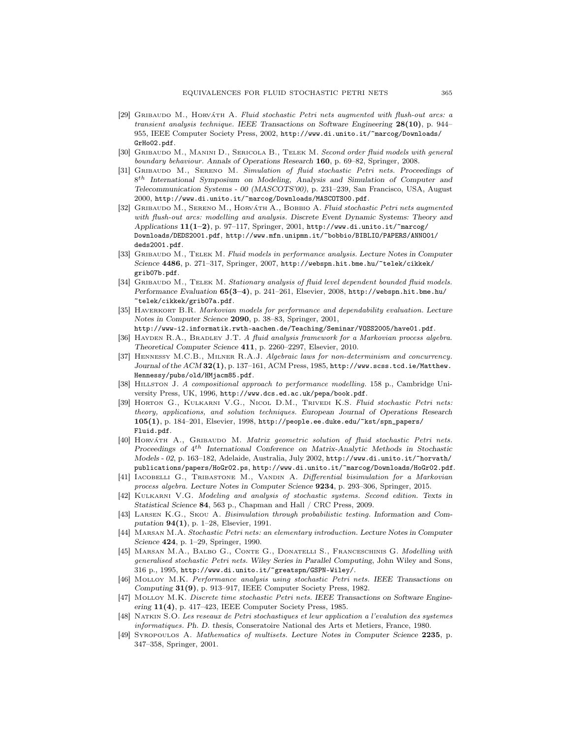[29] Gribaudo M., Horváth A. *Fluid stochastic Petri nets augmented with flush-out arcs: a transient analysis technique.* IEEE Transactions on Software Engineering **28(10)**, p. 944–955, IEEE Computer Society Press, 2002, http://www.di.unito.it/~marcog/Downloads/GrHo02.pdf.

[30] Gribaudo M., Manini D., Sericola B., Telek M. *Second order fluid models with general boundary behaviour.* Annals of Operations Research **160**, p. 69–82, Springer, 2008.

[31] Gribaudo M., Sereno M. *Simulation of fluid stochastic Petri nets.* Proceedings of $8^{th}$ International Symposium on Modeling, Analysis and Simulation of Computer and Telecommunication Systems - 00 (MASCOTS'00), p. 231–239, San Francisco, USA, August 2000, http://www.di.unito.it/~marcog/Downloads/MASCOTS00.pdf.

[32] Gribaudo M., Sereno M., Horváth A., Bobbio A. *Fluid stochastic Petri nets augmented with flush-out arcs: modelling and analysis.* Discrete Event Dynamic Systems: Theory and Applications **11(1–2)**, p. 97–117, Springer, 2001, http://www.di.unito.it/~marcog/Downloads/DEDS2001.pdf, http://www.mfn.unipmn.it/~bobbio/BIBLIO/PAPERS/ANNO01/deds2001.pdf.

[33] Gribaudo M., Telek M. *Fluid models in performance analysis.* Lecture Notes in Computer Science **4486**, p. 271–317, Springer, 2007, http://webspn.hit.bme.hu/~telek/cikkek/grib07b.pdf.

[34] Gribaudo M., Telek M. *Stationary analysis of fluid level dependent bounded fluid models.* Performance Evaluation **65(3–4)**, p. 241–261, Elsevier, 2008, http://webspn.hit.bme.hu/~telek/cikkek/grib07a.pdf.

[35] Haverkort B.R. *Markovian models for performance and dependability evaluation.* Lecture Notes in Computer Science **2090**, p. 38–83, Springer, 2001, http://www-i2.informatik.rwth-aachen.de/Teaching/Seminar/VOSS2005/have01.pdf.

[36] Hayden R.A., Bradley J.T. *A fluid analysis framework for a Markovian process algebra.* Theoretical Computer Science **411**, p. 2260–2297, Elsevier, 2010.

[37] Hennessy M.C.B., Milner R.A.J. *Algebraic laws for non-determinism and concurrency.* Journal of the ACM **32(1)**, p. 137–161, ACM Press, 1985, http://www.scss.tcd.ie/Matthew.Hennessy/pubs/old/HMjacm85.pdf.

[38] Hillston J. *A compositional approach to performance modelling.* 158 p., Cambridge University Press, UK, 1996, http://www.dcs.ed.ac.uk/pepa/book.pdf.

[39] Horton G., Kulkarni V.G., Nicol D.M., Trivedi K.S. *Fluid stochastic Petri nets: theory, applications, and solution techniques.* European Journal of Operations Research **105(1)**, p. 184–201, Elsevier, 1998, http://people.ee.duke.edu/~kst/spn_papers/Fluid.pdf.

[40] Horváth A., Gribaudo M. *Matrix geometric solution of fluid stochastic Petri nets.* Proceedings of $4^{th}$ International Conference on Matrix-Analytic Methods in Stochastic Models - 02, p. 163–182, Adelaide, Australia, July 2002, http://www.di.unito.it/~horvath/publications/papers/HoGr02.ps, http://www.di.unito.it/~marcog/Downloads/HoGr02.pdf.

[41] Iacobelli G., Tribastone M., Vandin A. *Differential bisimulation for a Markovian process algebra.* Lecture Notes in Computer Science **9234**, p. 293–306, Springer, 2015.

[42] Kulkarni V.G. *Modeling and analysis of stochastic systems. Second edition.* Texts in Statistical Science **84**, 563 p., Chapman and Hall / CRC Press, 2009.

[43] Larsen K.G., Skou A. *Bisimulation through probabilistic testing.* Information and Computation **94(1)**, p. 1–28, Elsevier, 1991.

[44] Marsan M.A. *Stochastic Petri nets: an elementary introduction.* Lecture Notes in Computer Science **424**, p. 1–29, Springer, 1990.

[45] Marsan M.A., Balbo G., Conte G., Donatelli S., Franceschinis G. *Modelling with generalised stochastic Petri nets.* Wiley Series in Parallel Computing, John Wiley and Sons, 316 p., 1995, http://www.di.unito.it/~greatspn/GSPN-Wiley/.

[46] Molloy M.K. *Performance analysis using stochastic Petri nets.* IEEE Transactions on Computing **31(9)**, p. 913–917, IEEE Computer Society Press, 1982.

[47] Molloy M.K. *Discrete time stochastic Petri nets.* IEEE Transactions on Software Engineering **11(4)**, p. 417–423, IEEE Computer Society Press, 1985.

[48] Natkin S.O. *Les reseaux de Petri stochastiques et leur application a l'evalution des systemes informatiques.* Ph. D. thesis, Conseratoire National des Arts et Metiers, France, 1980.

[49] Syropoulos A. *Mathematics of multisets.* Lecture Notes in Computer Science **2235**, p. 347–358, Springer, 2001.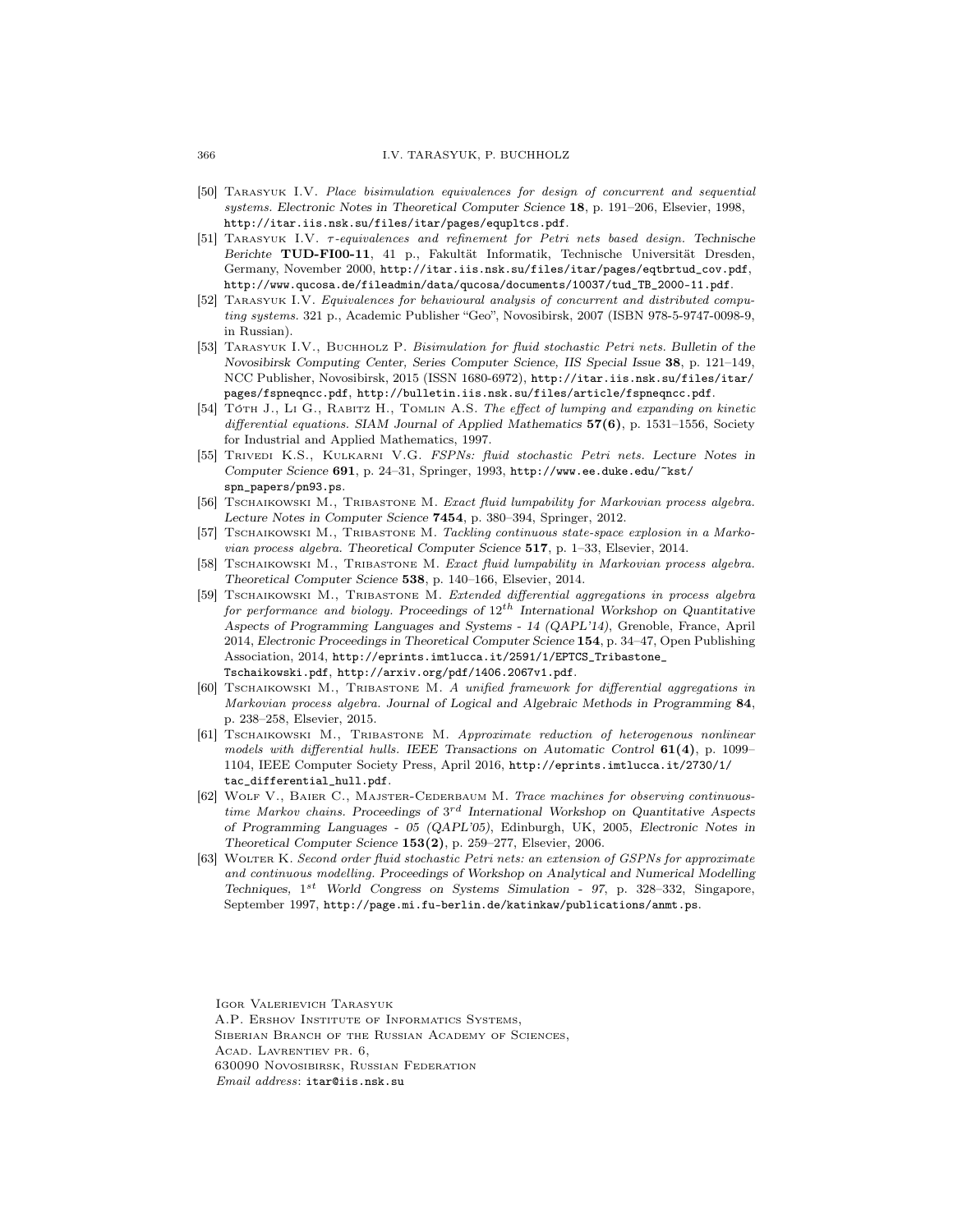[50] Tarasyuk I.V. *Place bisimulation equivalences for design of concurrent and sequential systems.* Electronic Notes in Theoretical Computer Science **18**, p. 191–206, Elsevier, 1998, http://itar.iis.nsk.su/files/itar/pages/equpltcs.pdf.

[51] Tarasyuk I.V. *$\tau$-equivalences and refinement for Petri nets based design.* Technische Berichte **TUD-FI00-11**, 41 p., Fakultät Informatik, Technische Universität Dresden, Germany, November 2000, http://itar.iis.nsk.su/files/itar/pages/eqtbrtud_cov.pdf, http://www.qucosa.de/fileadmin/data/qucosa/documents/10037/tud_TB_2000-11.pdf.

[52] Tarasyuk I.V. *Equivalences for behavioural analysis of concurrent and distributed computing systems.* 321 p., Academic Publisher "Geo", Novosibirsk, 2007 (ISBN 978-5-9747-0098-9, in Russian).

[53] Tarasyuk I.V., Buchholz P. *Bisimulation for fluid stochastic Petri nets.* Bulletin of the Novosibirsk Computing Center, Series Computer Science, IIS Special Issue **38**, p. 121–149, NCC Publisher, Novosibirsk, 2015 (ISSN 1680-6972), http://itar.iis.nsk.su/files/itar/pages/fspneqncc.pdf, http://bulletin.iis.nsk.su/files/article/fspneqncc.pdf.

[54] Tóth J., Li G., Rabitz H., Tomlin A.S. *The effect of lumping and expanding on kinetic differential equations.* SIAM Journal of Applied Mathematics **57(6)**, p. 1531–1556, Society for Industrial and Applied Mathematics, 1997.

[55] Trivedi K.S., Kulkarni V.G. *FSPNs: fluid stochastic Petri nets.* Lecture Notes in Computer Science **691**, p. 24–31, Springer, 1993, http://www.ee.duke.edu/~kst/spn_papers/pn93.ps.

[56] Tschaikowski M., Tribastone M. *Exact fluid lumpability for Markovian process algebra.* Lecture Notes in Computer Science **7454**, p. 380–394, Springer, 2012.

[57] Tschaikowski M., Tribastone M. *Tackling continuous state-space explosion in a Markovian process algebra.* Theoretical Computer Science **517**, p. 1–33, Elsevier, 2014.

[58] Tschaikowski M., Tribastone M. *Exact fluid lumpability in Markovian process algebra.* Theoretical Computer Science **538**, p. 140–166, Elsevier, 2014.

[59] Tschaikowski M., Tribastone M. *Extended differential aggregations in process algebra for performance and biology.* Proceedings of $12^{th}$ International Workshop on Quantitative Aspects of Programming Languages and Systems - 14 (QAPL'14), Grenoble, France, April 2014, Electronic Proceedings in Theoretical Computer Science **154**, p. 34–47, Open Publishing Association, 2014, http://eprints.imtlucca.it/2591/1/EPTCS_Tribastone_Tschaikowski.pdf, http://arxiv.org/pdf/1406.2067v1.pdf.

[60] Tschaikowski M., Tribastone M. *A unified framework for differential aggregations in Markovian process algebra.* Journal of Logical and Algebraic Methods in Programming **84**, p. 238–258, Elsevier, 2015.

[61] Tschaikowski M., Tribastone M. *Approximate reduction of heterogenous nonlinear models with differential hulls.* IEEE Transactions on Automatic Control **61(4)**, p. 1099–1104, IEEE Computer Society Press, April 2016, http://eprints.imtlucca.it/2730/1/tac_differential_hull.pdf.

[62] Wolf V., Baier C., Majster-Cederbaum M. *Trace machines for observing continuous-time Markov chains.* Proceedings of $3^{rd}$ International Workshop on Quantitative Aspects of Programming Languages - 05 (QAPL'05), Edinburgh, UK, 2005, Electronic Notes in Theoretical Computer Science **153(2)**, p. 259–277, Elsevier, 2006.

[63] Wolter K. *Second order fluid stochastic Petri nets: an extension of GSPNs for approximate and continuous modelling.* Proceedings of Workshop on Analytical and Numerical Modelling Techniques, $1^{st}$ World Congress on Systems Simulation - 97, p. 328–332, Singapore, September 1997, http://page.mi.fu-berlin.de/katinkaw/publications/anmt.ps.

Igor Valerievich Tarasyuk
A.P. Ershov Institute of Informatics Systems,
Siberian Branch of the Russian Academy of Sciences,
Acad. Lavrentiev pr. 6,
630090 Novosibirsk, Russian Federation
*Email address*: itar@iis.nsk.su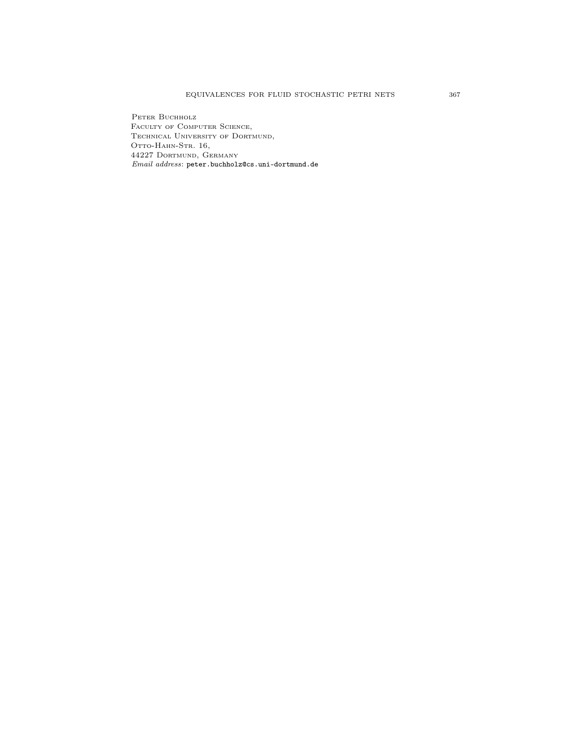Peter Buchholz
Faculty of Computer Science,
Technical University of Dortmund,
Otto-Hahn-Str. 16,
44227 Dortmund, Germany
*Email address*: peter.buchholz@cs.uni-dortmund.de